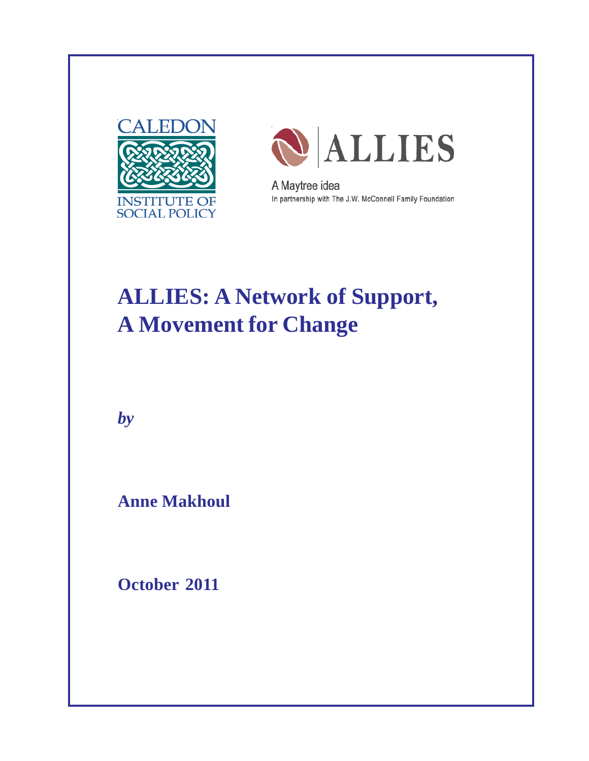CALEDON

INSTITUTE OF SOCIAL POLICY

ALLIES

A Maytree idea

In partnership with The J.W. McConnell Family Foundation

# ALLIES: A Network of Support, A Movement for Change

***by***

**Anne Makhoul**

**October 2011**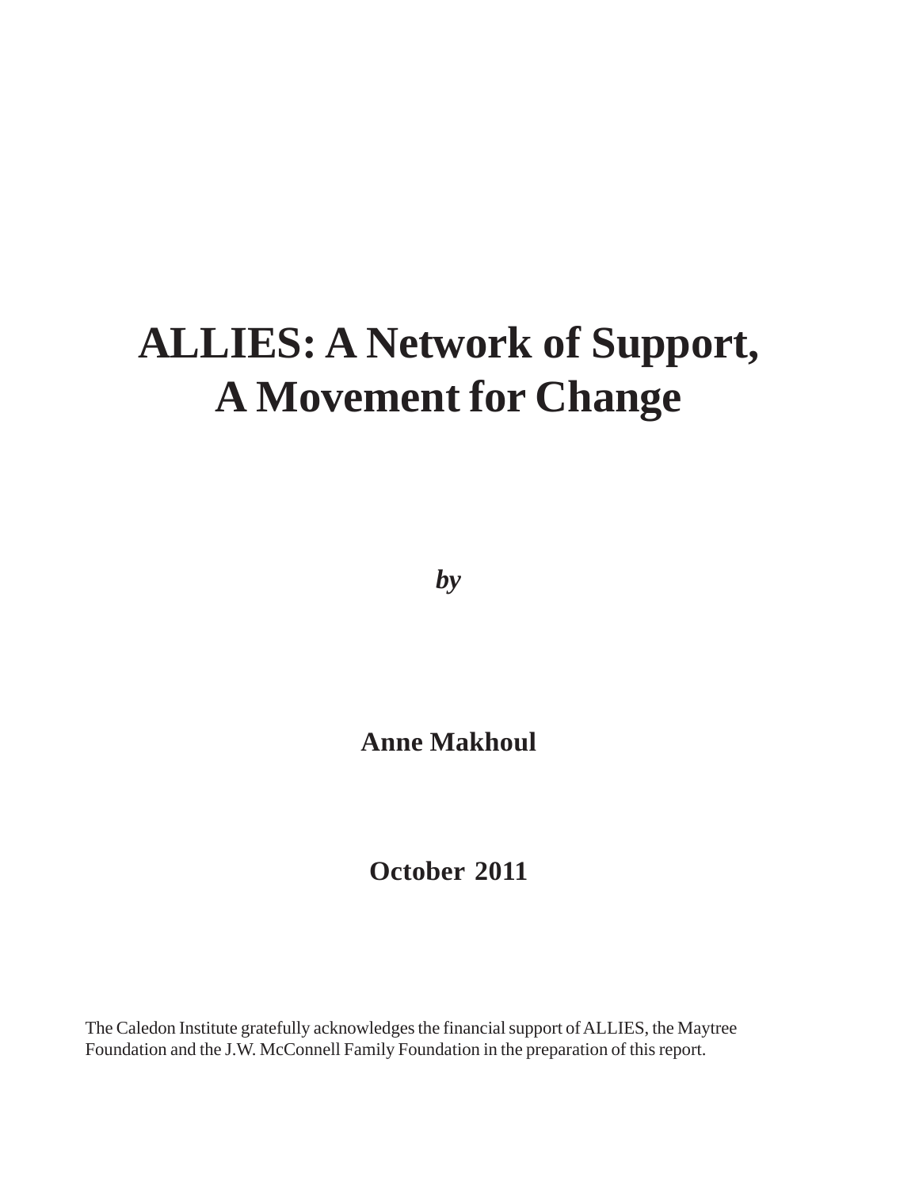# ALLIES: A Network of Support, A Movement for Change

*by*

**Anne Makhoul**

**October 2011**

The Caledon Institute gratefully acknowledges the financial support of ALLIES, the Maytree Foundation and the J.W. McConnell Family Foundation in the preparation of this report.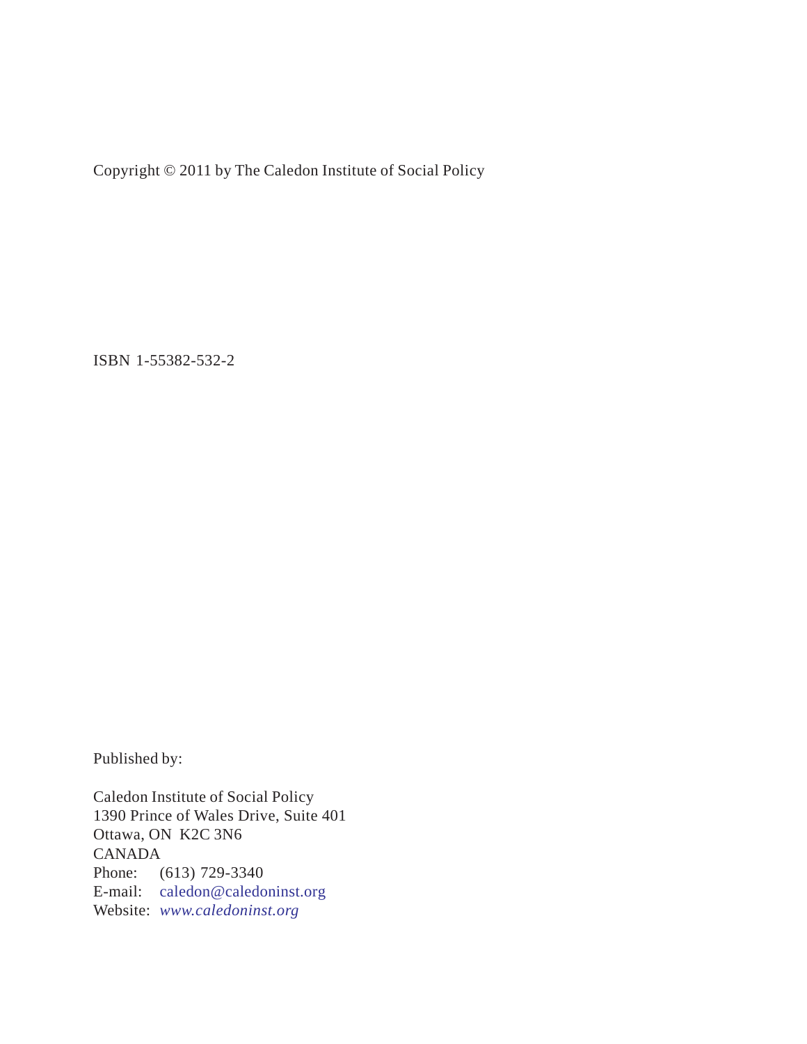Copyright © 2011 by The Caledon Institute of Social Policy

ISBN 1-55382-532-2

Published by:

Caledon Institute of Social Policy
1390 Prince of Wales Drive, Suite 401
Ottawa, ON K2C 3N6
CANADA
Phone: (613) 729-3340
E-mail: caledon@caledoninst.org
Website: *www.caledoninst.org*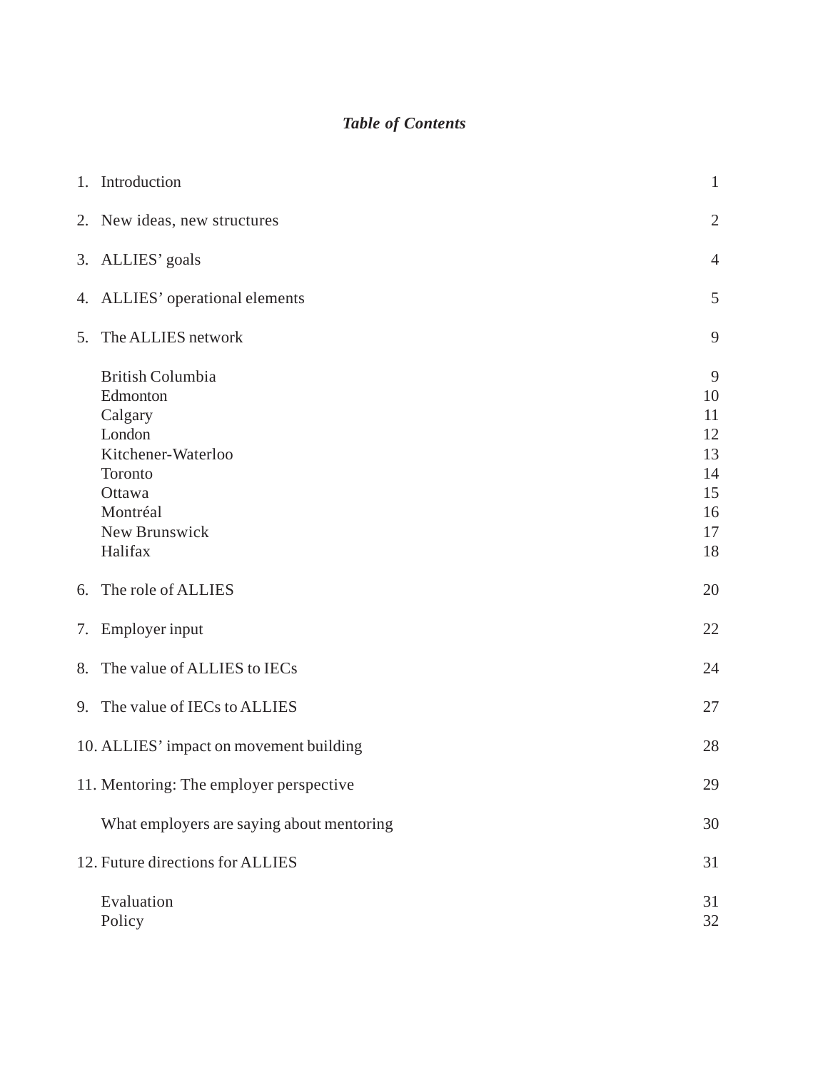# *Table of Contents*

| | |
|---|---|
| 1. Introduction | 1 |
| 2. New ideas, new structures | 2 |
| 3. ALLIES' goals | 4 |
| 4. ALLIES' operational elements | 5 |
| 5. The ALLIES network | 9 |
| British Columbia | 9 |
| Edmonton | 10 |
| Calgary | 11 |
| London | 12 |
| Kitchener-Waterloo | 13 |
| Toronto | 14 |
| Ottawa | 15 |
| Montréal | 16 |
| New Brunswick | 17 |
| Halifax | 18 |
| 6. The role of ALLIES | 20 |
| 7. Employer input | 22 |
| 8. The value of ALLIES to IECs | 24 |
| 9. The value of IECs to ALLIES | 27 |
| 10. ALLIES' impact on movement building | 28 |
| 11. Mentoring: The employer perspective | 29 |
| What employers are saying about mentoring | 30 |
| 12. Future directions for ALLIES | 31 |
| Evaluation | 31 |
| Policy | 32 |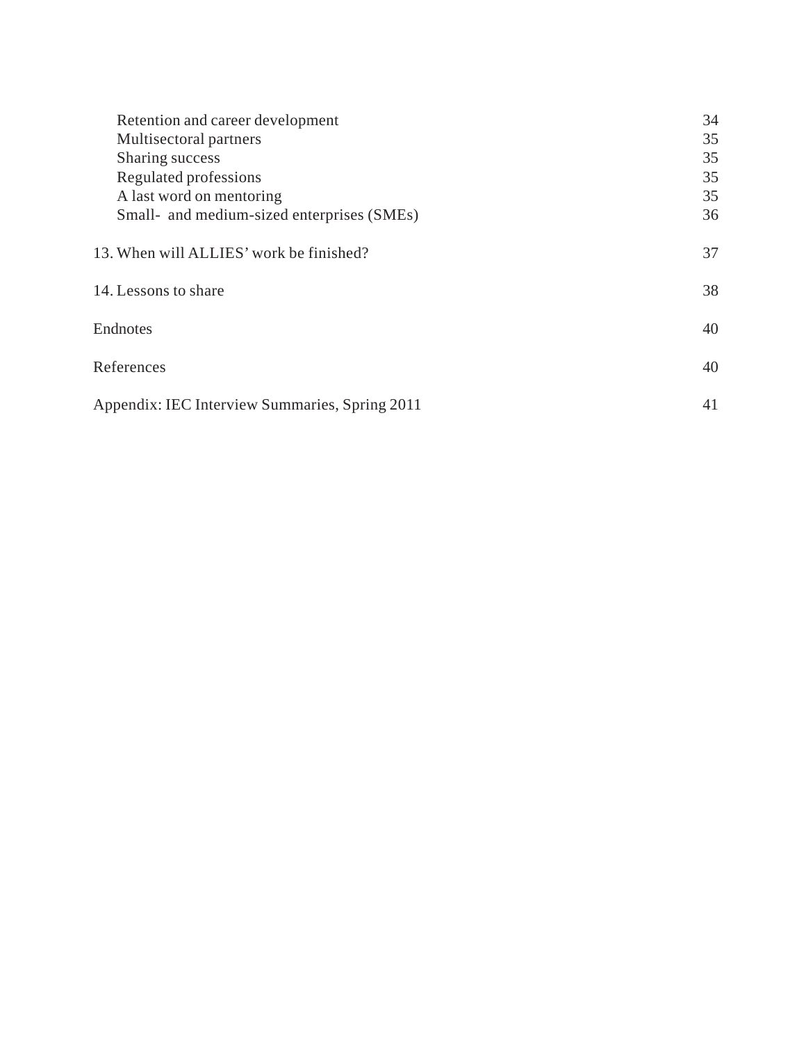| | |
|---|---|
| Retention and career development | 34 |
| Multisectoral partners | 35 |
| Sharing success | 35 |
| Regulated professions | 35 |
| A last word on mentoring | 35 |
| Small- and medium-sized enterprises (SMEs) | 36 |
| 13. When will ALLIES' work be finished? | 37 |
| 14. Lessons to share | 38 |
| Endnotes | 40 |
| References | 40 |
| Appendix: IEC Interview Summaries, Spring 2011 | 41 |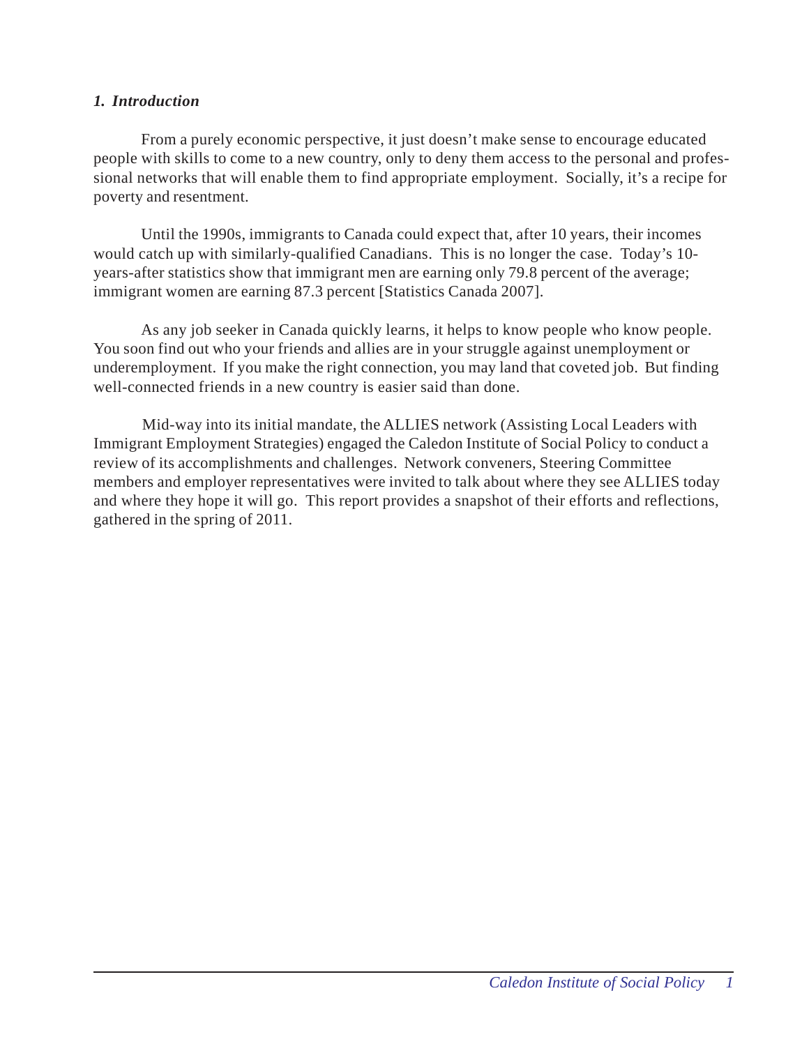### *1. Introduction*

From a purely economic perspective, it just doesn't make sense to encourage educated people with skills to come to a new country, only to deny them access to the personal and professional networks that will enable them to find appropriate employment. Socially, it's a recipe for poverty and resentment.

Until the 1990s, immigrants to Canada could expect that, after 10 years, their incomes would catch up with similarly-qualified Canadians. This is no longer the case. Today's 10-years-after statistics show that immigrant men are earning only 79.8 percent of the average; immigrant women are earning 87.3 percent [Statistics Canada 2007].

As any job seeker in Canada quickly learns, it helps to know people who know people. You soon find out who your friends and allies are in your struggle against unemployment or underemployment. If you make the right connection, you may land that coveted job. But finding well-connected friends in a new country is easier said than done.

Mid-way into its initial mandate, the ALLIES network (Assisting Local Leaders with Immigrant Employment Strategies) engaged the Caledon Institute of Social Policy to conduct a review of its accomplishments and challenges. Network conveners, Steering Committee members and employer representatives were invited to talk about where they see ALLIES today and where they hope it will go. This report provides a snapshot of their efforts and reflections, gathered in the spring of 2011.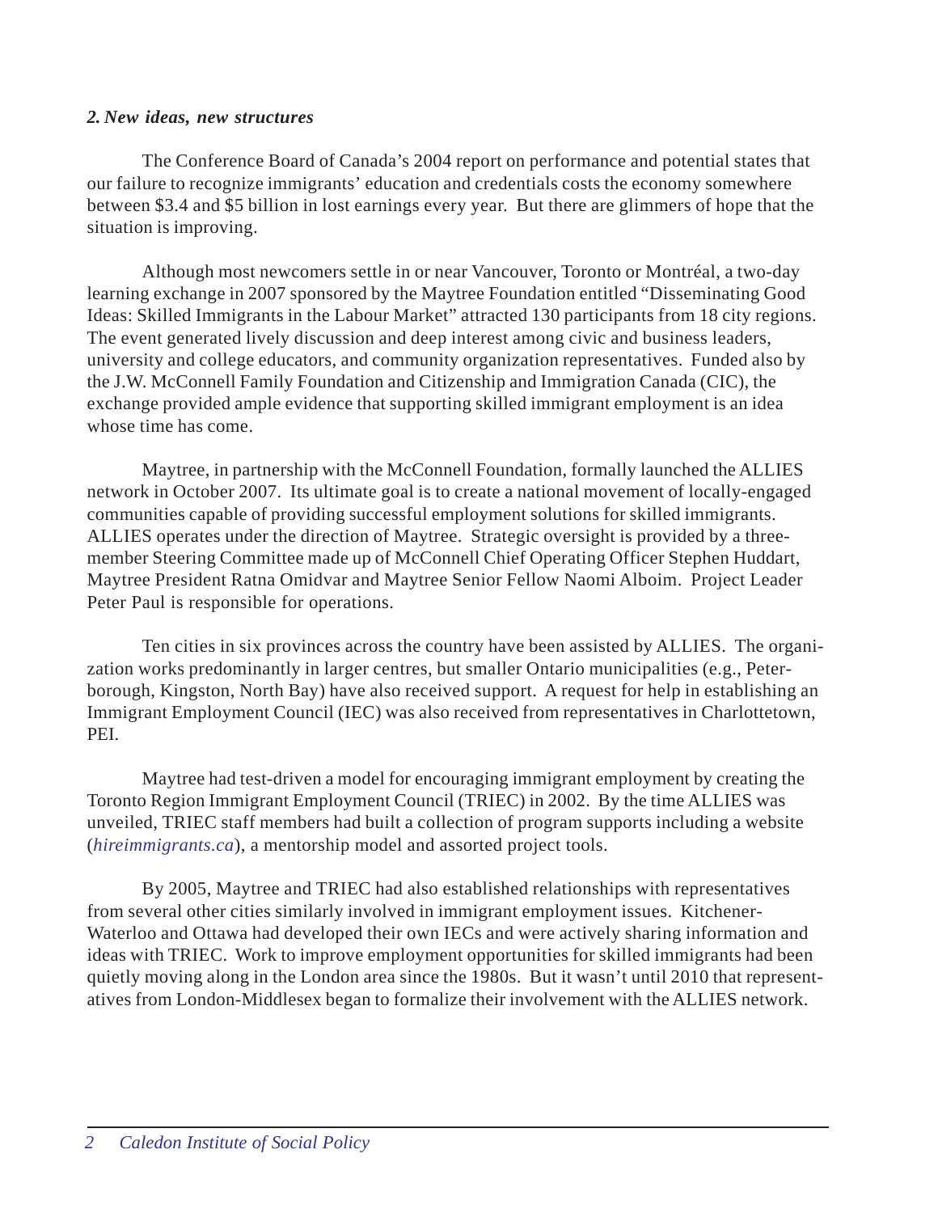### *2. New ideas, new structures*

The Conference Board of Canada's 2004 report on performance and potential states that our failure to recognize immigrants' education and credentials costs the economy somewhere between $3.4 and $5 billion in lost earnings every year. But there are glimmers of hope that the situation is improving.

Although most newcomers settle in or near Vancouver, Toronto or Montréal, a two-day learning exchange in 2007 sponsored by the Maytree Foundation entitled "Disseminating Good Ideas: Skilled Immigrants in the Labour Market" attracted 130 participants from 18 city regions. The event generated lively discussion and deep interest among civic and business leaders, university and college educators, and community organization representatives. Funded also by the J.W. McConnell Family Foundation and Citizenship and Immigration Canada (CIC), the exchange provided ample evidence that supporting skilled immigrant employment is an idea whose time has come.

Maytree, in partnership with the McConnell Foundation, formally launched the ALLIES network in October 2007. Its ultimate goal is to create a national movement of locally-engaged communities capable of providing successful employment solutions for skilled immigrants. ALLIES operates under the direction of Maytree. Strategic oversight is provided by a three-member Steering Committee made up of McConnell Chief Operating Officer Stephen Huddart, Maytree President Ratna Omidvar and Maytree Senior Fellow Naomi Alboim. Project Leader Peter Paul is responsible for operations.

Ten cities in six provinces across the country have been assisted by ALLIES. The organization works predominantly in larger centres, but smaller Ontario municipalities (e.g., Peterborough, Kingston, North Bay) have also received support. A request for help in establishing an Immigrant Employment Council (IEC) was also received from representatives in Charlottetown, PEI.

Maytree had test-driven a model for encouraging immigrant employment by creating the Toronto Region Immigrant Employment Council (TRIEC) in 2002. By the time ALLIES was unveiled, TRIEC staff members had built a collection of program supports including a website (*hireimmigrants.ca*), a mentorship model and assorted project tools.

By 2005, Maytree and TRIEC had also established relationships with representatives from several other cities similarly involved in immigrant employment issues. Kitchener-Waterloo and Ottawa had developed their own IECs and were actively sharing information and ideas with TRIEC. Work to improve employment opportunities for skilled immigrants had been quietly moving along in the London area since the 1980s. But it wasn't until 2010 that representatives from London-Middlesex began to formalize their involvement with the ALLIES network.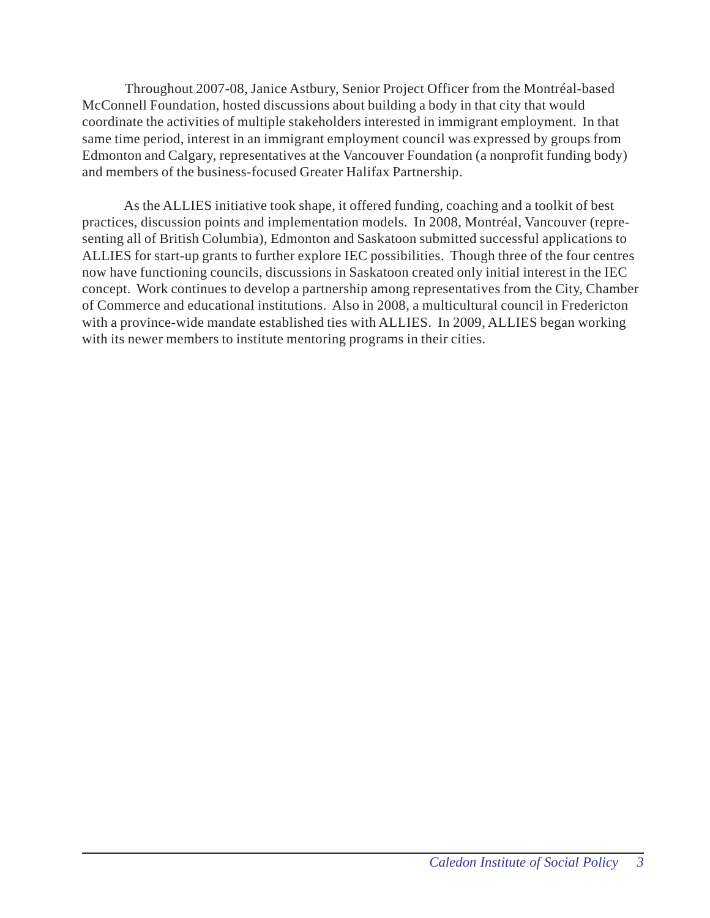Throughout 2007-08, Janice Astbury, Senior Project Officer from the Montréal-based McConnell Foundation, hosted discussions about building a body in that city that would coordinate the activities of multiple stakeholders interested in immigrant employment. In that same time period, interest in an immigrant employment council was expressed by groups from Edmonton and Calgary, representatives at the Vancouver Foundation (a nonprofit funding body) and members of the business-focused Greater Halifax Partnership.

As the ALLIES initiative took shape, it offered funding, coaching and a toolkit of best practices, discussion points and implementation models. In 2008, Montréal, Vancouver (representing all of British Columbia), Edmonton and Saskatoon submitted successful applications to ALLIES for start-up grants to further explore IEC possibilities. Though three of the four centres now have functioning councils, discussions in Saskatoon created only initial interest in the IEC concept. Work continues to develop a partnership among representatives from the City, Chamber of Commerce and educational institutions. Also in 2008, a multicultural council in Fredericton with a province-wide mandate established ties with ALLIES. In 2009, ALLIES began working with its newer members to institute mentoring programs in their cities.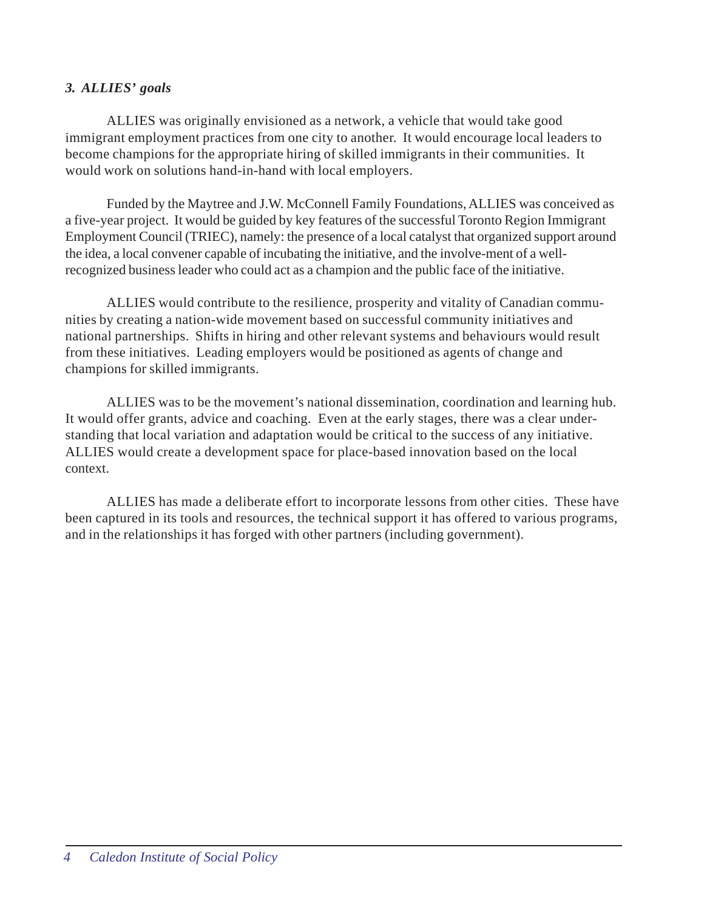### *3. ALLIES' goals*

ALLIES was originally envisioned as a network, a vehicle that would take good immigrant employment practices from one city to another. It would encourage local leaders to become champions for the appropriate hiring of skilled immigrants in their communities. It would work on solutions hand-in-hand with local employers.

Funded by the Maytree and J.W. McConnell Family Foundations, ALLIES was conceived as a five-year project. It would be guided by key features of the successful Toronto Region Immigrant Employment Council (TRIEC), namely: the presence of a local catalyst that organized support around the idea, a local convener capable of incubating the initiative, and the involve-ment of a well-recognized business leader who could act as a champion and the public face of the initiative.

ALLIES would contribute to the resilience, prosperity and vitality of Canadian communities by creating a nation-wide movement based on successful community initiatives and national partnerships. Shifts in hiring and other relevant systems and behaviours would result from these initiatives. Leading employers would be positioned as agents of change and champions for skilled immigrants.

ALLIES was to be the movement's national dissemination, coordination and learning hub. It would offer grants, advice and coaching. Even at the early stages, there was a clear understanding that local variation and adaptation would be critical to the success of any initiative. ALLIES would create a development space for place-based innovation based on the local context.

ALLIES has made a deliberate effort to incorporate lessons from other cities. These have been captured in its tools and resources, the technical support it has offered to various programs, and in the relationships it has forged with other partners (including government).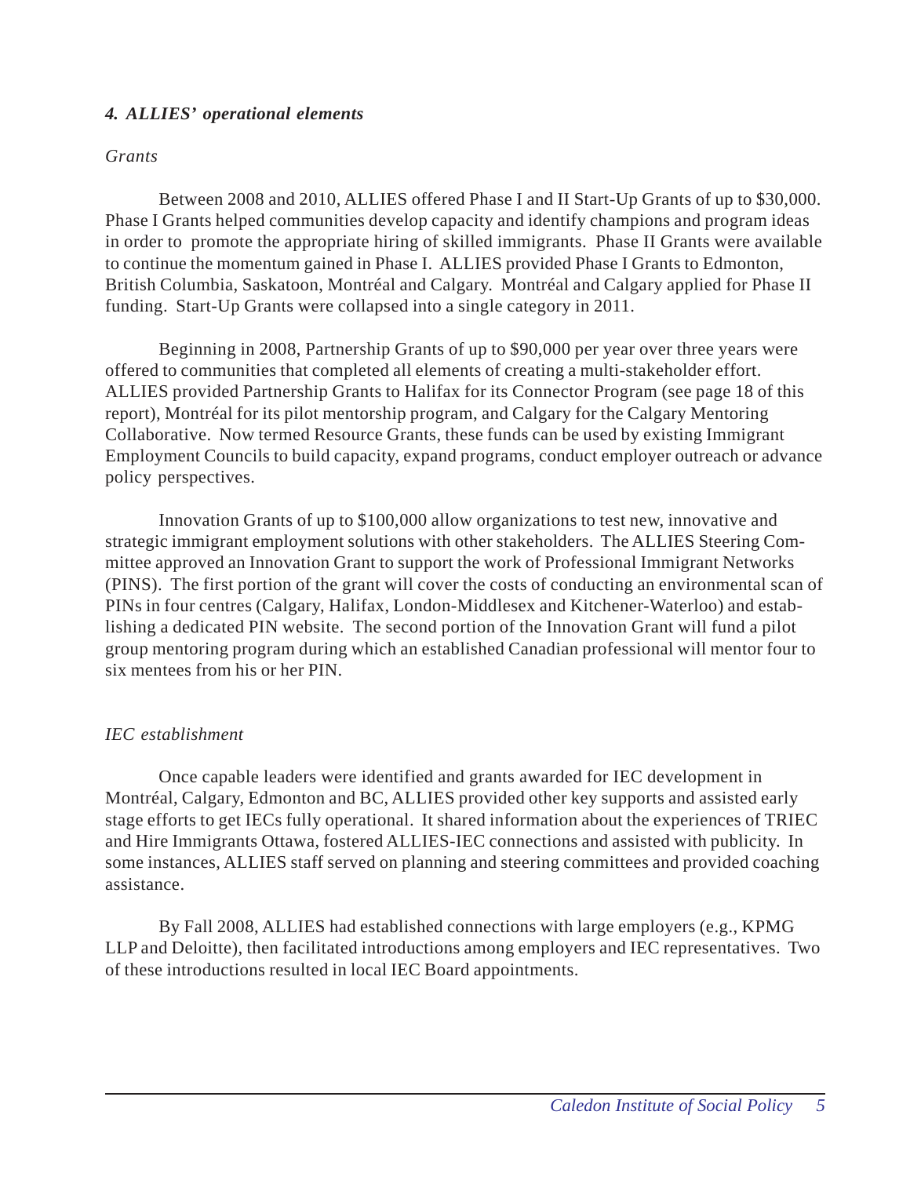### *4. ALLIES' operational elements*

*Grants*

Between 2008 and 2010, ALLIES offered Phase I and II Start-Up Grants of up to $30,000. Phase I Grants helped communities develop capacity and identify champions and program ideas in order to promote the appropriate hiring of skilled immigrants. Phase II Grants were available to continue the momentum gained in Phase I. ALLIES provided Phase I Grants to Edmonton, British Columbia, Saskatoon, Montréal and Calgary. Montréal and Calgary applied for Phase II funding. Start-Up Grants were collapsed into a single category in 2011.

Beginning in 2008, Partnership Grants of up to $90,000 per year over three years were offered to communities that completed all elements of creating a multi-stakeholder effort. ALLIES provided Partnership Grants to Halifax for its Connector Program (see page 18 of this report), Montréal for its pilot mentorship program, and Calgary for the Calgary Mentoring Collaborative. Now termed Resource Grants, these funds can be used by existing Immigrant Employment Councils to build capacity, expand programs, conduct employer outreach or advance policy perspectives.

Innovation Grants of up to $100,000 allow organizations to test new, innovative and strategic immigrant employment solutions with other stakeholders. The ALLIES Steering Committee approved an Innovation Grant to support the work of Professional Immigrant Networks (PINS). The first portion of the grant will cover the costs of conducting an environmental scan of PINs in four centres (Calgary, Halifax, London-Middlesex and Kitchener-Waterloo) and establishing a dedicated PIN website. The second portion of the Innovation Grant will fund a pilot group mentoring program during which an established Canadian professional will mentor four to six mentees from his or her PIN.

*IEC establishment*

Once capable leaders were identified and grants awarded for IEC development in Montréal, Calgary, Edmonton and BC, ALLIES provided other key supports and assisted early stage efforts to get IECs fully operational. It shared information about the experiences of TRIEC and Hire Immigrants Ottawa, fostered ALLIES-IEC connections and assisted with publicity. In some instances, ALLIES staff served on planning and steering committees and provided coaching assistance.

By Fall 2008, ALLIES had established connections with large employers (e.g., KPMG LLP and Deloitte), then facilitated introductions among employers and IEC representatives. Two of these introductions resulted in local IEC Board appointments.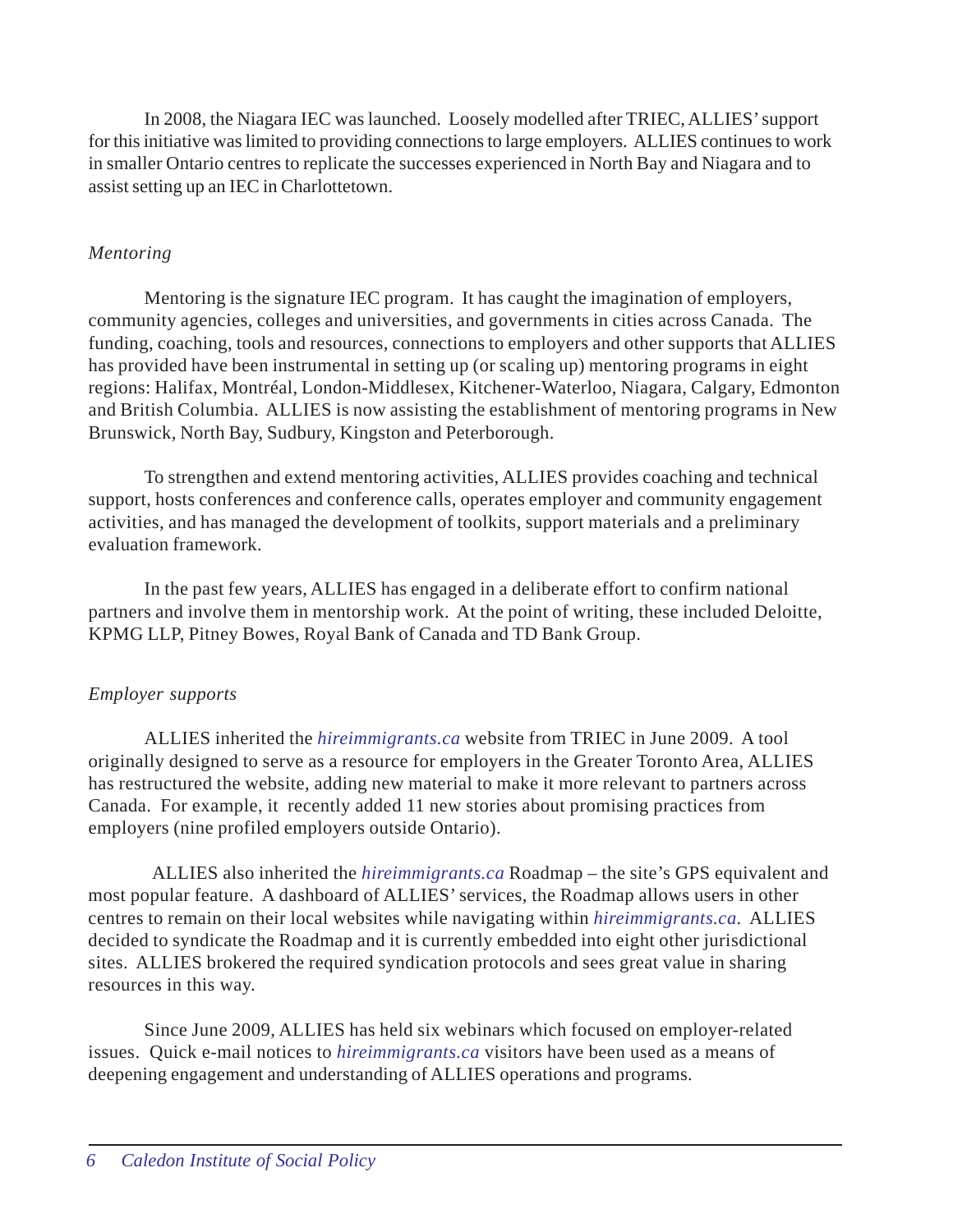In 2008, the Niagara IEC was launched. Loosely modelled after TRIEC, ALLIES' support for this initiative was limited to providing connections to large employers. ALLIES continues to work in smaller Ontario centres to replicate the successes experienced in North Bay and Niagara and to assist setting up an IEC in Charlottetown.

*Mentoring*

Mentoring is the signature IEC program. It has caught the imagination of employers, community agencies, colleges and universities, and governments in cities across Canada. The funding, coaching, tools and resources, connections to employers and other supports that ALLIES has provided have been instrumental in setting up (or scaling up) mentoring programs in eight regions: Halifax, Montréal, London-Middlesex, Kitchener-Waterloo, Niagara, Calgary, Edmonton and British Columbia. ALLIES is now assisting the establishment of mentoring programs in New Brunswick, North Bay, Sudbury, Kingston and Peterborough.

To strengthen and extend mentoring activities, ALLIES provides coaching and technical support, hosts conferences and conference calls, operates employer and community engagement activities, and has managed the development of toolkits, support materials and a preliminary evaluation framework.

In the past few years, ALLIES has engaged in a deliberate effort to confirm national partners and involve them in mentorship work. At the point of writing, these included Deloitte, KPMG LLP, Pitney Bowes, Royal Bank of Canada and TD Bank Group.

*Employer supports*

ALLIES inherited the *hireimmigrants.ca* website from TRIEC in June 2009. A tool originally designed to serve as a resource for employers in the Greater Toronto Area, ALLIES has restructured the website, adding new material to make it more relevant to partners across Canada. For example, it recently added 11 new stories about promising practices from employers (nine profiled employers outside Ontario).

ALLIES also inherited the *hireimmigrants.ca* Roadmap – the site's GPS equivalent and most popular feature. A dashboard of ALLIES' services, the Roadmap allows users in other centres to remain on their local websites while navigating within *hireimmigrants.ca*. ALLIES decided to syndicate the Roadmap and it is currently embedded into eight other jurisdictional sites. ALLIES brokered the required syndication protocols and sees great value in sharing resources in this way.

Since June 2009, ALLIES has held six webinars which focused on employer-related issues. Quick e-mail notices to *hireimmigrants.ca* visitors have been used as a means of deepening engagement and understanding of ALLIES operations and programs.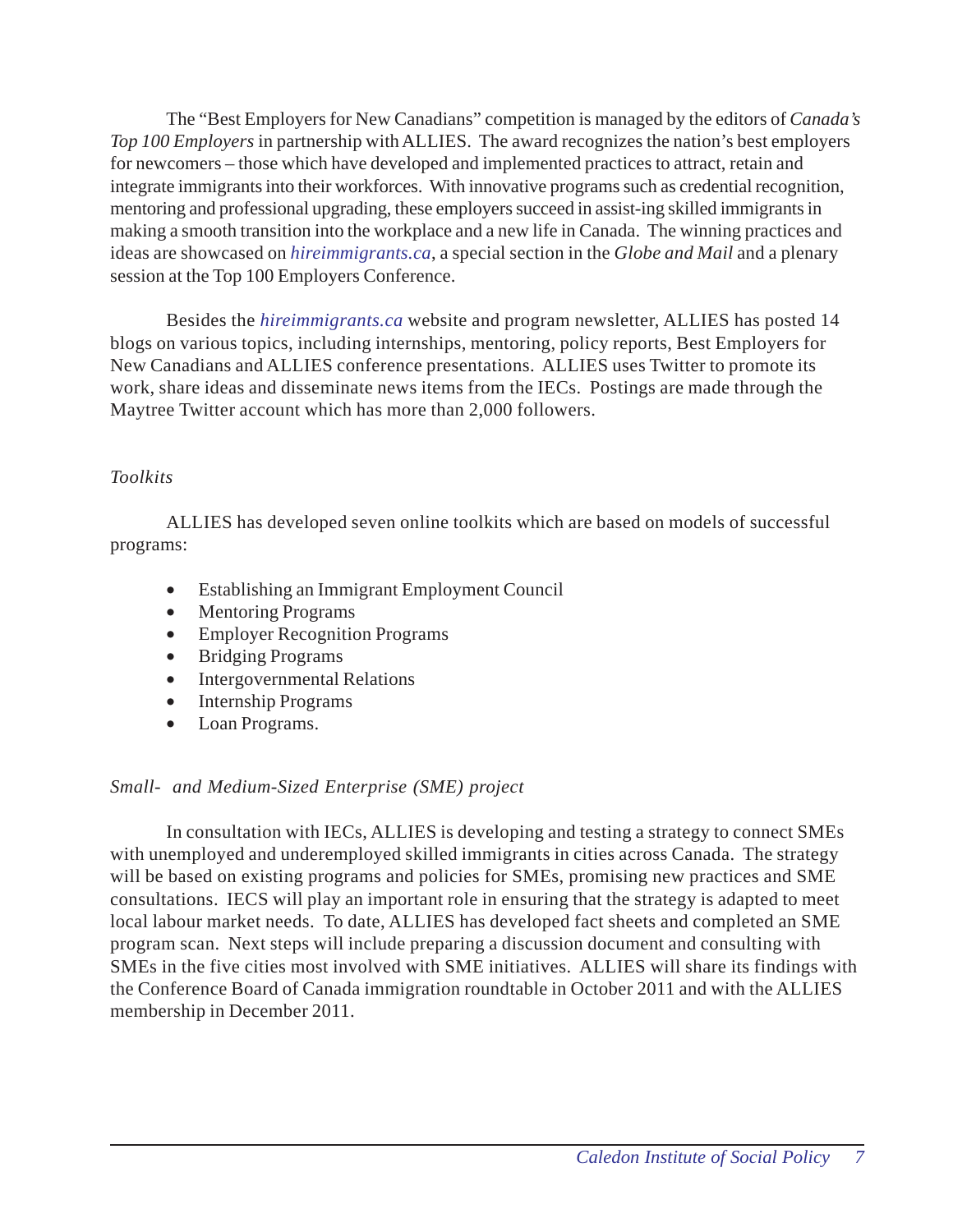The "Best Employers for New Canadians" competition is managed by the editors of *Canada's Top 100 Employers* in partnership with ALLIES. The award recognizes the nation's best employers for newcomers – those which have developed and implemented practices to attract, retain and integrate immigrants into their workforces. With innovative programs such as credential recognition, mentoring and professional upgrading, these employers succeed in assist-ing skilled immigrants in making a smooth transition into the workplace and a new life in Canada. The winning practices and ideas are showcased on *hireimmigrants.ca*, a special section in the *Globe and Mail* and a plenary session at the Top 100 Employers Conference.

Besides the *hireimmigrants.ca* website and program newsletter, ALLIES has posted 14 blogs on various topics, including internships, mentoring, policy reports, Best Employers for New Canadians and ALLIES conference presentations. ALLIES uses Twitter to promote its work, share ideas and disseminate news items from the IECs. Postings are made through the Maytree Twitter account which has more than 2,000 followers.

*Toolkits*

ALLIES has developed seven online toolkits which are based on models of successful programs:

- Establishing an Immigrant Employment Council
- Mentoring Programs
- Employer Recognition Programs
- Bridging Programs
- Intergovernmental Relations
- Internship Programs
- Loan Programs.

*Small- and Medium-Sized Enterprise (SME) project*

In consultation with IECs, ALLIES is developing and testing a strategy to connect SMEs with unemployed and underemployed skilled immigrants in cities across Canada. The strategy will be based on existing programs and policies for SMEs, promising new practices and SME consultations. IECS will play an important role in ensuring that the strategy is adapted to meet local labour market needs. To date, ALLIES has developed fact sheets and completed an SME program scan. Next steps will include preparing a discussion document and consulting with SMEs in the five cities most involved with SME initiatives. ALLIES will share its findings with the Conference Board of Canada immigration roundtable in October 2011 and with the ALLIES membership in December 2011.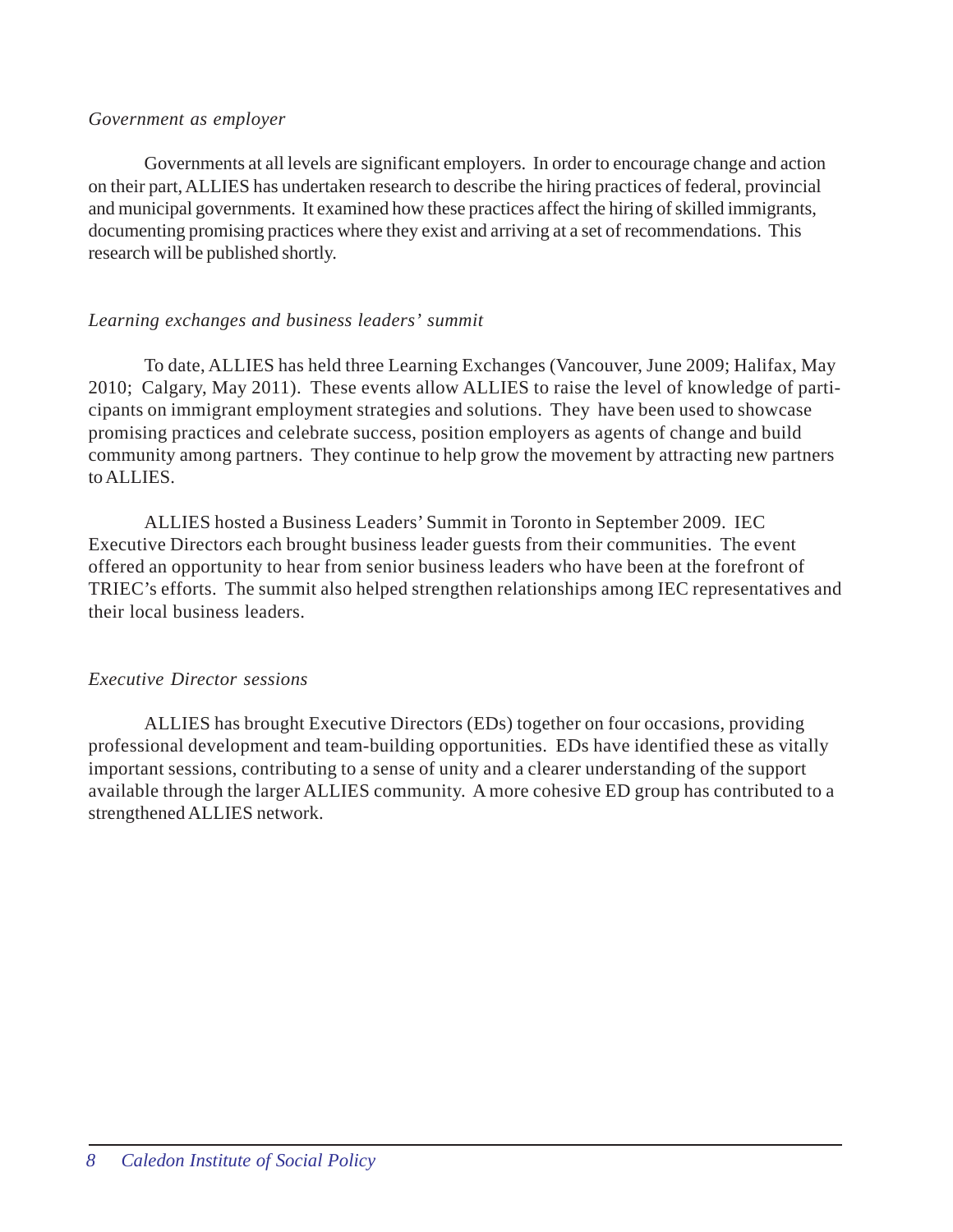*Government as employer*

Governments at all levels are significant employers. In order to encourage change and action on their part, ALLIES has undertaken research to describe the hiring practices of federal, provincial and municipal governments. It examined how these practices affect the hiring of skilled immigrants, documenting promising practices where they exist and arriving at a set of recommendations. This research will be published shortly.

*Learning exchanges and business leaders' summit*

To date, ALLIES has held three Learning Exchanges (Vancouver, June 2009; Halifax, May 2010; Calgary, May 2011). These events allow ALLIES to raise the level of knowledge of participants on immigrant employment strategies and solutions. They have been used to showcase promising practices and celebrate success, position employers as agents of change and build community among partners. They continue to help grow the movement by attracting new partners to ALLIES.

ALLIES hosted a Business Leaders' Summit in Toronto in September 2009. IEC Executive Directors each brought business leader guests from their communities. The event offered an opportunity to hear from senior business leaders who have been at the forefront of TRIEC's efforts. The summit also helped strengthen relationships among IEC representatives and their local business leaders.

*Executive Director sessions*

ALLIES has brought Executive Directors (EDs) together on four occasions, providing professional development and team-building opportunities. EDs have identified these as vitally important sessions, contributing to a sense of unity and a clearer understanding of the support available through the larger ALLIES community. A more cohesive ED group has contributed to a strengthened ALLIES network.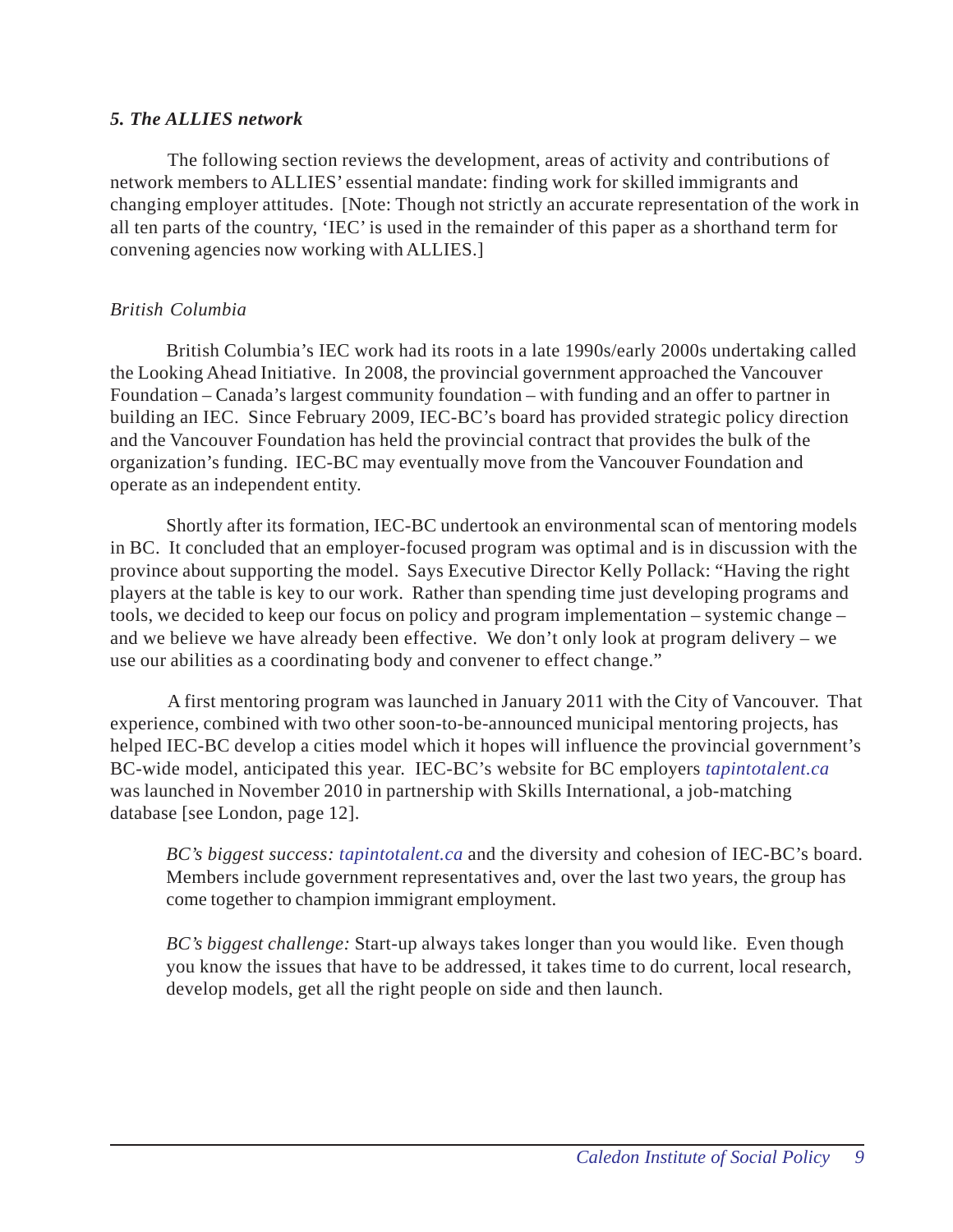### *5. The ALLIES network*

The following section reviews the development, areas of activity and contributions of network members to ALLIES' essential mandate: finding work for skilled immigrants and changing employer attitudes. [Note: Though not strictly an accurate representation of the work in all ten parts of the country, 'IEC' is used in the remainder of this paper as a shorthand term for convening agencies now working with ALLIES.]

*British Columbia*

British Columbia's IEC work had its roots in a late 1990s/early 2000s undertaking called the Looking Ahead Initiative. In 2008, the provincial government approached the Vancouver Foundation – Canada's largest community foundation – with funding and an offer to partner in building an IEC. Since February 2009, IEC-BC's board has provided strategic policy direction and the Vancouver Foundation has held the provincial contract that provides the bulk of the organization's funding. IEC-BC may eventually move from the Vancouver Foundation and operate as an independent entity.

Shortly after its formation, IEC-BC undertook an environmental scan of mentoring models in BC. It concluded that an employer-focused program was optimal and is in discussion with the province about supporting the model. Says Executive Director Kelly Pollack: "Having the right players at the table is key to our work. Rather than spending time just developing programs and tools, we decided to keep our focus on policy and program implementation – systemic change – and we believe we have already been effective. We don't only look at program delivery – we use our abilities as a coordinating body and convener to effect change."

A first mentoring program was launched in January 2011 with the City of Vancouver. That experience, combined with two other soon-to-be-announced municipal mentoring projects, has helped IEC-BC develop a cities model which it hopes will influence the provincial government's BC-wide model, anticipated this year. IEC-BC's website for BC employers *tapintotalent.ca* was launched in November 2010 in partnership with Skills International, a job-matching database [see London, page 12].

> *BC's biggest success: tapintotalent.ca* and the diversity and cohesion of IEC-BC's board. Members include government representatives and, over the last two years, the group has come together to champion immigrant employment.

> *BC's biggest challenge:* Start-up always takes longer than you would like. Even though you know the issues that have to be addressed, it takes time to do current, local research, develop models, get all the right people on side and then launch.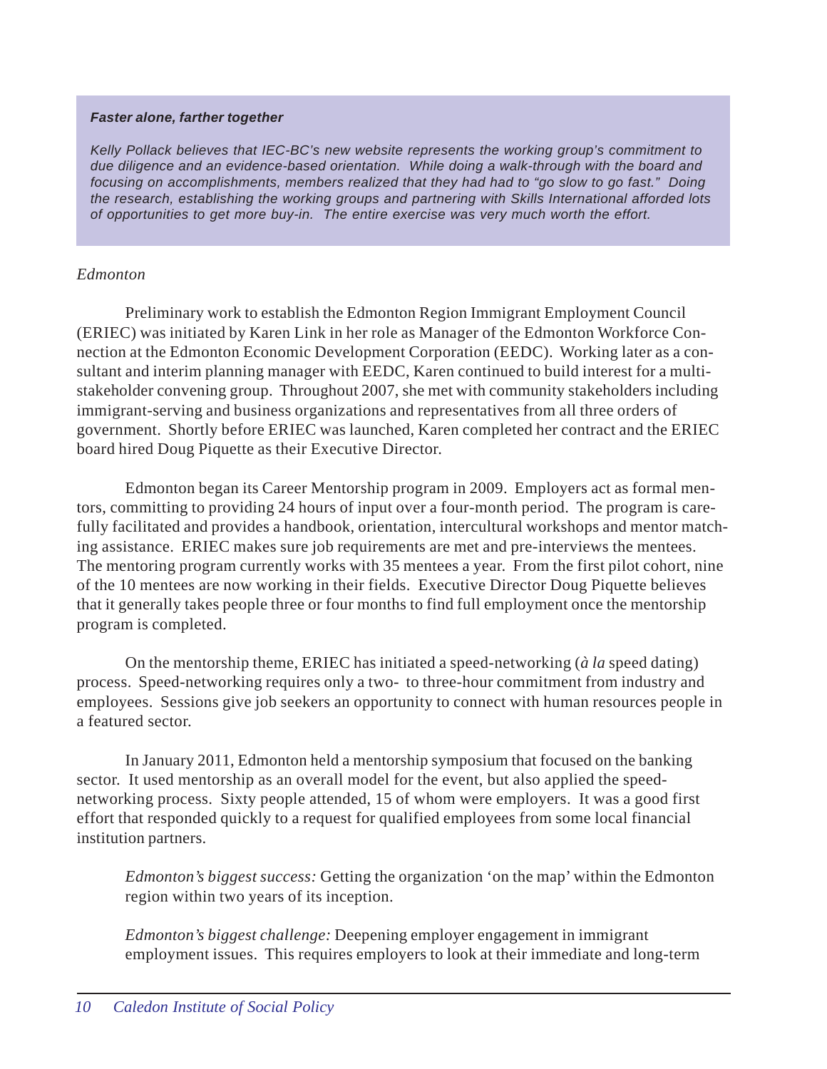***Faster alone, farther together***

*Kelly Pollack believes that IEC-BC's new website represents the working group's commitment to due diligence and an evidence-based orientation. While doing a walk-through with the board and focusing on accomplishments, members realized that they had had to "go slow to go fast." Doing the research, establishing the working groups and partnering with Skills International afforded lots of opportunities to get more buy-in. The entire exercise was very much worth the effort.*

*Edmonton*

Preliminary work to establish the Edmonton Region Immigrant Employment Council (ERIEC) was initiated by Karen Link in her role as Manager of the Edmonton Workforce Connection at the Edmonton Economic Development Corporation (EEDC). Working later as a consultant and interim planning manager with EEDC, Karen continued to build interest for a multi-stakeholder convening group. Throughout 2007, she met with community stakeholders including immigrant-serving and business organizations and representatives from all three orders of government. Shortly before ERIEC was launched, Karen completed her contract and the ERIEC board hired Doug Piquette as their Executive Director.

Edmonton began its Career Mentorship program in 2009. Employers act as formal mentors, committing to providing 24 hours of input over a four-month period. The program is carefully facilitated and provides a handbook, orientation, intercultural workshops and mentor matching assistance. ERIEC makes sure job requirements are met and pre-interviews the mentees. The mentoring program currently works with 35 mentees a year. From the first pilot cohort, nine of the 10 mentees are now working in their fields. Executive Director Doug Piquette believes that it generally takes people three or four months to find full employment once the mentorship program is completed.

On the mentorship theme, ERIEC has initiated a speed-networking (*à la* speed dating) process. Speed-networking requires only a two- to three-hour commitment from industry and employees. Sessions give job seekers an opportunity to connect with human resources people in a featured sector.

In January 2011, Edmonton held a mentorship symposium that focused on the banking sector. It used mentorship as an overall model for the event, but also applied the speed-networking process. Sixty people attended, 15 of whom were employers. It was a good first effort that responded quickly to a request for qualified employees from some local financial institution partners.

*Edmonton's biggest success:* Getting the organization 'on the map' within the Edmonton region within two years of its inception.

*Edmonton's biggest challenge:* Deepening employer engagement in immigrant employment issues. This requires employers to look at their immediate and long-term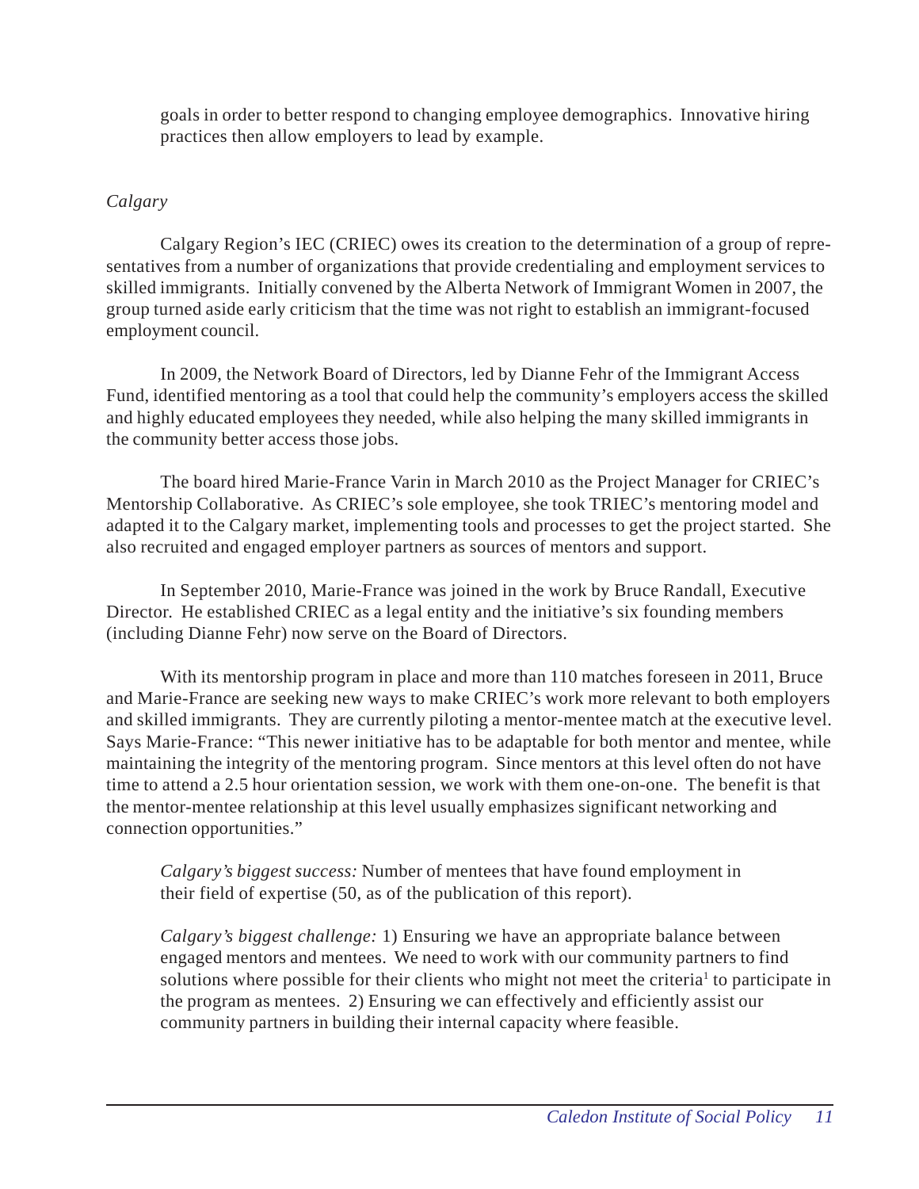goals in order to better respond to changing employee demographics. Innovative hiring practices then allow employers to lead by example.

*Calgary*

Calgary Region's IEC (CRIEC) owes its creation to the determination of a group of representatives from a number of organizations that provide credentialing and employment services to skilled immigrants. Initially convened by the Alberta Network of Immigrant Women in 2007, the group turned aside early criticism that the time was not right to establish an immigrant-focused employment council.

In 2009, the Network Board of Directors, led by Dianne Fehr of the Immigrant Access Fund, identified mentoring as a tool that could help the community's employers access the skilled and highly educated employees they needed, while also helping the many skilled immigrants in the community better access those jobs.

The board hired Marie-France Varin in March 2010 as the Project Manager for CRIEC's Mentorship Collaborative. As CRIEC's sole employee, she took TRIEC's mentoring model and adapted it to the Calgary market, implementing tools and processes to get the project started. She also recruited and engaged employer partners as sources of mentors and support.

In September 2010, Marie-France was joined in the work by Bruce Randall, Executive Director. He established CRIEC as a legal entity and the initiative's six founding members (including Dianne Fehr) now serve on the Board of Directors.

With its mentorship program in place and more than 110 matches foreseen in 2011, Bruce and Marie-France are seeking new ways to make CRIEC's work more relevant to both employers and skilled immigrants. They are currently piloting a mentor-mentee match at the executive level. Says Marie-France: "This newer initiative has to be adaptable for both mentor and mentee, while maintaining the integrity of the mentoring program. Since mentors at this level often do not have time to attend a 2.5 hour orientation session, we work with them one-on-one. The benefit is that the mentor-mentee relationship at this level usually emphasizes significant networking and connection opportunities."

*Calgary's biggest success:* Number of mentees that have found employment in their field of expertise (50, as of the publication of this report).

*Calgary's biggest challenge:* 1) Ensuring we have an appropriate balance between engaged mentors and mentees. We need to work with our community partners to find solutions where possible for their clients who might not meet the criteria[1] to participate in the program as mentees. 2) Ensuring we can effectively and efficiently assist our community partners in building their internal capacity where feasible.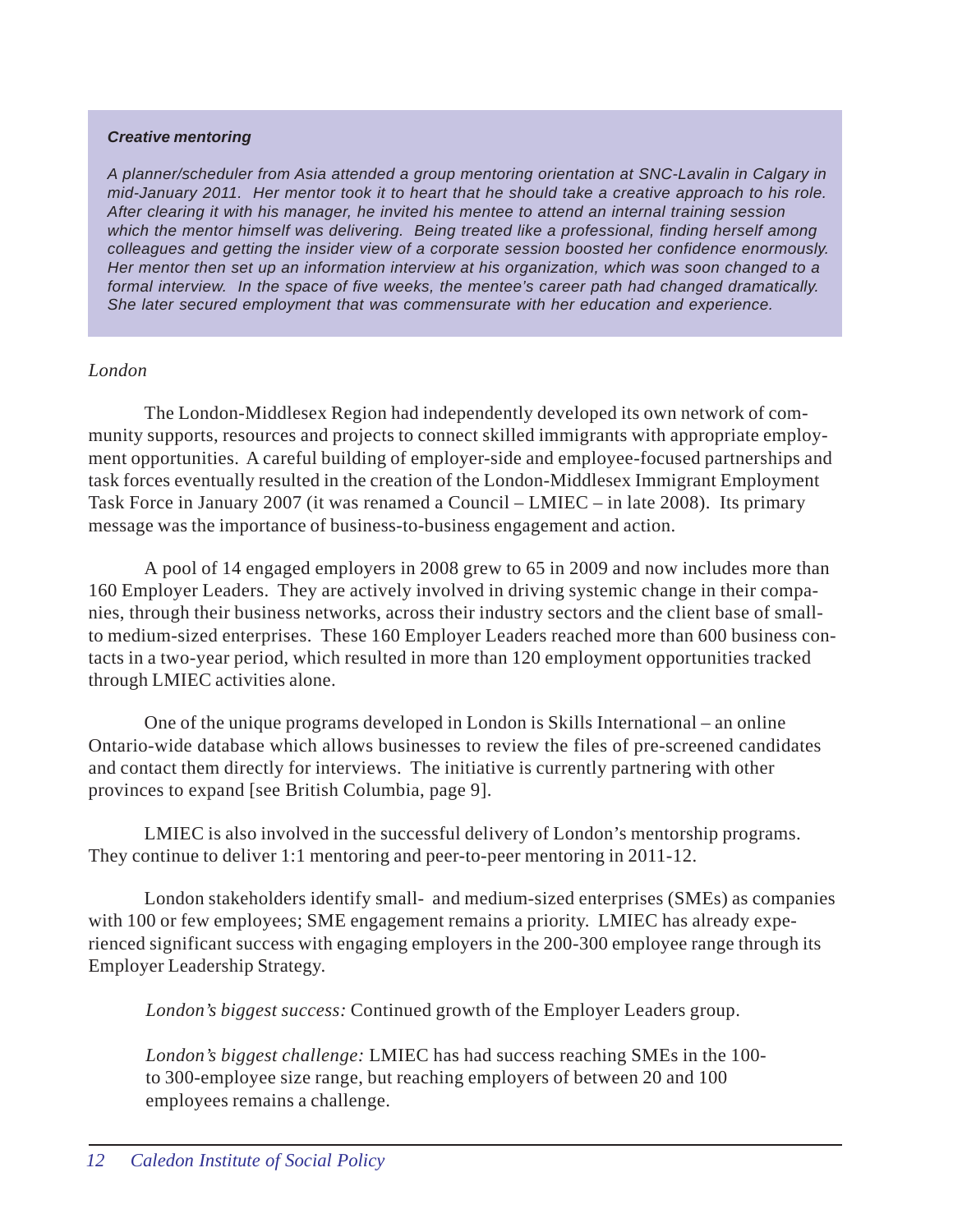***Creative mentoring***

*A planner/scheduler from Asia attended a group mentoring orientation at SNC-Lavalin in Calgary in mid-January 2011. Her mentor took it to heart that he should take a creative approach to his role. After clearing it with his manager, he invited his mentee to attend an internal training session which the mentor himself was delivering. Being treated like a professional, finding herself among colleagues and getting the insider view of a corporate session boosted her confidence enormously. Her mentor then set up an information interview at his organization, which was soon changed to a formal interview. In the space of five weeks, the mentee's career path had changed dramatically. She later secured employment that was commensurate with her education and experience.*

*London*

The London-Middlesex Region had independently developed its own network of community supports, resources and projects to connect skilled immigrants with appropriate employment opportunities. A careful building of employer-side and employee-focused partnerships and task forces eventually resulted in the creation of the London-Middlesex Immigrant Employment Task Force in January 2007 (it was renamed a Council – LMIEC – in late 2008). Its primary message was the importance of business-to-business engagement and action.

A pool of 14 engaged employers in 2008 grew to 65 in 2009 and now includes more than 160 Employer Leaders. They are actively involved in driving systemic change in their companies, through their business networks, across their industry sectors and the client base of small- to medium-sized enterprises. These 160 Employer Leaders reached more than 600 business contacts in a two-year period, which resulted in more than 120 employment opportunities tracked through LMIEC activities alone.

One of the unique programs developed in London is Skills International – an online Ontario-wide database which allows businesses to review the files of pre-screened candidates and contact them directly for interviews. The initiative is currently partnering with other provinces to expand [see British Columbia, page 9].

LMIEC is also involved in the successful delivery of London's mentorship programs. They continue to deliver 1:1 mentoring and peer-to-peer mentoring in 2011-12.

London stakeholders identify small- and medium-sized enterprises (SMEs) as companies with 100 or few employees; SME engagement remains a priority. LMIEC has already experienced significant success with engaging employers in the 200-300 employee range through its Employer Leadership Strategy.

*London's biggest success:* Continued growth of the Employer Leaders group.

*London's biggest challenge:* LMIEC has had success reaching SMEs in the 100- to 300-employee size range, but reaching employers of between 20 and 100 employees remains a challenge.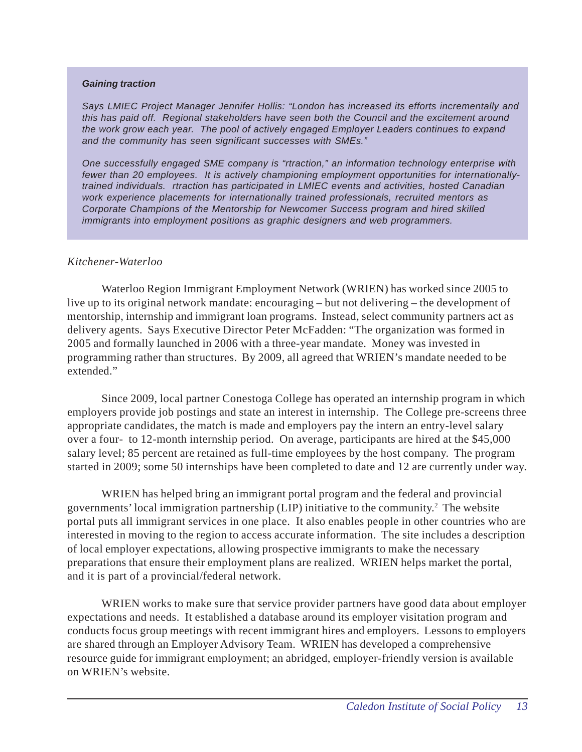***Gaining traction***

*Says LMIEC Project Manager Jennifer Hollis: "London has increased its efforts incrementally and this has paid off. Regional stakeholders have seen both the Council and the excitement around the work grow each year. The pool of actively engaged Employer Leaders continues to expand and the community has seen significant successes with SMEs."*

*One successfully engaged SME company is "rtraction," an information technology enterprise with fewer than 20 employees. It is actively championing employment opportunities for internationally-trained individuals. rtraction has participated in LMIEC events and activities, hosted Canadian work experience placements for internationally trained professionals, recruited mentors as Corporate Champions of the Mentorship for Newcomer Success program and hired skilled immigrants into employment positions as graphic designers and web programmers.*

*Kitchener-Waterloo*

Waterloo Region Immigrant Employment Network (WRIEN) has worked since 2005 to live up to its original network mandate: encouraging – but not delivering – the development of mentorship, internship and immigrant loan programs. Instead, select community partners act as delivery agents. Says Executive Director Peter McFadden: "The organization was formed in 2005 and formally launched in 2006 with a three-year mandate. Money was invested in programming rather than structures. By 2009, all agreed that WRIEN's mandate needed to be extended."

Since 2009, local partner Conestoga College has operated an internship program in which employers provide job postings and state an interest in internship. The College pre-screens three appropriate candidates, the match is made and employers pay the intern an entry-level salary over a four- to 12-month internship period. On average, participants are hired at the $45,000 salary level; 85 percent are retained as full-time employees by the host company. The program started in 2009; some 50 internships have been completed to date and 12 are currently under way.

WRIEN has helped bring an immigrant portal program and the federal and provincial governments' local immigration partnership (LIP) initiative to the community.[2] The website portal puts all immigrant services in one place. It also enables people in other countries who are interested in moving to the region to access accurate information. The site includes a description of local employer expectations, allowing prospective immigrants to make the necessary preparations that ensure their employment plans are realized. WRIEN helps market the portal, and it is part of a provincial/federal network.

WRIEN works to make sure that service provider partners have good data about employer expectations and needs. It established a database around its employer visitation program and conducts focus group meetings with recent immigrant hires and employers. Lessons to employers are shared through an Employer Advisory Team. WRIEN has developed a comprehensive resource guide for immigrant employment; an abridged, employer-friendly version is available on WRIEN's website.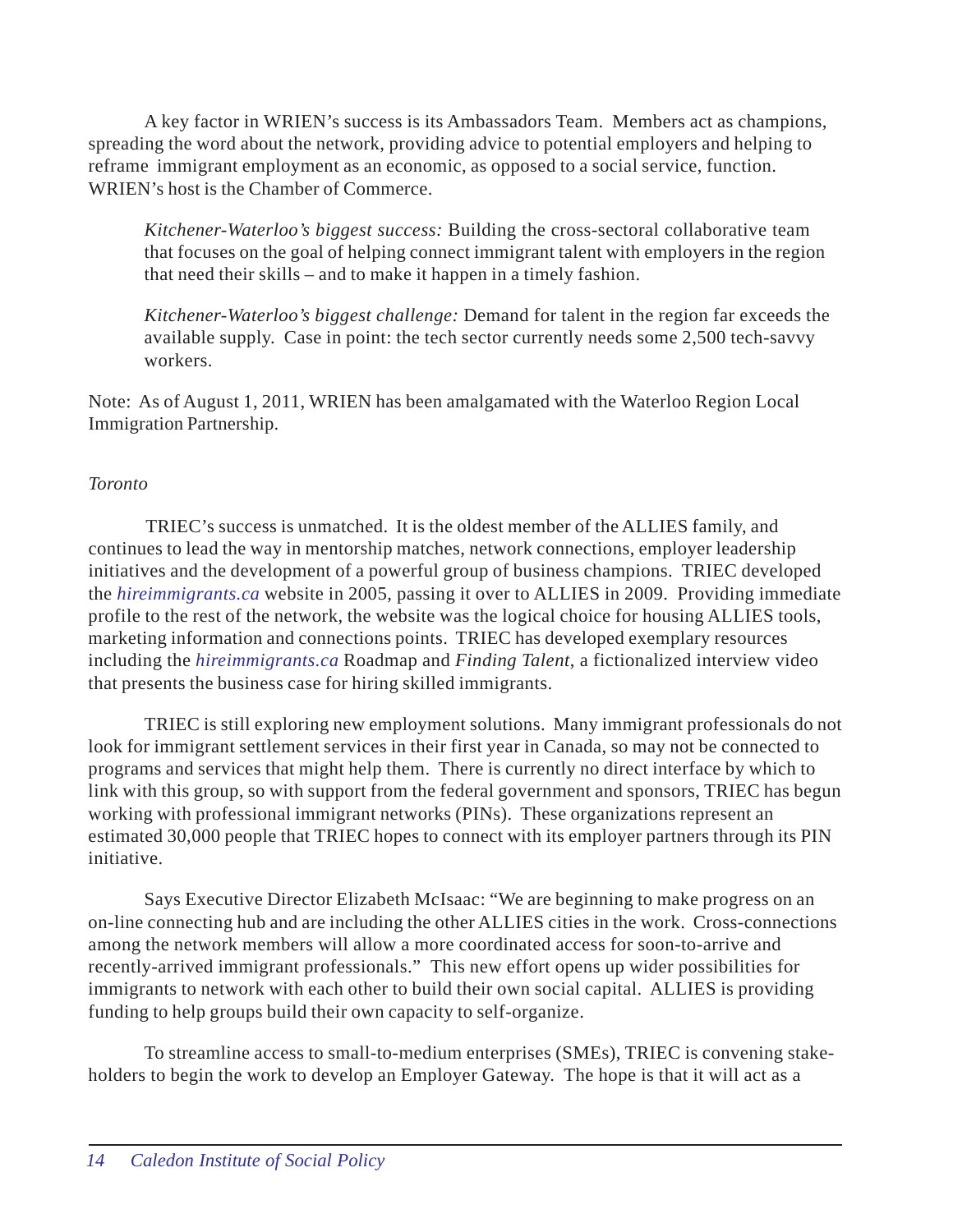A key factor in WRIEN's success is its Ambassadors Team. Members act as champions, spreading the word about the network, providing advice to potential employers and helping to reframe immigrant employment as an economic, as opposed to a social service, function. WRIEN's host is the Chamber of Commerce.

> *Kitchener-Waterloo's biggest success:* Building the cross-sectoral collaborative team that focuses on the goal of helping connect immigrant talent with employers in the region that need their skills – and to make it happen in a timely fashion.
>
> *Kitchener-Waterloo's biggest challenge:* Demand for talent in the region far exceeds the available supply. Case in point: the tech sector currently needs some 2,500 tech-savvy workers.

Note: As of August 1, 2011, WRIEN has been amalgamated with the Waterloo Region Local Immigration Partnership.

*Toronto*

TRIEC's success is unmatched. It is the oldest member of the ALLIES family, and continues to lead the way in mentorship matches, network connections, employer leadership initiatives and the development of a powerful group of business champions. TRIEC developed the *hireimmigrants.ca* website in 2005, passing it over to ALLIES in 2009. Providing immediate profile to the rest of the network, the website was the logical choice for housing ALLIES tools, marketing information and connections points. TRIEC has developed exemplary resources including the *hireimmigrants.ca* Roadmap and *Finding Talent*, a fictionalized interview video that presents the business case for hiring skilled immigrants.

TRIEC is still exploring new employment solutions. Many immigrant professionals do not look for immigrant settlement services in their first year in Canada, so may not be connected to programs and services that might help them. There is currently no direct interface by which to link with this group, so with support from the federal government and sponsors, TRIEC has begun working with professional immigrant networks (PINs). These organizations represent an estimated 30,000 people that TRIEC hopes to connect with its employer partners through its PIN initiative.

Says Executive Director Elizabeth McIsaac: "We are beginning to make progress on an on-line connecting hub and are including the other ALLIES cities in the work. Cross-connections among the network members will allow a more coordinated access for soon-to-arrive and recently-arrived immigrant professionals." This new effort opens up wider possibilities for immigrants to network with each other to build their own social capital. ALLIES is providing funding to help groups build their own capacity to self-organize.

To streamline access to small-to-medium enterprises (SMEs), TRIEC is convening stakeholders to begin the work to develop an Employer Gateway. The hope is that it will act as a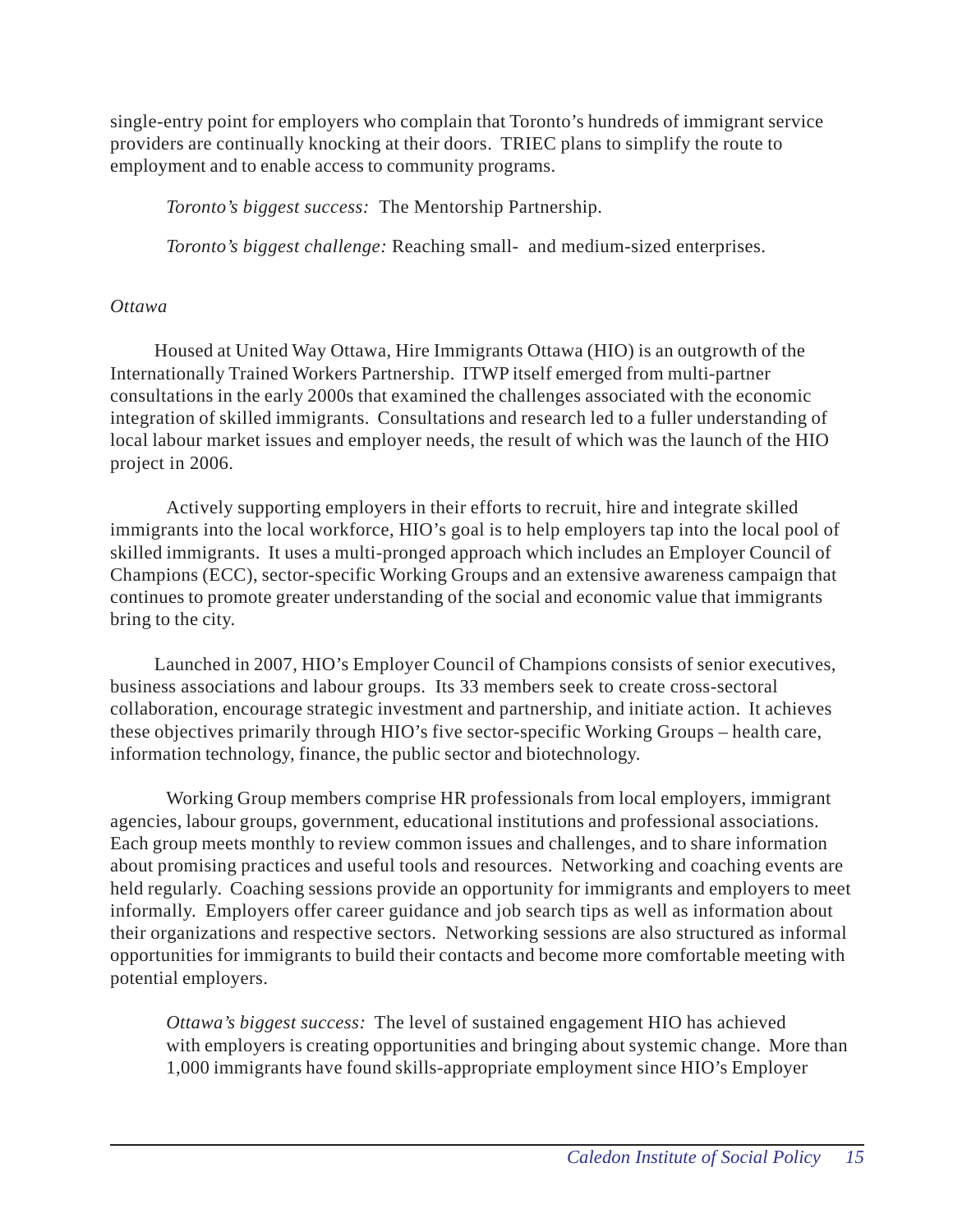single-entry point for employers who complain that Toronto's hundreds of immigrant service providers are continually knocking at their doors. TRIEC plans to simplify the route to employment and to enable access to community programs.

*Toronto's biggest success:* The Mentorship Partnership.

*Toronto's biggest challenge:* Reaching small- and medium-sized enterprises.

*Ottawa*

Housed at United Way Ottawa, Hire Immigrants Ottawa (HIO) is an outgrowth of the Internationally Trained Workers Partnership. ITWP itself emerged from multi-partner consultations in the early 2000s that examined the challenges associated with the economic integration of skilled immigrants. Consultations and research led to a fuller understanding of local labour market issues and employer needs, the result of which was the launch of the HIO project in 2006.

Actively supporting employers in their efforts to recruit, hire and integrate skilled immigrants into the local workforce, HIO's goal is to help employers tap into the local pool of skilled immigrants. It uses a multi-pronged approach which includes an Employer Council of Champions (ECC), sector-specific Working Groups and an extensive awareness campaign that continues to promote greater understanding of the social and economic value that immigrants bring to the city.

Launched in 2007, HIO's Employer Council of Champions consists of senior executives, business associations and labour groups. Its 33 members seek to create cross-sectoral collaboration, encourage strategic investment and partnership, and initiate action. It achieves these objectives primarily through HIO's five sector-specific Working Groups – health care, information technology, finance, the public sector and biotechnology.

Working Group members comprise HR professionals from local employers, immigrant agencies, labour groups, government, educational institutions and professional associations. Each group meets monthly to review common issues and challenges, and to share information about promising practices and useful tools and resources. Networking and coaching events are held regularly. Coaching sessions provide an opportunity for immigrants and employers to meet informally. Employers offer career guidance and job search tips as well as information about their organizations and respective sectors. Networking sessions are also structured as informal opportunities for immigrants to build their contacts and become more comfortable meeting with potential employers.

*Ottawa's biggest success:* The level of sustained engagement HIO has achieved with employers is creating opportunities and bringing about systemic change. More than 1,000 immigrants have found skills-appropriate employment since HIO's Employer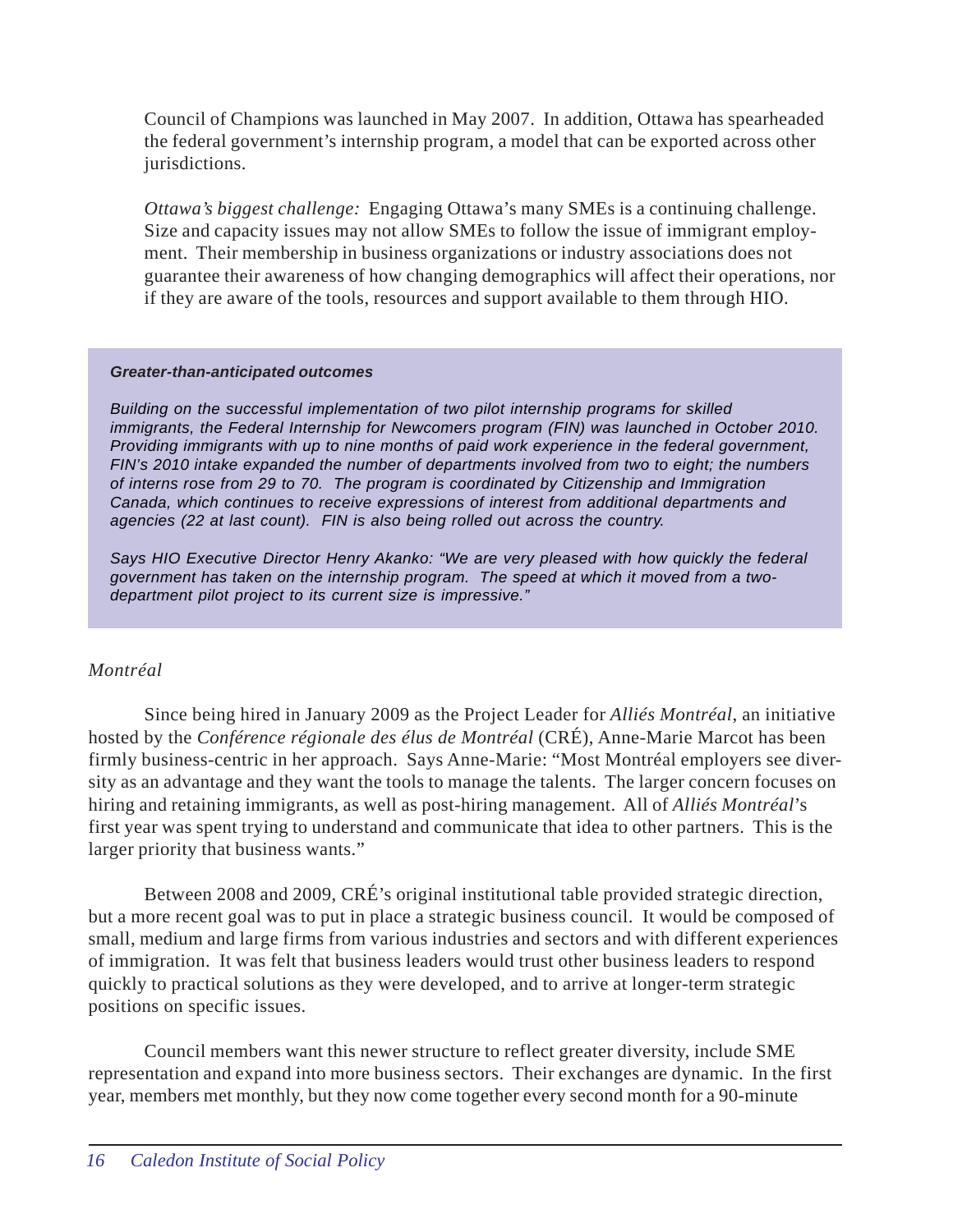Council of Champions was launched in May 2007. In addition, Ottawa has spearheaded the federal government's internship program, a model that can be exported across other jurisdictions.

*Ottawa's biggest challenge:* Engaging Ottawa's many SMEs is a continuing challenge. Size and capacity issues may not allow SMEs to follow the issue of immigrant employment. Their membership in business organizations or industry associations does not guarantee their awareness of how changing demographics will affect their operations, nor if they are aware of the tools, resources and support available to them through HIO.

> ***Greater-than-anticipated outcomes***
>
> *Building on the successful implementation of two pilot internship programs for skilled immigrants, the Federal Internship for Newcomers program (FIN) was launched in October 2010. Providing immigrants with up to nine months of paid work experience in the federal government, FIN's 2010 intake expanded the number of departments involved from two to eight; the numbers of interns rose from 29 to 70. The program is coordinated by Citizenship and Immigration Canada, which continues to receive expressions of interest from additional departments and agencies (22 at last count). FIN is also being rolled out across the country.*
>
> *Says HIO Executive Director Henry Akanko: "We are very pleased with how quickly the federal government has taken on the internship program. The speed at which it moved from a two-department pilot project to its current size is impressive."*

*Montréal*

Since being hired in January 2009 as the Project Leader for *Alliés Montréal*, an initiative hosted by the *Conférence régionale des élus de Montréal* (CRÉ), Anne-Marie Marcot has been firmly business-centric in her approach. Says Anne-Marie: "Most Montréal employers see diversity as an advantage and they want the tools to manage the talents. The larger concern focuses on hiring and retaining immigrants, as well as post-hiring management. All of *Alliés Montréal*'s first year was spent trying to understand and communicate that idea to other partners. This is the larger priority that business wants."

Between 2008 and 2009, CRÉ's original institutional table provided strategic direction, but a more recent goal was to put in place a strategic business council. It would be composed of small, medium and large firms from various industries and sectors and with different experiences of immigration. It was felt that business leaders would trust other business leaders to respond quickly to practical solutions as they were developed, and to arrive at longer-term strategic positions on specific issues.

Council members want this newer structure to reflect greater diversity, include SME representation and expand into more business sectors. Their exchanges are dynamic. In the first year, members met monthly, but they now come together every second month for a 90-minute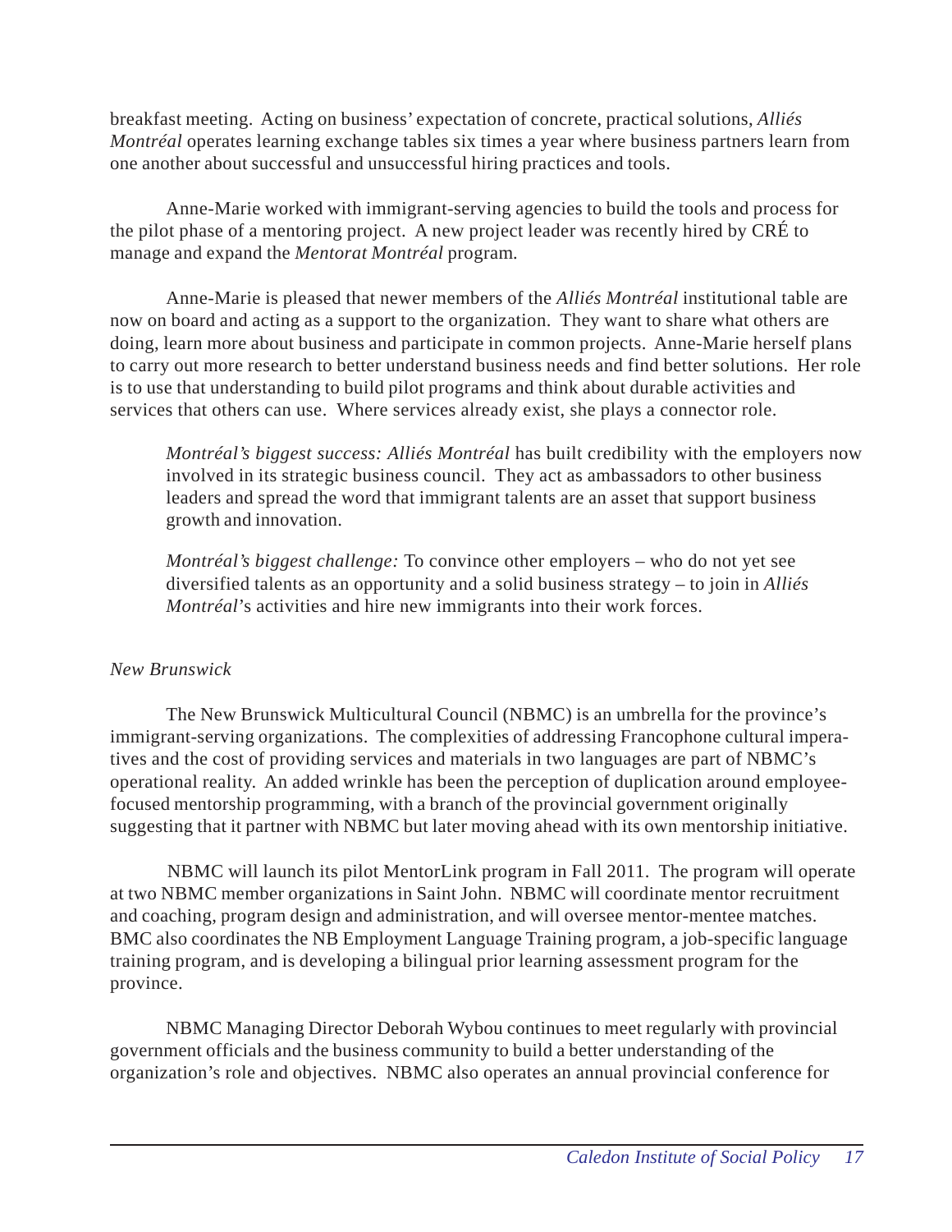breakfast meeting. Acting on business' expectation of concrete, practical solutions, *Alliés Montréal* operates learning exchange tables six times a year where business partners learn from one another about successful and unsuccessful hiring practices and tools.

Anne-Marie worked with immigrant-serving agencies to build the tools and process for the pilot phase of a mentoring project. A new project leader was recently hired by CRÉ to manage and expand the *Mentorat Montréal* program.

Anne-Marie is pleased that newer members of the *Alliés Montréal* institutional table are now on board and acting as a support to the organization. They want to share what others are doing, learn more about business and participate in common projects. Anne-Marie herself plans to carry out more research to better understand business needs and find better solutions. Her role is to use that understanding to build pilot programs and think about durable activities and services that others can use. Where services already exist, she plays a connector role.

> *Montréal's biggest success: Alliés Montréal* has built credibility with the employers now involved in its strategic business council. They act as ambassadors to other business leaders and spread the word that immigrant talents are an asset that support business growth and innovation.
>
> *Montréal's biggest challenge:* To convince other employers – who do not yet see diversified talents as an opportunity and a solid business strategy – to join in *Alliés Montréal*'s activities and hire new immigrants into their work forces.

*New Brunswick*

The New Brunswick Multicultural Council (NBMC) is an umbrella for the province's immigrant-serving organizations. The complexities of addressing Francophone cultural imperatives and the cost of providing services and materials in two languages are part of NBMC's operational reality. An added wrinkle has been the perception of duplication around employee-focused mentorship programming, with a branch of the provincial government originally suggesting that it partner with NBMC but later moving ahead with its own mentorship initiative.

NBMC will launch its pilot MentorLink program in Fall 2011. The program will operate at two NBMC member organizations in Saint John. NBMC will coordinate mentor recruitment and coaching, program design and administration, and will oversee mentor-mentee matches. BMC also coordinates the NB Employment Language Training program, a job-specific language training program, and is developing a bilingual prior learning assessment program for the province.

NBMC Managing Director Deborah Wybou continues to meet regularly with provincial government officials and the business community to build a better understanding of the organization's role and objectives. NBMC also operates an annual provincial conference for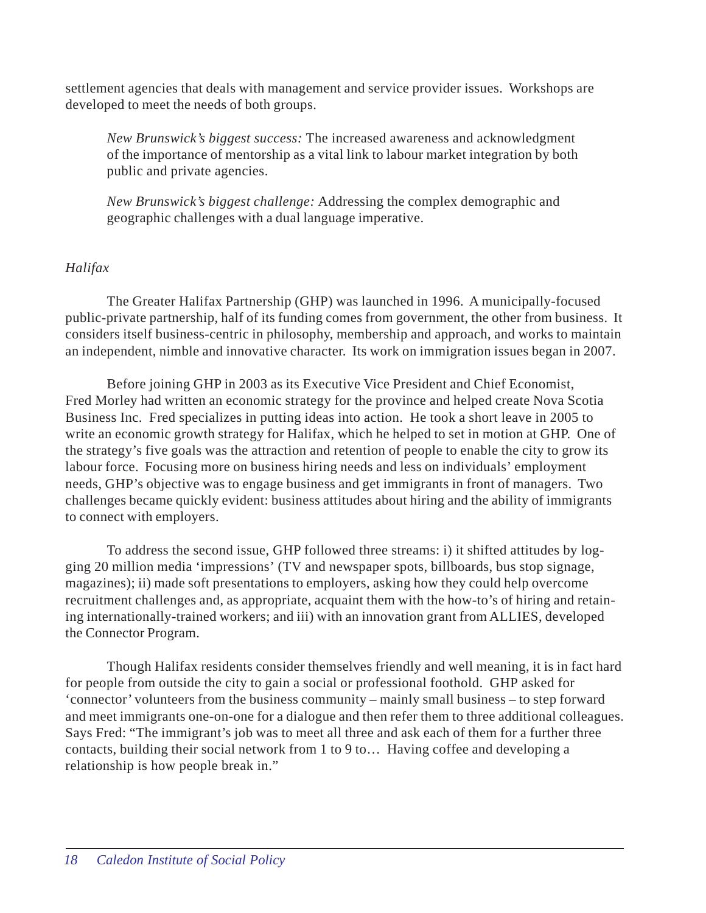settlement agencies that deals with management and service provider issues. Workshops are developed to meet the needs of both groups.

> *New Brunswick's biggest success:* The increased awareness and acknowledgment of the importance of mentorship as a vital link to labour market integration by both public and private agencies.

> *New Brunswick's biggest challenge:* Addressing the complex demographic and geographic challenges with a dual language imperative.

*Halifax*

The Greater Halifax Partnership (GHP) was launched in 1996. A municipally-focused public-private partnership, half of its funding comes from government, the other from business. It considers itself business-centric in philosophy, membership and approach, and works to maintain an independent, nimble and innovative character. Its work on immigration issues began in 2007.

Before joining GHP in 2003 as its Executive Vice President and Chief Economist, Fred Morley had written an economic strategy for the province and helped create Nova Scotia Business Inc. Fred specializes in putting ideas into action. He took a short leave in 2005 to write an economic growth strategy for Halifax, which he helped to set in motion at GHP. One of the strategy's five goals was the attraction and retention of people to enable the city to grow its labour force. Focusing more on business hiring needs and less on individuals' employment needs, GHP's objective was to engage business and get immigrants in front of managers. Two challenges became quickly evident: business attitudes about hiring and the ability of immigrants to connect with employers.

To address the second issue, GHP followed three streams: i) it shifted attitudes by logging 20 million media 'impressions' (TV and newspaper spots, billboards, bus stop signage, magazines); ii) made soft presentations to employers, asking how they could help overcome recruitment challenges and, as appropriate, acquaint them with the how-to's of hiring and retaining internationally-trained workers; and iii) with an innovation grant from ALLIES, developed the Connector Program.

Though Halifax residents consider themselves friendly and well meaning, it is in fact hard for people from outside the city to gain a social or professional foothold. GHP asked for 'connector' volunteers from the business community – mainly small business – to step forward and meet immigrants one-on-one for a dialogue and then refer them to three additional colleagues. Says Fred: "The immigrant's job was to meet all three and ask each of them for a further three contacts, building their social network from 1 to 9 to… Having coffee and developing a relationship is how people break in."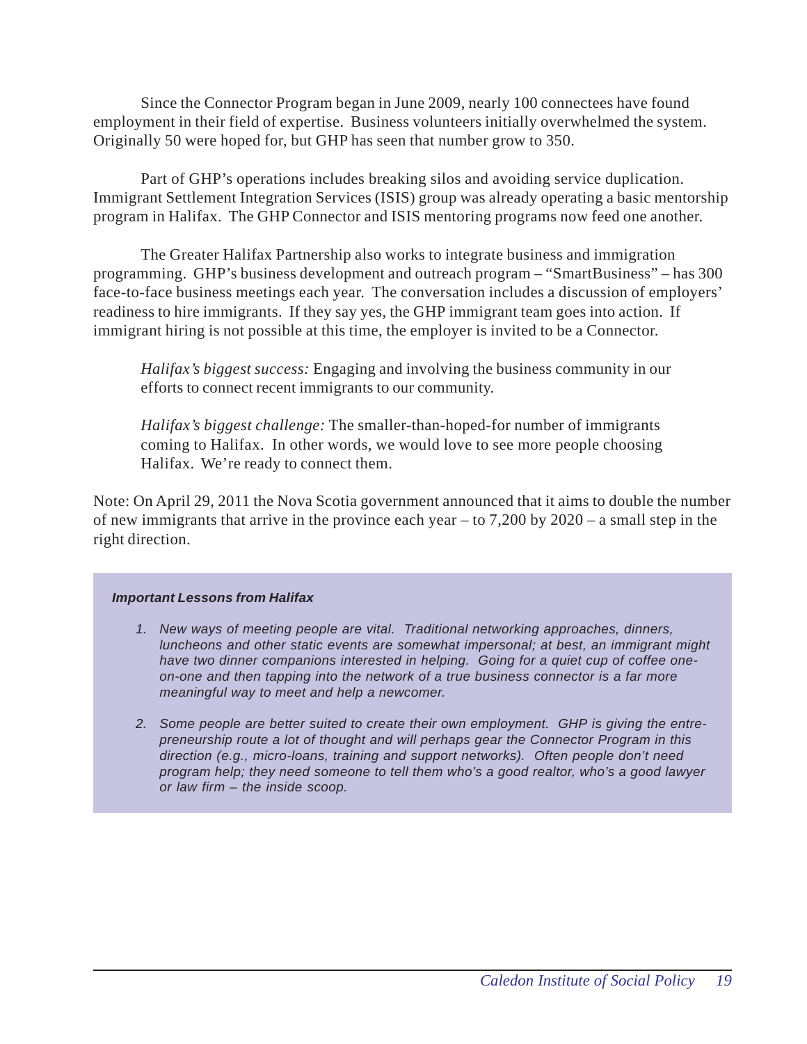Since the Connector Program began in June 2009, nearly 100 connectees have found employment in their field of expertise. Business volunteers initially overwhelmed the system. Originally 50 were hoped for, but GHP has seen that number grow to 350.

Part of GHP's operations includes breaking silos and avoiding service duplication. Immigrant Settlement Integration Services (ISIS) group was already operating a basic mentorship program in Halifax. The GHP Connector and ISIS mentoring programs now feed one another.

The Greater Halifax Partnership also works to integrate business and immigration programming. GHP's business development and outreach program – "SmartBusiness" – has 300 face-to-face business meetings each year. The conversation includes a discussion of employers' readiness to hire immigrants. If they say yes, the GHP immigrant team goes into action. If immigrant hiring is not possible at this time, the employer is invited to be a Connector.

> *Halifax's biggest success:* Engaging and involving the business community in our efforts to connect recent immigrants to our community.
>
> *Halifax's biggest challenge:* The smaller-than-hoped-for number of immigrants coming to Halifax. In other words, we would love to see more people choosing Halifax. We're ready to connect them.

Note: On April 29, 2011 the Nova Scotia government announced that it aims to double the number of new immigrants that arrive in the province each year – to 7,200 by 2020 – a small step in the right direction.

***Important Lessons from Halifax***

1. *New ways of meeting people are vital. Traditional networking approaches, dinners, luncheons and other static events are somewhat impersonal; at best, an immigrant might have two dinner companions interested in helping. Going for a quiet cup of coffee one-on-one and then tapping into the network of a true business connector is a far more meaningful way to meet and help a newcomer.*

2. *Some people are better suited to create their own employment. GHP is giving the entrepreneurship route a lot of thought and will perhaps gear the Connector Program in this direction (e.g., micro-loans, training and support networks). Often people don't need program help; they need someone to tell them who's a good realtor, who's a good lawyer or law firm – the inside scoop.*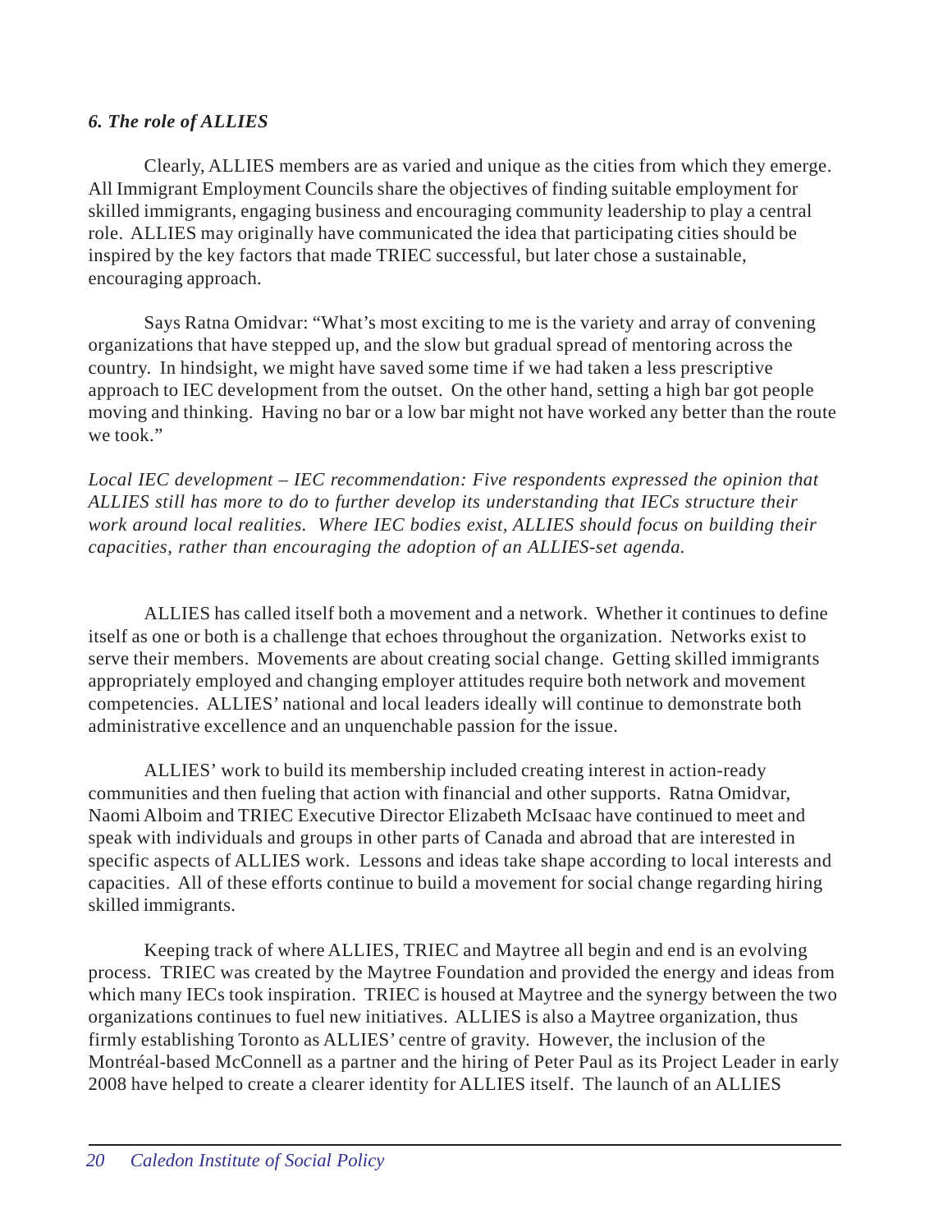### *6. The role of ALLIES*

Clearly, ALLIES members are as varied and unique as the cities from which they emerge. All Immigrant Employment Councils share the objectives of finding suitable employment for skilled immigrants, engaging business and encouraging community leadership to play a central role. ALLIES may originally have communicated the idea that participating cities should be inspired by the key factors that made TRIEC successful, but later chose a sustainable, encouraging approach.

Says Ratna Omidvar: "What's most exciting to me is the variety and array of convening organizations that have stepped up, and the slow but gradual spread of mentoring across the country. In hindsight, we might have saved some time if we had taken a less prescriptive approach to IEC development from the outset. On the other hand, setting a high bar got people moving and thinking. Having no bar or a low bar might not have worked any better than the route we took."

*Local IEC development – IEC recommendation: Five respondents expressed the opinion that ALLIES still has more to do to further develop its understanding that IECs structure their work around local realities. Where IEC bodies exist, ALLIES should focus on building their capacities, rather than encouraging the adoption of an ALLIES-set agenda.*

ALLIES has called itself both a movement and a network. Whether it continues to define itself as one or both is a challenge that echoes throughout the organization. Networks exist to serve their members. Movements are about creating social change. Getting skilled immigrants appropriately employed and changing employer attitudes require both network and movement competencies. ALLIES' national and local leaders ideally will continue to demonstrate both administrative excellence and an unquenchable passion for the issue.

ALLIES' work to build its membership included creating interest in action-ready communities and then fueling that action with financial and other supports. Ratna Omidvar, Naomi Alboim and TRIEC Executive Director Elizabeth McIsaac have continued to meet and speak with individuals and groups in other parts of Canada and abroad that are interested in specific aspects of ALLIES work. Lessons and ideas take shape according to local interests and capacities. All of these efforts continue to build a movement for social change regarding hiring skilled immigrants.

Keeping track of where ALLIES, TRIEC and Maytree all begin and end is an evolving process. TRIEC was created by the Maytree Foundation and provided the energy and ideas from which many IECs took inspiration. TRIEC is housed at Maytree and the synergy between the two organizations continues to fuel new initiatives. ALLIES is also a Maytree organization, thus firmly establishing Toronto as ALLIES' centre of gravity. However, the inclusion of the Montréal-based McConnell as a partner and the hiring of Peter Paul as its Project Leader in early 2008 have helped to create a clearer identity for ALLIES itself. The launch of an ALLIES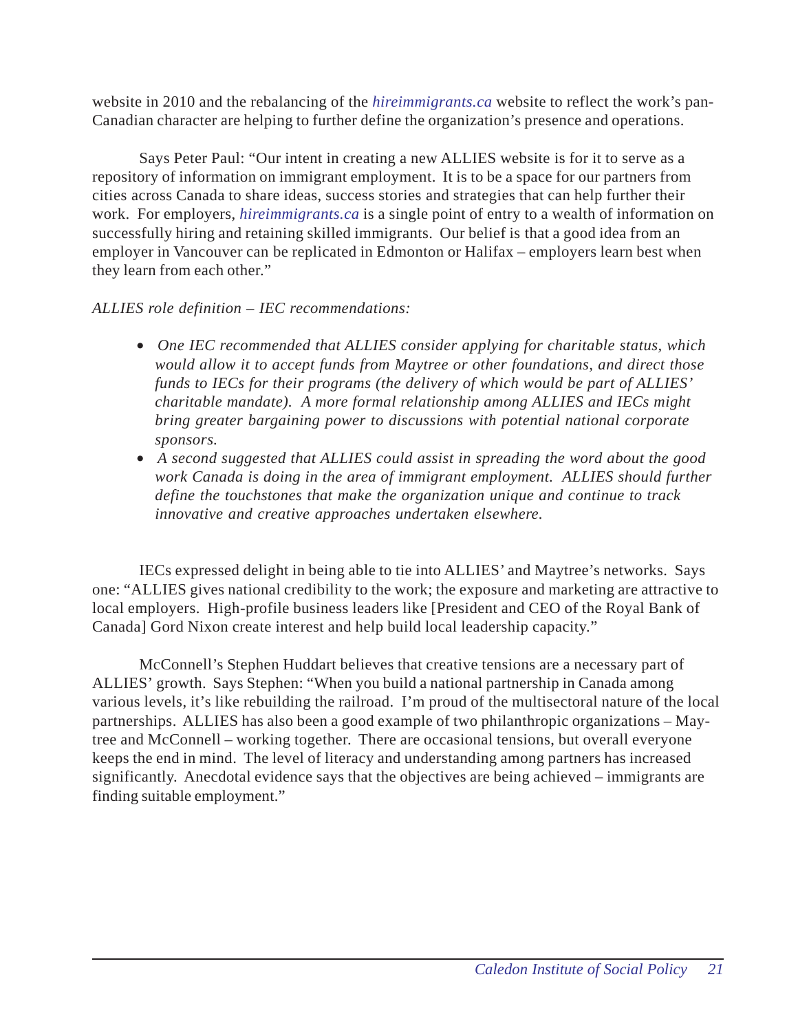website in 2010 and the rebalancing of the *hireimmigrants.ca* website to reflect the work's pan-Canadian character are helping to further define the organization's presence and operations.

Says Peter Paul: "Our intent in creating a new ALLIES website is for it to serve as a repository of information on immigrant employment. It is to be a space for our partners from cities across Canada to share ideas, success stories and strategies that can help further their work. For employers, *hireimmigrants.ca* is a single point of entry to a wealth of information on successfully hiring and retaining skilled immigrants. Our belief is that a good idea from an employer in Vancouver can be replicated in Edmonton or Halifax – employers learn best when they learn from each other."

*ALLIES role definition – IEC recommendations:*

- *One IEC recommended that ALLIES consider applying for charitable status, which would allow it to accept funds from Maytree or other foundations, and direct those funds to IECs for their programs (the delivery of which would be part of ALLIES' charitable mandate). A more formal relationship among ALLIES and IECs might bring greater bargaining power to discussions with potential national corporate sponsors.*
- *A second suggested that ALLIES could assist in spreading the word about the good work Canada is doing in the area of immigrant employment. ALLIES should further define the touchstones that make the organization unique and continue to track innovative and creative approaches undertaken elsewhere.*

IECs expressed delight in being able to tie into ALLIES' and Maytree's networks. Says one: "ALLIES gives national credibility to the work; the exposure and marketing are attractive to local employers. High-profile business leaders like [President and CEO of the Royal Bank of Canada] Gord Nixon create interest and help build local leadership capacity."

McConnell's Stephen Huddart believes that creative tensions are a necessary part of ALLIES' growth. Says Stephen: "When you build a national partnership in Canada among various levels, it's like rebuilding the railroad. I'm proud of the multisectoral nature of the local partnerships. ALLIES has also been a good example of two philanthropic organizations – Maytree and McConnell – working together. There are occasional tensions, but overall everyone keeps the end in mind. The level of literacy and understanding among partners has increased significantly. Anecdotal evidence says that the objectives are being achieved – immigrants are finding suitable employment."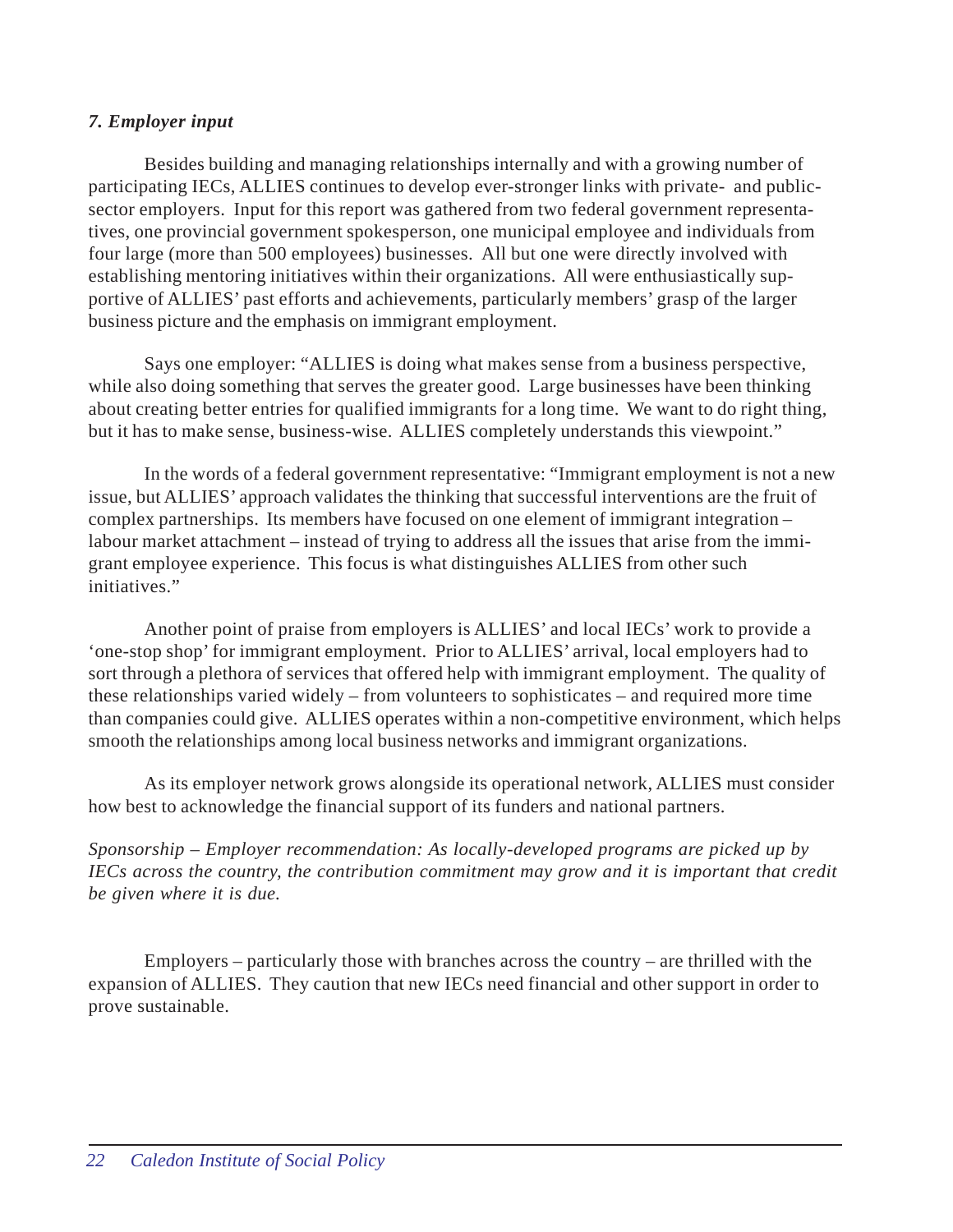### *7. Employer input*

Besides building and managing relationships internally and with a growing number of participating IECs, ALLIES continues to develop ever-stronger links with private- and public-sector employers. Input for this report was gathered from two federal government representatives, one provincial government spokesperson, one municipal employee and individuals from four large (more than 500 employees) businesses. All but one were directly involved with establishing mentoring initiatives within their organizations. All were enthusiastically supportive of ALLIES' past efforts and achievements, particularly members' grasp of the larger business picture and the emphasis on immigrant employment.

Says one employer: "ALLIES is doing what makes sense from a business perspective, while also doing something that serves the greater good. Large businesses have been thinking about creating better entries for qualified immigrants for a long time. We want to do right thing, but it has to make sense, business-wise. ALLIES completely understands this viewpoint."

In the words of a federal government representative: "Immigrant employment is not a new issue, but ALLIES' approach validates the thinking that successful interventions are the fruit of complex partnerships. Its members have focused on one element of immigrant integration – labour market attachment – instead of trying to address all the issues that arise from the immigrant employee experience. This focus is what distinguishes ALLIES from other such initiatives."

Another point of praise from employers is ALLIES' and local IECs' work to provide a 'one-stop shop' for immigrant employment. Prior to ALLIES' arrival, local employers had to sort through a plethora of services that offered help with immigrant employment. The quality of these relationships varied widely – from volunteers to sophisticates – and required more time than companies could give. ALLIES operates within a non-competitive environment, which helps smooth the relationships among local business networks and immigrant organizations.

As its employer network grows alongside its operational network, ALLIES must consider how best to acknowledge the financial support of its funders and national partners.

*Sponsorship – Employer recommendation: As locally-developed programs are picked up by IECs across the country, the contribution commitment may grow and it is important that credit be given where it is due.*

Employers – particularly those with branches across the country – are thrilled with the expansion of ALLIES. They caution that new IECs need financial and other support in order to prove sustainable.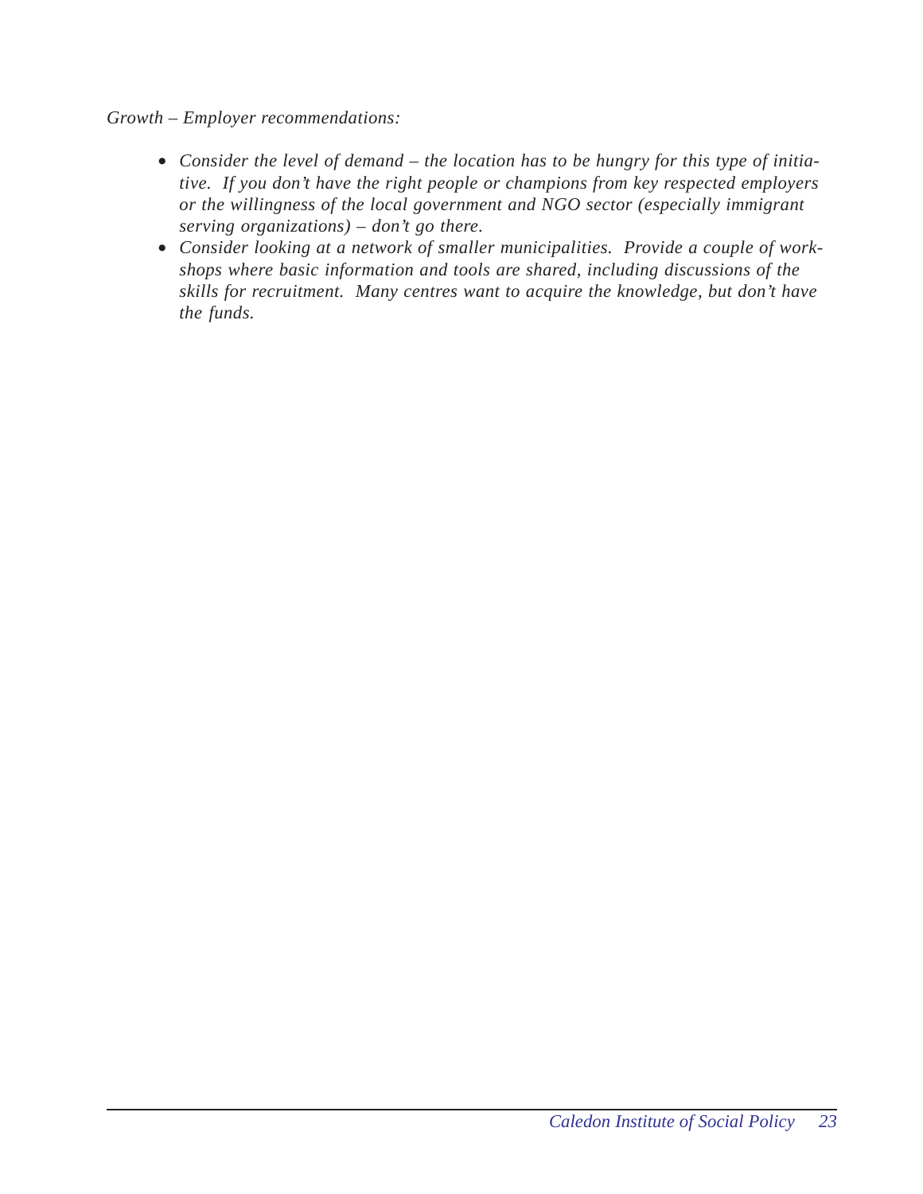*Growth – Employer recommendations:*

- *Consider the level of demand – the location has to be hungry for this type of initiative. If you don't have the right people or champions from key respected employers or the willingness of the local government and NGO sector (especially immigrant serving organizations) – don't go there.*
- *Consider looking at a network of smaller municipalities. Provide a couple of workshops where basic information and tools are shared, including discussions of the skills for recruitment. Many centres want to acquire the knowledge, but don't have the funds.*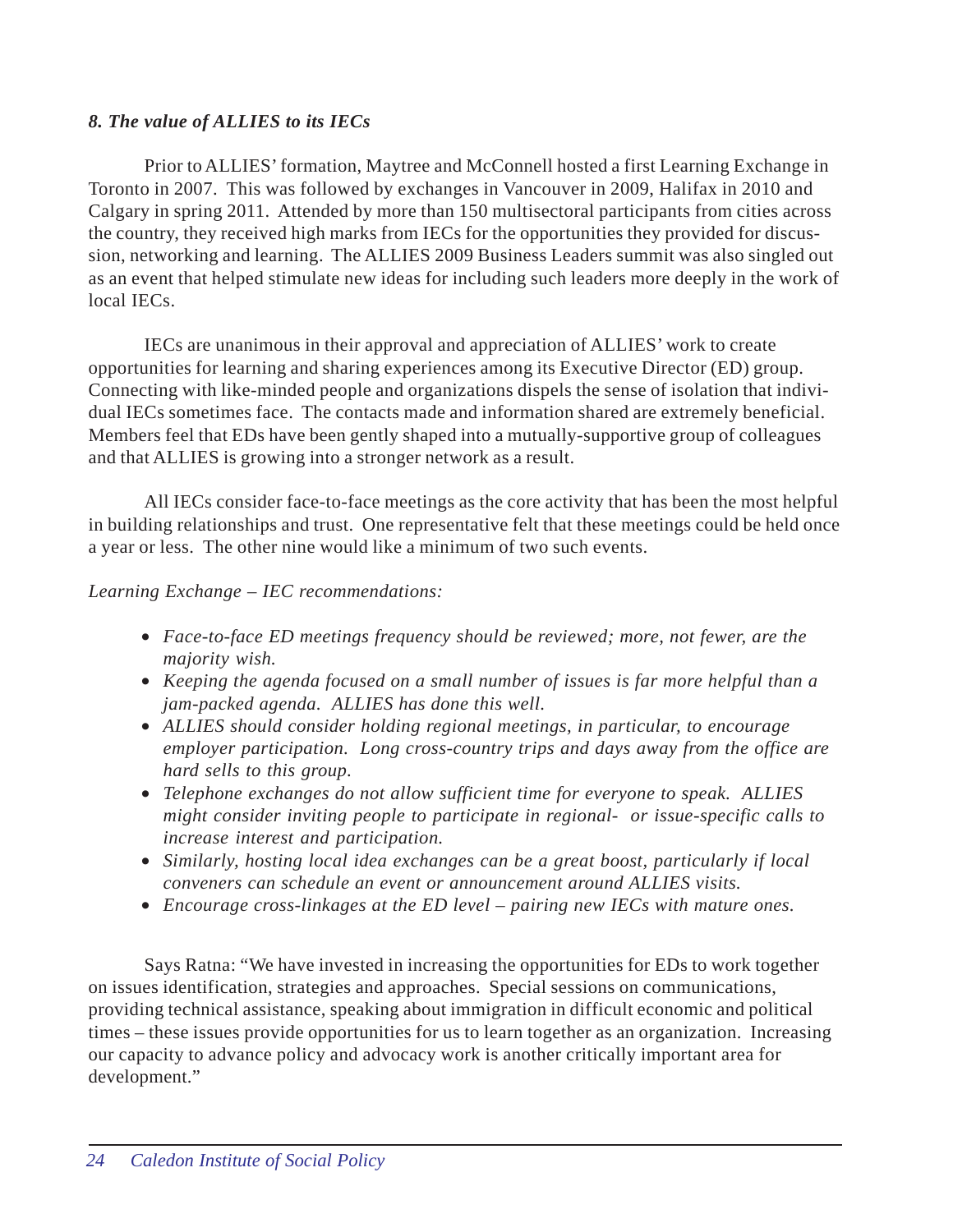### *8. The value of ALLIES to its IECs*

Prior to ALLIES' formation, Maytree and McConnell hosted a first Learning Exchange in Toronto in 2007. This was followed by exchanges in Vancouver in 2009, Halifax in 2010 and Calgary in spring 2011. Attended by more than 150 multisectoral participants from cities across the country, they received high marks from IECs for the opportunities they provided for discussion, networking and learning. The ALLIES 2009 Business Leaders summit was also singled out as an event that helped stimulate new ideas for including such leaders more deeply in the work of local IECs.

IECs are unanimous in their approval and appreciation of ALLIES' work to create opportunities for learning and sharing experiences among its Executive Director (ED) group. Connecting with like-minded people and organizations dispels the sense of isolation that individual IECs sometimes face. The contacts made and information shared are extremely beneficial. Members feel that EDs have been gently shaped into a mutually-supportive group of colleagues and that ALLIES is growing into a stronger network as a result.

All IECs consider face-to-face meetings as the core activity that has been the most helpful in building relationships and trust. One representative felt that these meetings could be held once a year or less. The other nine would like a minimum of two such events.

*Learning Exchange – IEC recommendations:*

- *Face-to-face ED meetings frequency should be reviewed; more, not fewer, are the majority wish.*
- *Keeping the agenda focused on a small number of issues is far more helpful than a jam-packed agenda. ALLIES has done this well.*
- *ALLIES should consider holding regional meetings, in particular, to encourage employer participation. Long cross-country trips and days away from the office are hard sells to this group.*
- *Telephone exchanges do not allow sufficient time for everyone to speak. ALLIES might consider inviting people to participate in regional- or issue-specific calls to increase interest and participation.*
- *Similarly, hosting local idea exchanges can be a great boost, particularly if local conveners can schedule an event or announcement around ALLIES visits.*
- *Encourage cross-linkages at the ED level – pairing new IECs with mature ones.*

Says Ratna: "We have invested in increasing the opportunities for EDs to work together on issues identification, strategies and approaches. Special sessions on communications, providing technical assistance, speaking about immigration in difficult economic and political times – these issues provide opportunities for us to learn together as an organization. Increasing our capacity to advance policy and advocacy work is another critically important area for development."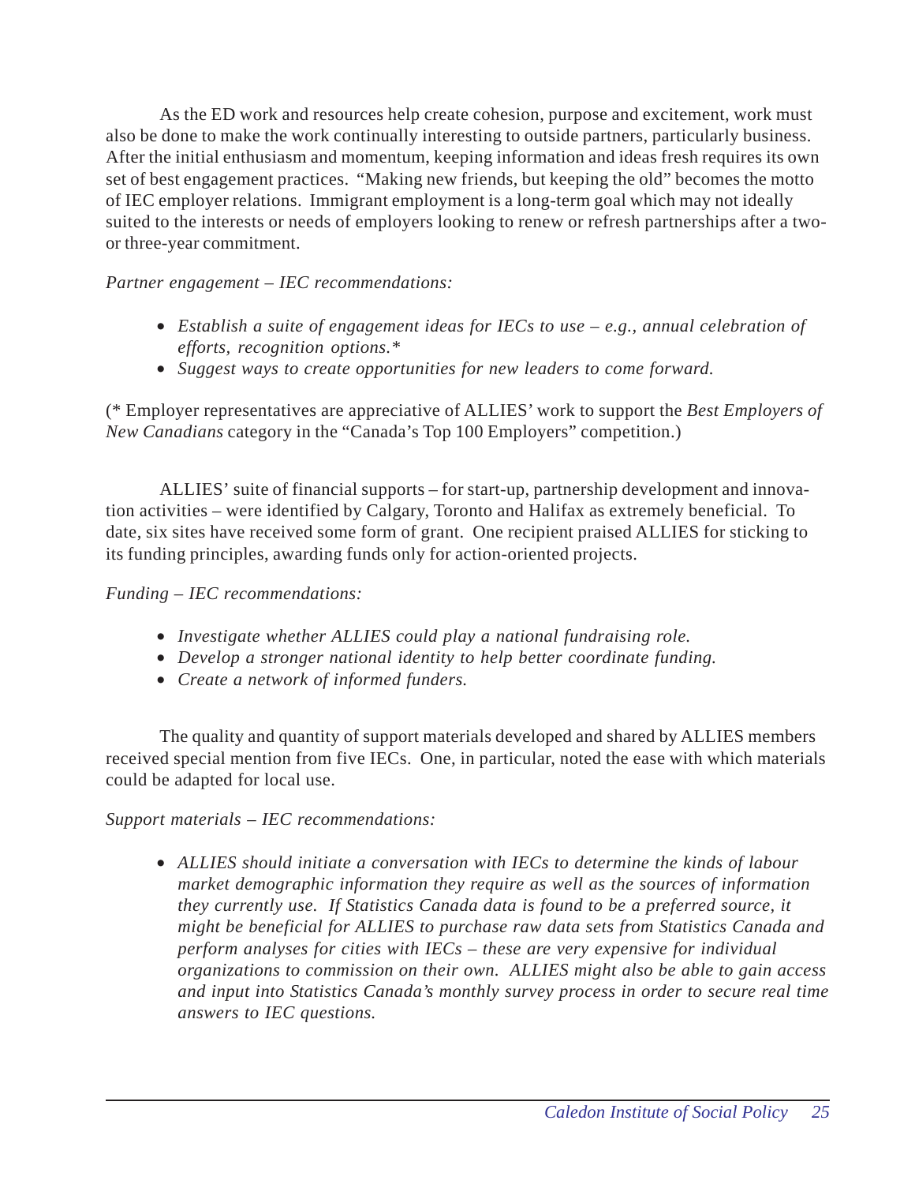As the ED work and resources help create cohesion, purpose and excitement, work must also be done to make the work continually interesting to outside partners, particularly business. After the initial enthusiasm and momentum, keeping information and ideas fresh requires its own set of best engagement practices. "Making new friends, but keeping the old" becomes the motto of IEC employer relations. Immigrant employment is a long-term goal which may not ideally suited to the interests or needs of employers looking to renew or refresh partnerships after a two- or three-year commitment.

*Partner engagement – IEC recommendations:*

- *Establish a suite of engagement ideas for IECs to use – e.g., annual celebration of efforts, recognition options.**
- *Suggest ways to create opportunities for new leaders to come forward.*

(* Employer representatives are appreciative of ALLIES' work to support the *Best Employers of New Canadians* category in the "Canada's Top 100 Employers" competition.)

ALLIES' suite of financial supports – for start-up, partnership development and innovation activities – were identified by Calgary, Toronto and Halifax as extremely beneficial. To date, six sites have received some form of grant. One recipient praised ALLIES for sticking to its funding principles, awarding funds only for action-oriented projects.

*Funding – IEC recommendations:*

- *Investigate whether ALLIES could play a national fundraising role.*
- *Develop a stronger national identity to help better coordinate funding.*
- *Create a network of informed funders.*

The quality and quantity of support materials developed and shared by ALLIES members received special mention from five IECs. One, in particular, noted the ease with which materials could be adapted for local use.

*Support materials – IEC recommendations:*

- *ALLIES should initiate a conversation with IECs to determine the kinds of labour market demographic information they require as well as the sources of information they currently use. If Statistics Canada data is found to be a preferred source, it might be beneficial for ALLIES to purchase raw data sets from Statistics Canada and perform analyses for cities with IECs – these are very expensive for individual organizations to commission on their own. ALLIES might also be able to gain access and input into Statistics Canada's monthly survey process in order to secure real time answers to IEC questions.*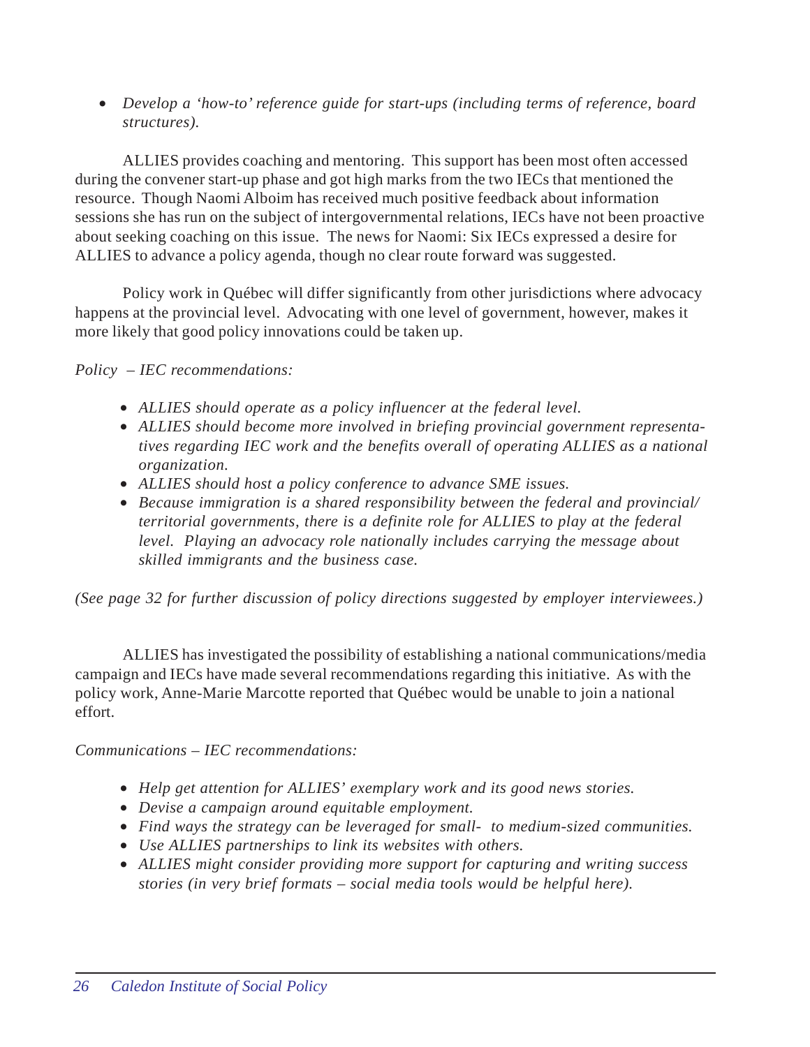- *Develop a 'how-to' reference guide for start-ups (including terms of reference, board structures).*

ALLIES provides coaching and mentoring. This support has been most often accessed during the convener start-up phase and got high marks from the two IECs that mentioned the resource. Though Naomi Alboim has received much positive feedback about information sessions she has run on the subject of intergovernmental relations, IECs have not been proactive about seeking coaching on this issue. The news for Naomi: Six IECs expressed a desire for ALLIES to advance a policy agenda, though no clear route forward was suggested.

Policy work in Québec will differ significantly from other jurisdictions where advocacy happens at the provincial level. Advocating with one level of government, however, makes it more likely that good policy innovations could be taken up.

*Policy – IEC recommendations:*

- *ALLIES should operate as a policy influencer at the federal level.*
- *ALLIES should become more involved in briefing provincial government representatives regarding IEC work and the benefits overall of operating ALLIES as a national organization.*
- *ALLIES should host a policy conference to advance SME issues.*
- *Because immigration is a shared responsibility between the federal and provincial/territorial governments, there is a definite role for ALLIES to play at the federal level. Playing an advocacy role nationally includes carrying the message about skilled immigrants and the business case.*

*(See page 32 for further discussion of policy directions suggested by employer interviewees.)*

ALLIES has investigated the possibility of establishing a national communications/media campaign and IECs have made several recommendations regarding this initiative. As with the policy work, Anne-Marie Marcotte reported that Québec would be unable to join a national effort.

*Communications – IEC recommendations:*

- *Help get attention for ALLIES' exemplary work and its good news stories.*
- *Devise a campaign around equitable employment.*
- *Find ways the strategy can be leveraged for small- to medium-sized communities.*
- *Use ALLIES partnerships to link its websites with others.*
- *ALLIES might consider providing more support for capturing and writing success stories (in very brief formats – social media tools would be helpful here).*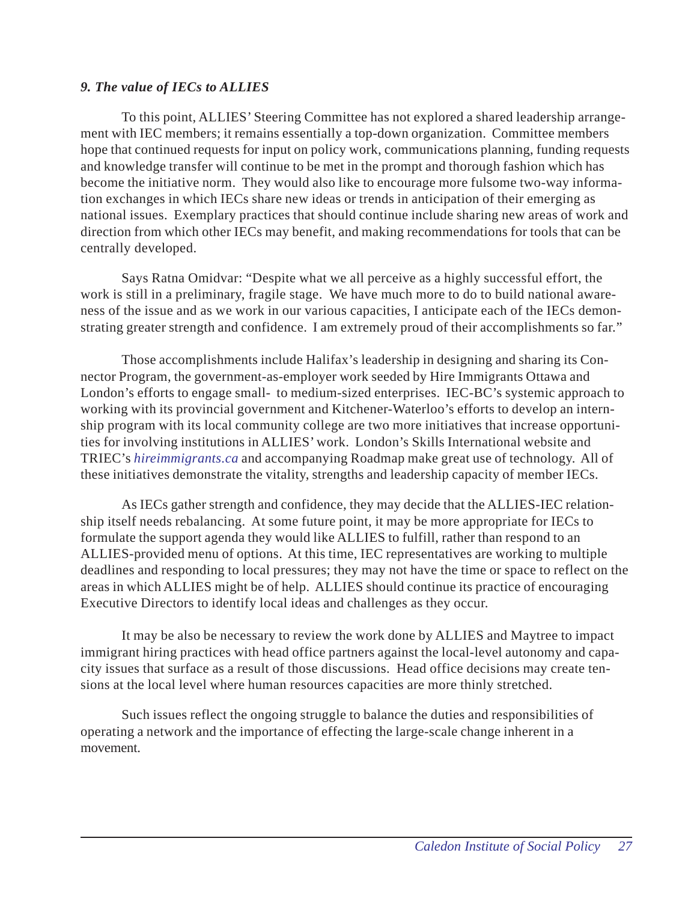### *9. The value of IECs to ALLIES*

To this point, ALLIES' Steering Committee has not explored a shared leadership arrangement with IEC members; it remains essentially a top-down organization. Committee members hope that continued requests for input on policy work, communications planning, funding requests and knowledge transfer will continue to be met in the prompt and thorough fashion which has become the initiative norm. They would also like to encourage more fulsome two-way information exchanges in which IECs share new ideas or trends in anticipation of their emerging as national issues. Exemplary practices that should continue include sharing new areas of work and direction from which other IECs may benefit, and making recommendations for tools that can be centrally developed.

Says Ratna Omidvar: "Despite what we all perceive as a highly successful effort, the work is still in a preliminary, fragile stage. We have much more to do to build national awareness of the issue and as we work in our various capacities, I anticipate each of the IECs demonstrating greater strength and confidence. I am extremely proud of their accomplishments so far."

Those accomplishments include Halifax's leadership in designing and sharing its Connector Program, the government-as-employer work seeded by Hire Immigrants Ottawa and London's efforts to engage small- to medium-sized enterprises. IEC-BC's systemic approach to working with its provincial government and Kitchener-Waterloo's efforts to develop an internship program with its local community college are two more initiatives that increase opportunities for involving institutions in ALLIES' work. London's Skills International website and TRIEC's *hireimmigrants.ca* and accompanying Roadmap make great use of technology. All of these initiatives demonstrate the vitality, strengths and leadership capacity of member IECs.

As IECs gather strength and confidence, they may decide that the ALLIES-IEC relationship itself needs rebalancing. At some future point, it may be more appropriate for IECs to formulate the support agenda they would like ALLIES to fulfill, rather than respond to an ALLIES-provided menu of options. At this time, IEC representatives are working to multiple deadlines and responding to local pressures; they may not have the time or space to reflect on the areas in which ALLIES might be of help. ALLIES should continue its practice of encouraging Executive Directors to identify local ideas and challenges as they occur.

It may be also be necessary to review the work done by ALLIES and Maytree to impact immigrant hiring practices with head office partners against the local-level autonomy and capacity issues that surface as a result of those discussions. Head office decisions may create tensions at the local level where human resources capacities are more thinly stretched.

Such issues reflect the ongoing struggle to balance the duties and responsibilities of operating a network and the importance of effecting the large-scale change inherent in a movement.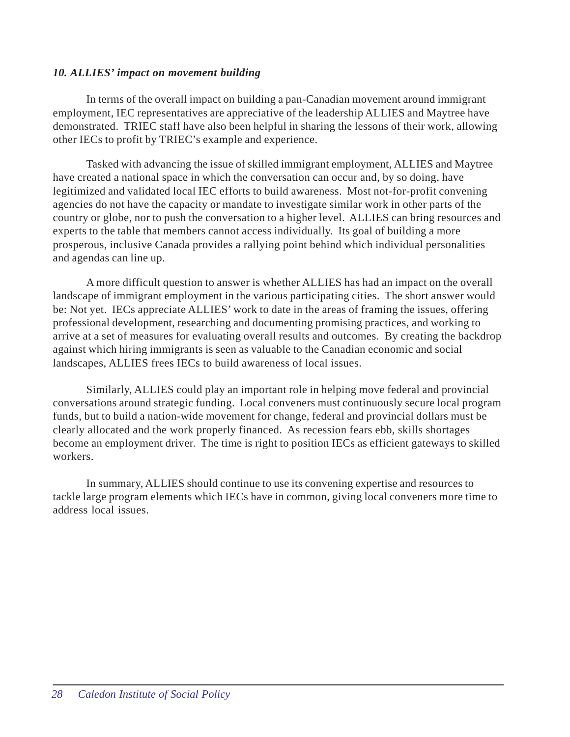### *10. ALLIES' impact on movement building*

In terms of the overall impact on building a pan-Canadian movement around immigrant employment, IEC representatives are appreciative of the leadership ALLIES and Maytree have demonstrated. TRIEC staff have also been helpful in sharing the lessons of their work, allowing other IECs to profit by TRIEC's example and experience.

Tasked with advancing the issue of skilled immigrant employment, ALLIES and Maytree have created a national space in which the conversation can occur and, by so doing, have legitimized and validated local IEC efforts to build awareness. Most not-for-profit convening agencies do not have the capacity or mandate to investigate similar work in other parts of the country or globe, nor to push the conversation to a higher level. ALLIES can bring resources and experts to the table that members cannot access individually. Its goal of building a more prosperous, inclusive Canada provides a rallying point behind which individual personalities and agendas can line up.

A more difficult question to answer is whether ALLIES has had an impact on the overall landscape of immigrant employment in the various participating cities. The short answer would be: Not yet. IECs appreciate ALLIES' work to date in the areas of framing the issues, offering professional development, researching and documenting promising practices, and working to arrive at a set of measures for evaluating overall results and outcomes. By creating the backdrop against which hiring immigrants is seen as valuable to the Canadian economic and social landscapes, ALLIES frees IECs to build awareness of local issues.

Similarly, ALLIES could play an important role in helping move federal and provincial conversations around strategic funding. Local conveners must continuously secure local program funds, but to build a nation-wide movement for change, federal and provincial dollars must be clearly allocated and the work properly financed. As recession fears ebb, skills shortages become an employment driver. The time is right to position IECs as efficient gateways to skilled workers.

In summary, ALLIES should continue to use its convening expertise and resources to tackle large program elements which IECs have in common, giving local conveners more time to address local issues.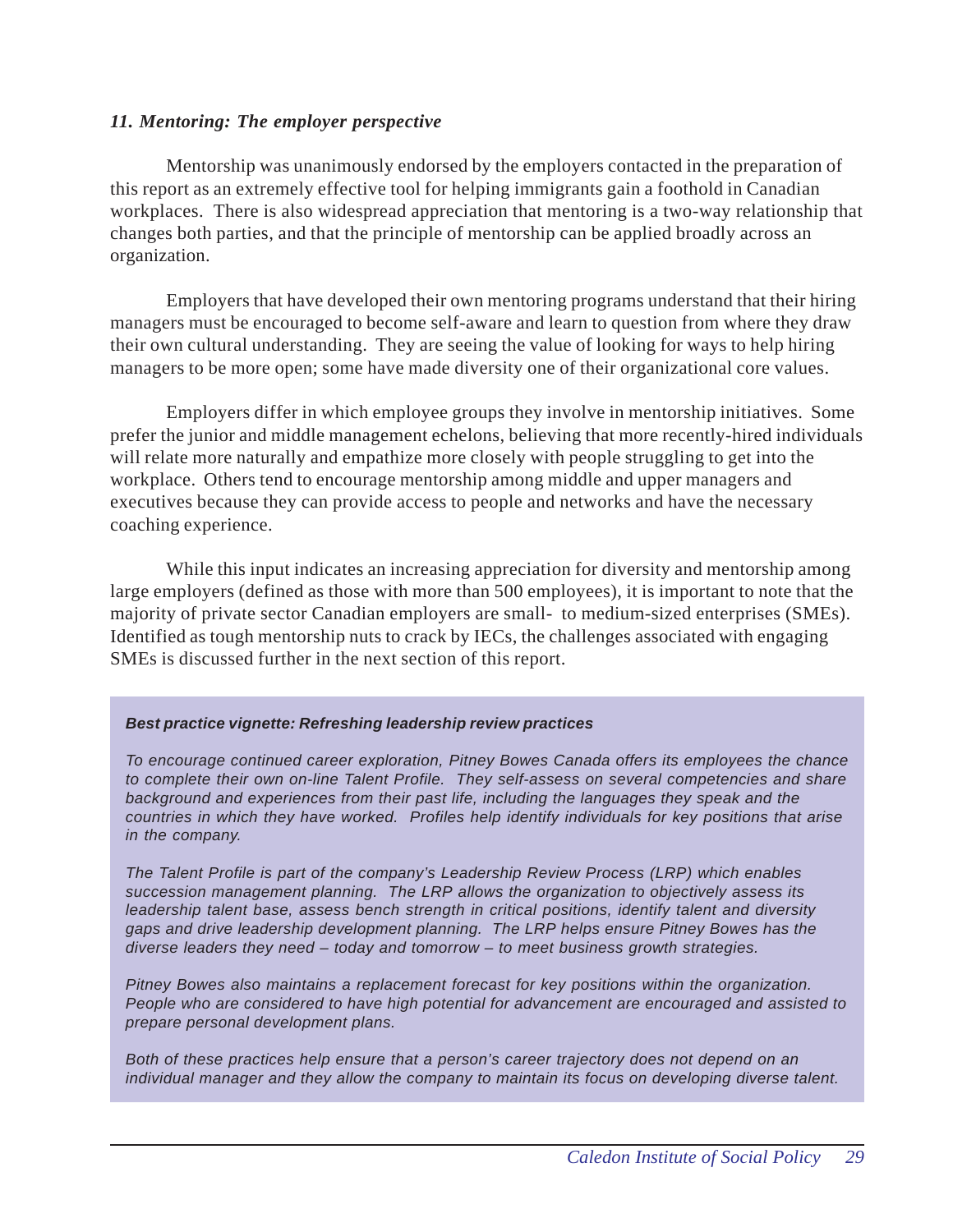### *11. Mentoring: The employer perspective*

Mentorship was unanimously endorsed by the employers contacted in the preparation of this report as an extremely effective tool for helping immigrants gain a foothold in Canadian workplaces. There is also widespread appreciation that mentoring is a two-way relationship that changes both parties, and that the principle of mentorship can be applied broadly across an organization.

Employers that have developed their own mentoring programs understand that their hiring managers must be encouraged to become self-aware and learn to question from where they draw their own cultural understanding. They are seeing the value of looking for ways to help hiring managers to be more open; some have made diversity one of their organizational core values.

Employers differ in which employee groups they involve in mentorship initiatives. Some prefer the junior and middle management echelons, believing that more recently-hired individuals will relate more naturally and empathize more closely with people struggling to get into the workplace. Others tend to encourage mentorship among middle and upper managers and executives because they can provide access to people and networks and have the necessary coaching experience.

While this input indicates an increasing appreciation for diversity and mentorship among large employers (defined as those with more than 500 employees), it is important to note that the majority of private sector Canadian employers are small- to medium-sized enterprises (SMEs). Identified as tough mentorship nuts to crack by IECs, the challenges associated with engaging SMEs is discussed further in the next section of this report.

> ***Best practice vignette: Refreshing leadership review practices***
>
> *To encourage continued career exploration, Pitney Bowes Canada offers its employees the chance to complete their own on-line Talent Profile. They self-assess on several competencies and share background and experiences from their past life, including the languages they speak and the countries in which they have worked. Profiles help identify individuals for key positions that arise in the company.*
>
> *The Talent Profile is part of the company's Leadership Review Process (LRP) which enables succession management planning. The LRP allows the organization to objectively assess its leadership talent base, assess bench strength in critical positions, identify talent and diversity gaps and drive leadership development planning. The LRP helps ensure Pitney Bowes has the diverse leaders they need – today and tomorrow – to meet business growth strategies.*
>
> *Pitney Bowes also maintains a replacement forecast for key positions within the organization. People who are considered to have high potential for advancement are encouraged and assisted to prepare personal development plans.*
>
> *Both of these practices help ensure that a person's career trajectory does not depend on an individual manager and they allow the company to maintain its focus on developing diverse talent.*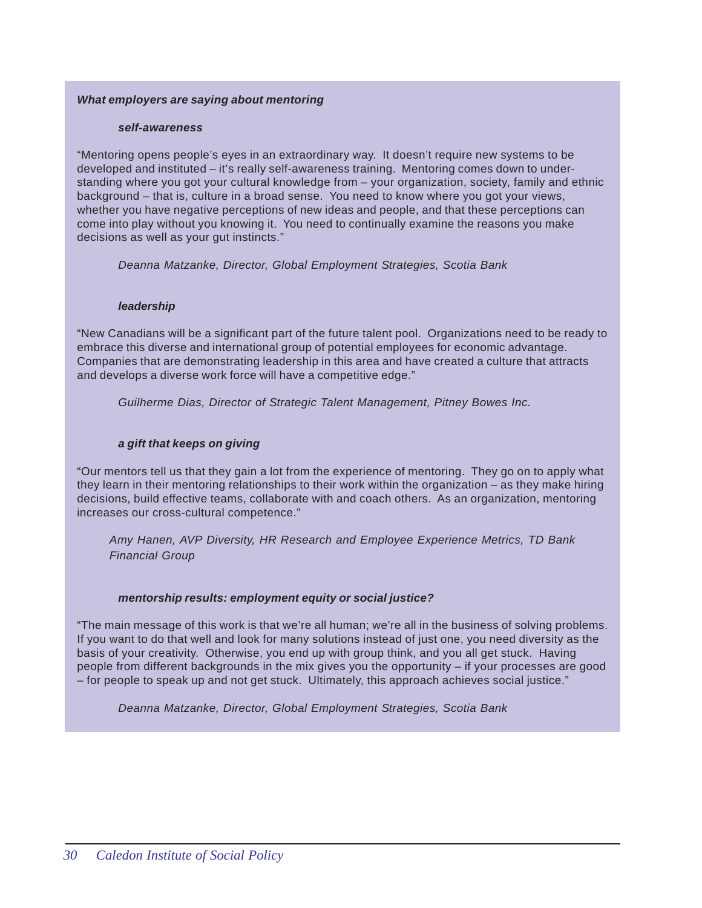***What employers are saying about mentoring***

***self-awareness***

"Mentoring opens people's eyes in an extraordinary way. It doesn't require new systems to be developed and instituted – it's really self-awareness training. Mentoring comes down to understanding where you got your cultural knowledge from – your organization, society, family and ethnic background – that is, culture in a broad sense. You need to know where you got your views, whether you have negative perceptions of new ideas and people, and that these perceptions can come into play without you knowing it. You need to continually examine the reasons you make decisions as well as your gut instincts."

*Deanna Matzanke, Director, Global Employment Strategies, Scotia Bank*

***leadership***

"New Canadians will be a significant part of the future talent pool. Organizations need to be ready to embrace this diverse and international group of potential employees for economic advantage. Companies that are demonstrating leadership in this area and have created a culture that attracts and develops a diverse work force will have a competitive edge."

*Guilherme Dias, Director of Strategic Talent Management, Pitney Bowes Inc.*

***a gift that keeps on giving***

"Our mentors tell us that they gain a lot from the experience of mentoring. They go on to apply what they learn in their mentoring relationships to their work within the organization – as they make hiring decisions, build effective teams, collaborate with and coach others. As an organization, mentoring increases our cross-cultural competence."

*Amy Hanen, AVP Diversity, HR Research and Employee Experience Metrics, TD Bank Financial Group*

***mentorship results: employment equity or social justice?***

"The main message of this work is that we're all human; we're all in the business of solving problems. If you want to do that well and look for many solutions instead of just one, you need diversity as the basis of your creativity. Otherwise, you end up with group think, and you all get stuck. Having people from different backgrounds in the mix gives you the opportunity – if your processes are good – for people to speak up and not get stuck. Ultimately, this approach achieves social justice."

*Deanna Matzanke, Director, Global Employment Strategies, Scotia Bank*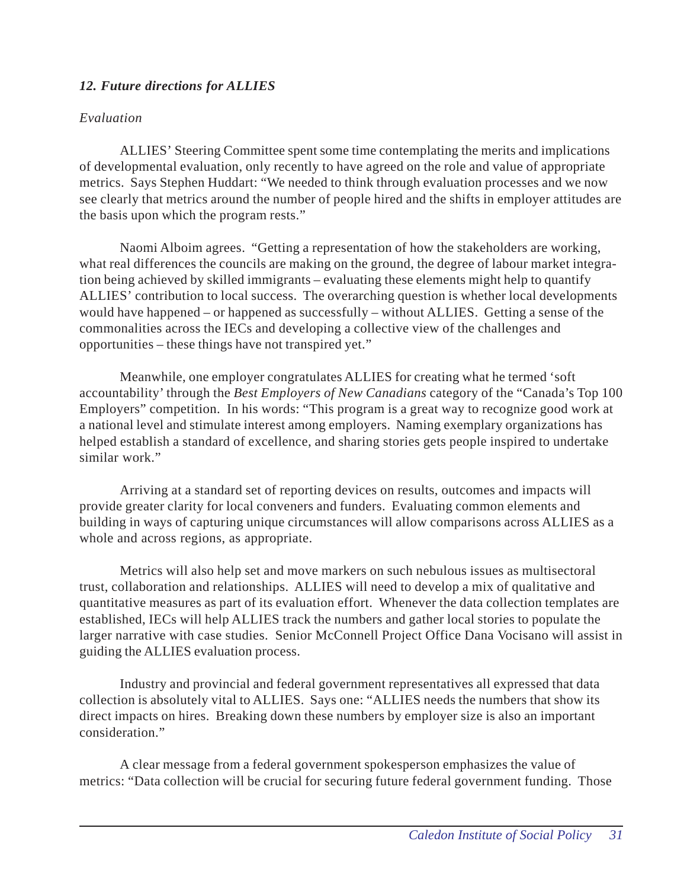### *12. Future directions for ALLIES*

*Evaluation*

ALLIES' Steering Committee spent some time contemplating the merits and implications of developmental evaluation, only recently to have agreed on the role and value of appropriate metrics. Says Stephen Huddart: "We needed to think through evaluation processes and we now see clearly that metrics around the number of people hired and the shifts in employer attitudes are the basis upon which the program rests."

Naomi Alboim agrees. "Getting a representation of how the stakeholders are working, what real differences the councils are making on the ground, the degree of labour market integration being achieved by skilled immigrants – evaluating these elements might help to quantify ALLIES' contribution to local success. The overarching question is whether local developments would have happened – or happened as successfully – without ALLIES. Getting a sense of the commonalities across the IECs and developing a collective view of the challenges and opportunities – these things have not transpired yet."

Meanwhile, one employer congratulates ALLIES for creating what he termed 'soft accountability' through the *Best Employers of New Canadians* category of the "Canada's Top 100 Employers" competition. In his words: "This program is a great way to recognize good work at a national level and stimulate interest among employers. Naming exemplary organizations has helped establish a standard of excellence, and sharing stories gets people inspired to undertake similar work."

Arriving at a standard set of reporting devices on results, outcomes and impacts will provide greater clarity for local conveners and funders. Evaluating common elements and building in ways of capturing unique circumstances will allow comparisons across ALLIES as a whole and across regions, as appropriate.

Metrics will also help set and move markers on such nebulous issues as multisectoral trust, collaboration and relationships. ALLIES will need to develop a mix of qualitative and quantitative measures as part of its evaluation effort. Whenever the data collection templates are established, IECs will help ALLIES track the numbers and gather local stories to populate the larger narrative with case studies. Senior McConnell Project Office Dana Vocisano will assist in guiding the ALLIES evaluation process.

Industry and provincial and federal government representatives all expressed that data collection is absolutely vital to ALLIES. Says one: "ALLIES needs the numbers that show its direct impacts on hires. Breaking down these numbers by employer size is also an important consideration."

A clear message from a federal government spokesperson emphasizes the value of metrics: "Data collection will be crucial for securing future federal government funding. Those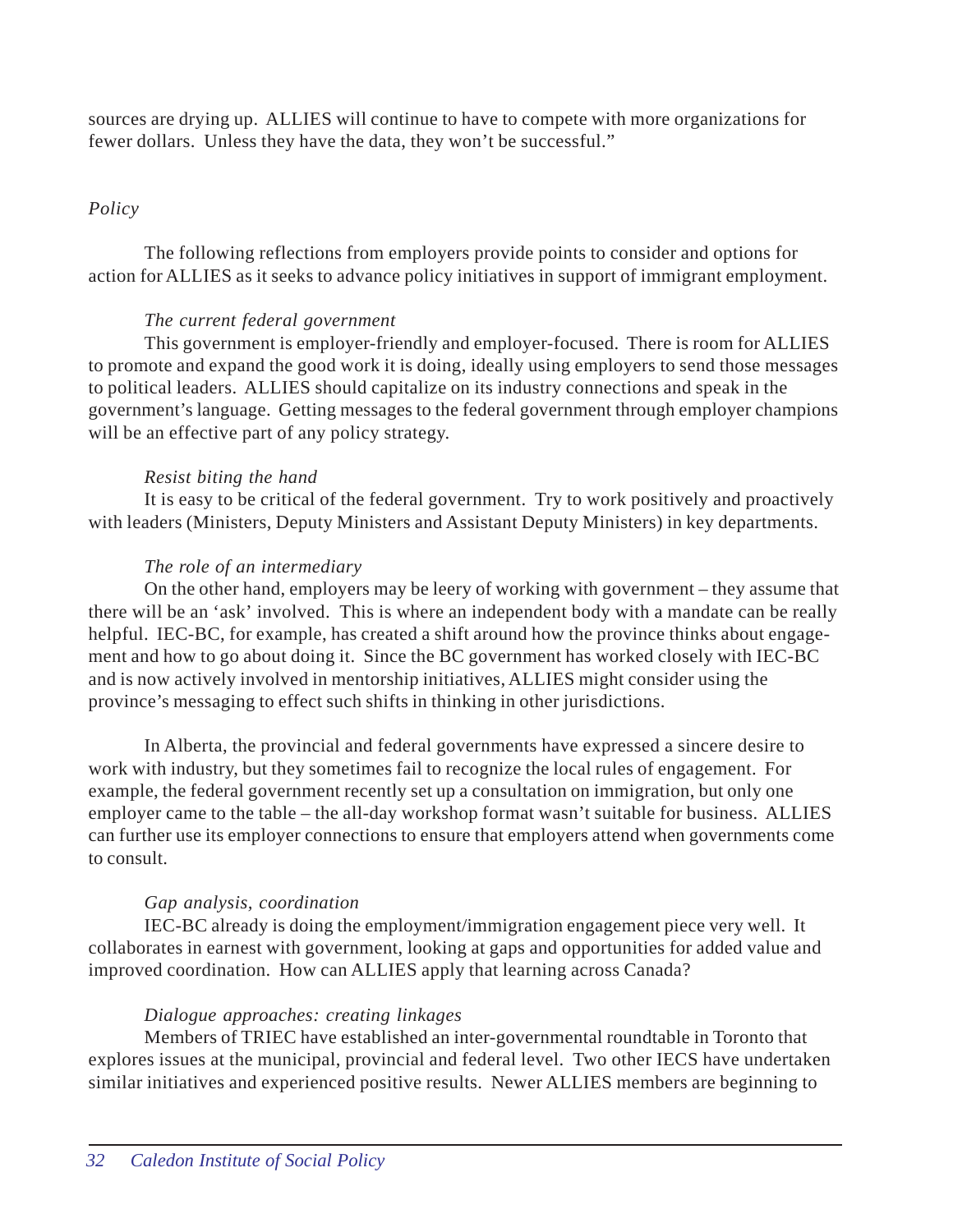sources are drying up. ALLIES will continue to have to compete with more organizations for fewer dollars. Unless they have the data, they won't be successful."

*Policy*

The following reflections from employers provide points to consider and options for action for ALLIES as it seeks to advance policy initiatives in support of immigrant employment.

*The current federal government*

This government is employer-friendly and employer-focused. There is room for ALLIES to promote and expand the good work it is doing, ideally using employers to send those messages to political leaders. ALLIES should capitalize on its industry connections and speak in the government's language. Getting messages to the federal government through employer champions will be an effective part of any policy strategy.

*Resist biting the hand*

It is easy to be critical of the federal government. Try to work positively and proactively with leaders (Ministers, Deputy Ministers and Assistant Deputy Ministers) in key departments.

*The role of an intermediary*

On the other hand, employers may be leery of working with government – they assume that there will be an 'ask' involved. This is where an independent body with a mandate can be really helpful. IEC-BC, for example, has created a shift around how the province thinks about engagement and how to go about doing it. Since the BC government has worked closely with IEC-BC and is now actively involved in mentorship initiatives, ALLIES might consider using the province's messaging to effect such shifts in thinking in other jurisdictions.

In Alberta, the provincial and federal governments have expressed a sincere desire to work with industry, but they sometimes fail to recognize the local rules of engagement. For example, the federal government recently set up a consultation on immigration, but only one employer came to the table – the all-day workshop format wasn't suitable for business. ALLIES can further use its employer connections to ensure that employers attend when governments come to consult.

*Gap analysis, coordination*

IEC-BC already is doing the employment/immigration engagement piece very well. It collaborates in earnest with government, looking at gaps and opportunities for added value and improved coordination. How can ALLIES apply that learning across Canada?

*Dialogue approaches: creating linkages*

Members of TRIEC have established an inter-governmental roundtable in Toronto that explores issues at the municipal, provincial and federal level. Two other IECS have undertaken similar initiatives and experienced positive results. Newer ALLIES members are beginning to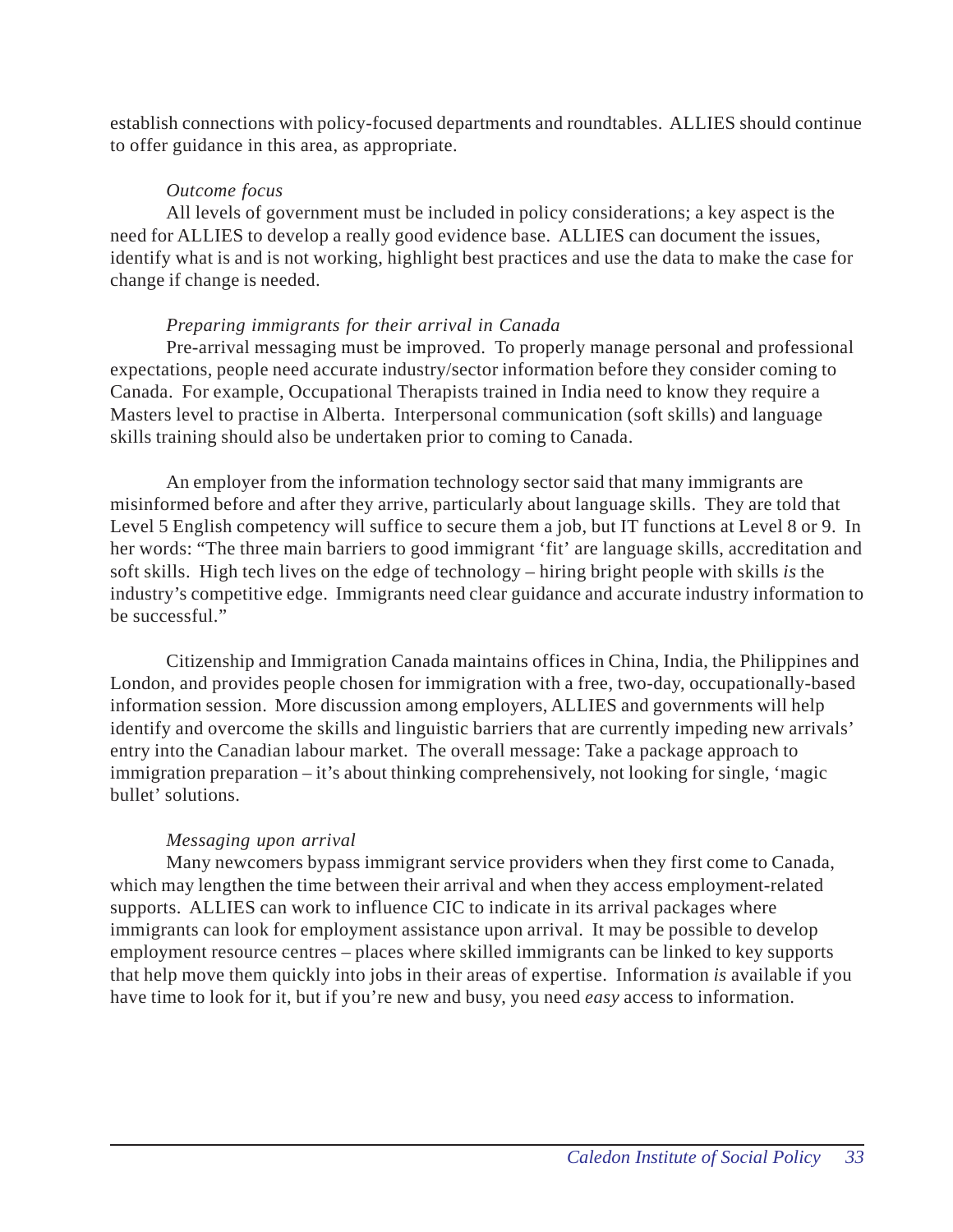establish connections with policy-focused departments and roundtables. ALLIES should continue to offer guidance in this area, as appropriate.

*Outcome focus*

All levels of government must be included in policy considerations; a key aspect is the need for ALLIES to develop a really good evidence base. ALLIES can document the issues, identify what is and is not working, highlight best practices and use the data to make the case for change if change is needed.

*Preparing immigrants for their arrival in Canada*

Pre-arrival messaging must be improved. To properly manage personal and professional expectations, people need accurate industry/sector information before they consider coming to Canada. For example, Occupational Therapists trained in India need to know they require a Masters level to practise in Alberta. Interpersonal communication (soft skills) and language skills training should also be undertaken prior to coming to Canada.

An employer from the information technology sector said that many immigrants are misinformed before and after they arrive, particularly about language skills. They are told that Level 5 English competency will suffice to secure them a job, but IT functions at Level 8 or 9. In her words: "The three main barriers to good immigrant 'fit' are language skills, accreditation and soft skills. High tech lives on the edge of technology – hiring bright people with skills *is* the industry's competitive edge. Immigrants need clear guidance and accurate industry information to be successful."

Citizenship and Immigration Canada maintains offices in China, India, the Philippines and London, and provides people chosen for immigration with a free, two-day, occupationally-based information session. More discussion among employers, ALLIES and governments will help identify and overcome the skills and linguistic barriers that are currently impeding new arrivals' entry into the Canadian labour market. The overall message: Take a package approach to immigration preparation – it's about thinking comprehensively, not looking for single, 'magic bullet' solutions.

*Messaging upon arrival*

Many newcomers bypass immigrant service providers when they first come to Canada, which may lengthen the time between their arrival and when they access employment-related supports. ALLIES can work to influence CIC to indicate in its arrival packages where immigrants can look for employment assistance upon arrival. It may be possible to develop employment resource centres – places where skilled immigrants can be linked to key supports that help move them quickly into jobs in their areas of expertise. Information *is* available if you have time to look for it, but if you're new and busy, you need *easy* access to information.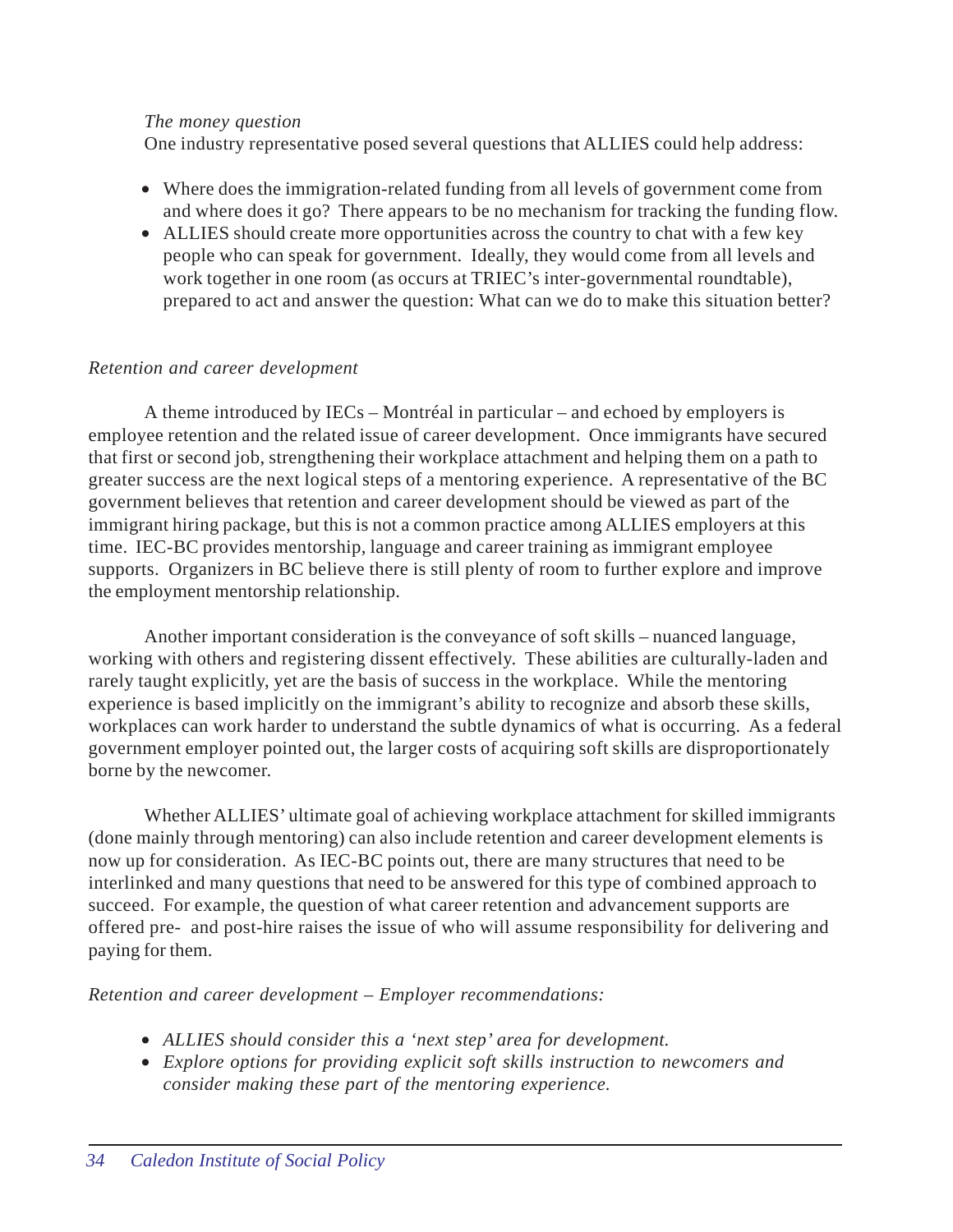*The money question*

One industry representative posed several questions that ALLIES could help address:

- Where does the immigration-related funding from all levels of government come from and where does it go? There appears to be no mechanism for tracking the funding flow.
- ALLIES should create more opportunities across the country to chat with a few key people who can speak for government. Ideally, they would come from all levels and work together in one room (as occurs at TRIEC's inter-governmental roundtable), prepared to act and answer the question: What can we do to make this situation better?

*Retention and career development*

A theme introduced by IECs – Montréal in particular – and echoed by employers is employee retention and the related issue of career development. Once immigrants have secured that first or second job, strengthening their workplace attachment and helping them on a path to greater success are the next logical steps of a mentoring experience. A representative of the BC government believes that retention and career development should be viewed as part of the immigrant hiring package, but this is not a common practice among ALLIES employers at this time. IEC-BC provides mentorship, language and career training as immigrant employee supports. Organizers in BC believe there is still plenty of room to further explore and improve the employment mentorship relationship.

Another important consideration is the conveyance of soft skills – nuanced language, working with others and registering dissent effectively. These abilities are culturally-laden and rarely taught explicitly, yet are the basis of success in the workplace. While the mentoring experience is based implicitly on the immigrant's ability to recognize and absorb these skills, workplaces can work harder to understand the subtle dynamics of what is occurring. As a federal government employer pointed out, the larger costs of acquiring soft skills are disproportionately borne by the newcomer.

Whether ALLIES' ultimate goal of achieving workplace attachment for skilled immigrants (done mainly through mentoring) can also include retention and career development elements is now up for consideration. As IEC-BC points out, there are many structures that need to be interlinked and many questions that need to be answered for this type of combined approach to succeed. For example, the question of what career retention and advancement supports are offered pre- and post-hire raises the issue of who will assume responsibility for delivering and paying for them.

*Retention and career development – Employer recommendations:*

- *ALLIES should consider this a 'next step' area for development.*
- *Explore options for providing explicit soft skills instruction to newcomers and consider making these part of the mentoring experience.*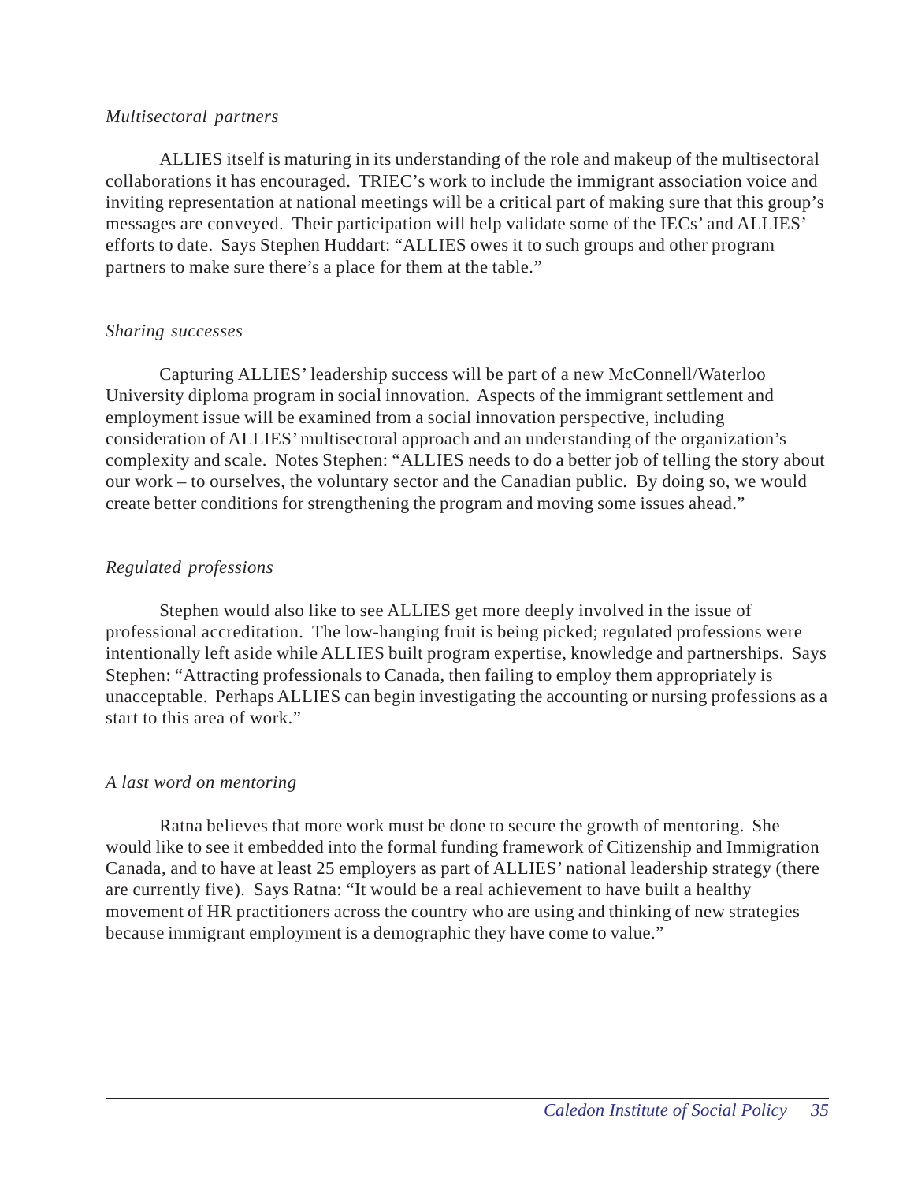*Multisectoral partners*

ALLIES itself is maturing in its understanding of the role and makeup of the multisectoral collaborations it has encouraged. TRIEC's work to include the immigrant association voice and inviting representation at national meetings will be a critical part of making sure that this group's messages are conveyed. Their participation will help validate some of the IECs' and ALLIES' efforts to date. Says Stephen Huddart: "ALLIES owes it to such groups and other program partners to make sure there's a place for them at the table."

*Sharing successes*

Capturing ALLIES' leadership success will be part of a new McConnell/Waterloo University diploma program in social innovation. Aspects of the immigrant settlement and employment issue will be examined from a social innovation perspective, including consideration of ALLIES' multisectoral approach and an understanding of the organization's complexity and scale. Notes Stephen: "ALLIES needs to do a better job of telling the story about our work – to ourselves, the voluntary sector and the Canadian public. By doing so, we would create better conditions for strengthening the program and moving some issues ahead."

*Regulated professions*

Stephen would also like to see ALLIES get more deeply involved in the issue of professional accreditation. The low-hanging fruit is being picked; regulated professions were intentionally left aside while ALLIES built program expertise, knowledge and partnerships. Says Stephen: "Attracting professionals to Canada, then failing to employ them appropriately is unacceptable. Perhaps ALLIES can begin investigating the accounting or nursing professions as a start to this area of work."

*A last word on mentoring*

Ratna believes that more work must be done to secure the growth of mentoring. She would like to see it embedded into the formal funding framework of Citizenship and Immigration Canada, and to have at least 25 employers as part of ALLIES' national leadership strategy (there are currently five). Says Ratna: "It would be a real achievement to have built a healthy movement of HR practitioners across the country who are using and thinking of new strategies because immigrant employment is a demographic they have come to value."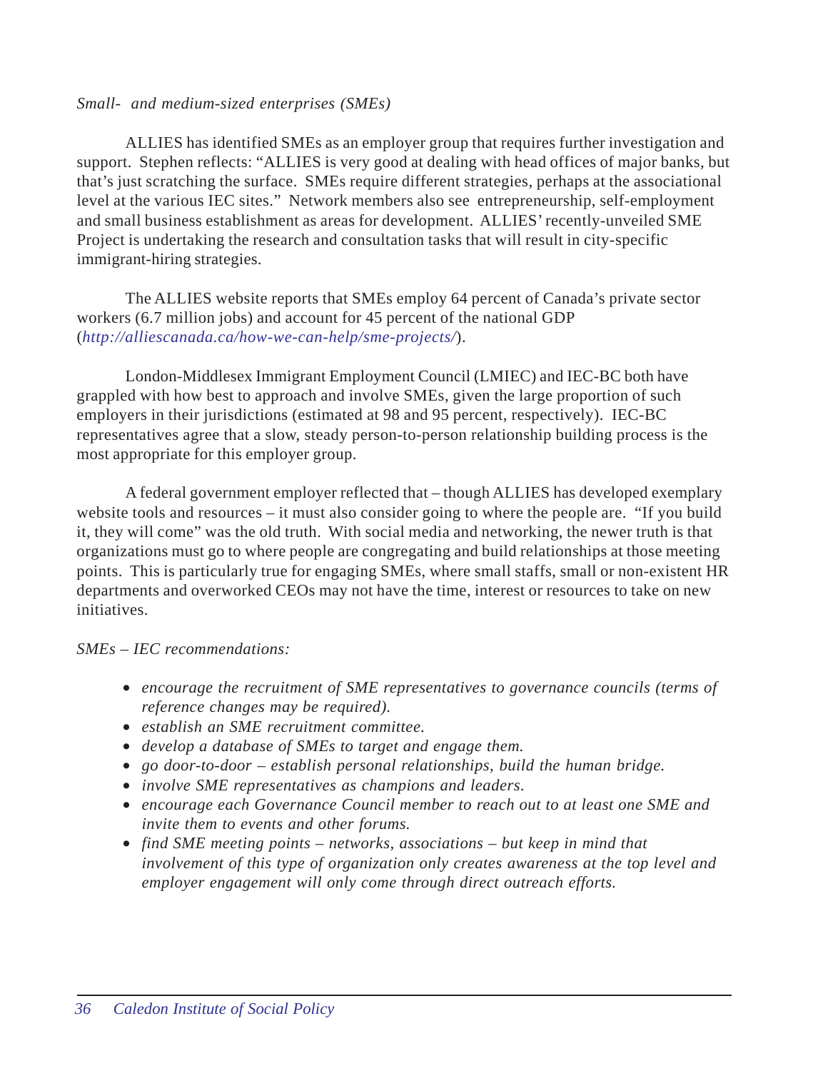*Small- and medium-sized enterprises (SMEs)*

ALLIES has identified SMEs as an employer group that requires further investigation and support. Stephen reflects: "ALLIES is very good at dealing with head offices of major banks, but that's just scratching the surface. SMEs require different strategies, perhaps at the associational level at the various IEC sites." Network members also see entrepreneurship, self-employment and small business establishment as areas for development. ALLIES' recently-unveiled SME Project is undertaking the research and consultation tasks that will result in city-specific immigrant-hiring strategies.

The ALLIES website reports that SMEs employ 64 percent of Canada's private sector workers (6.7 million jobs) and account for 45 percent of the national GDP (*http://alliescanada.ca/how-we-can-help/sme-projects/*).

London-Middlesex Immigrant Employment Council (LMIEC) and IEC-BC both have grappled with how best to approach and involve SMEs, given the large proportion of such employers in their jurisdictions (estimated at 98 and 95 percent, respectively). IEC-BC representatives agree that a slow, steady person-to-person relationship building process is the most appropriate for this employer group.

A federal government employer reflected that – though ALLIES has developed exemplary website tools and resources – it must also consider going to where the people are. "If you build it, they will come" was the old truth. With social media and networking, the newer truth is that organizations must go to where people are congregating and build relationships at those meeting points. This is particularly true for engaging SMEs, where small staffs, small or non-existent HR departments and overworked CEOs may not have the time, interest or resources to take on new initiatives.

*SMEs – IEC recommendations:*

- *encourage the recruitment of SME representatives to governance councils (terms of reference changes may be required).*
- *establish an SME recruitment committee.*
- *develop a database of SMEs to target and engage them.*
- *go door-to-door – establish personal relationships, build the human bridge.*
- *involve SME representatives as champions and leaders.*
- *encourage each Governance Council member to reach out to at least one SME and invite them to events and other forums.*
- *find SME meeting points – networks, associations – but keep in mind that involvement of this type of organization only creates awareness at the top level and employer engagement will only come through direct outreach efforts.*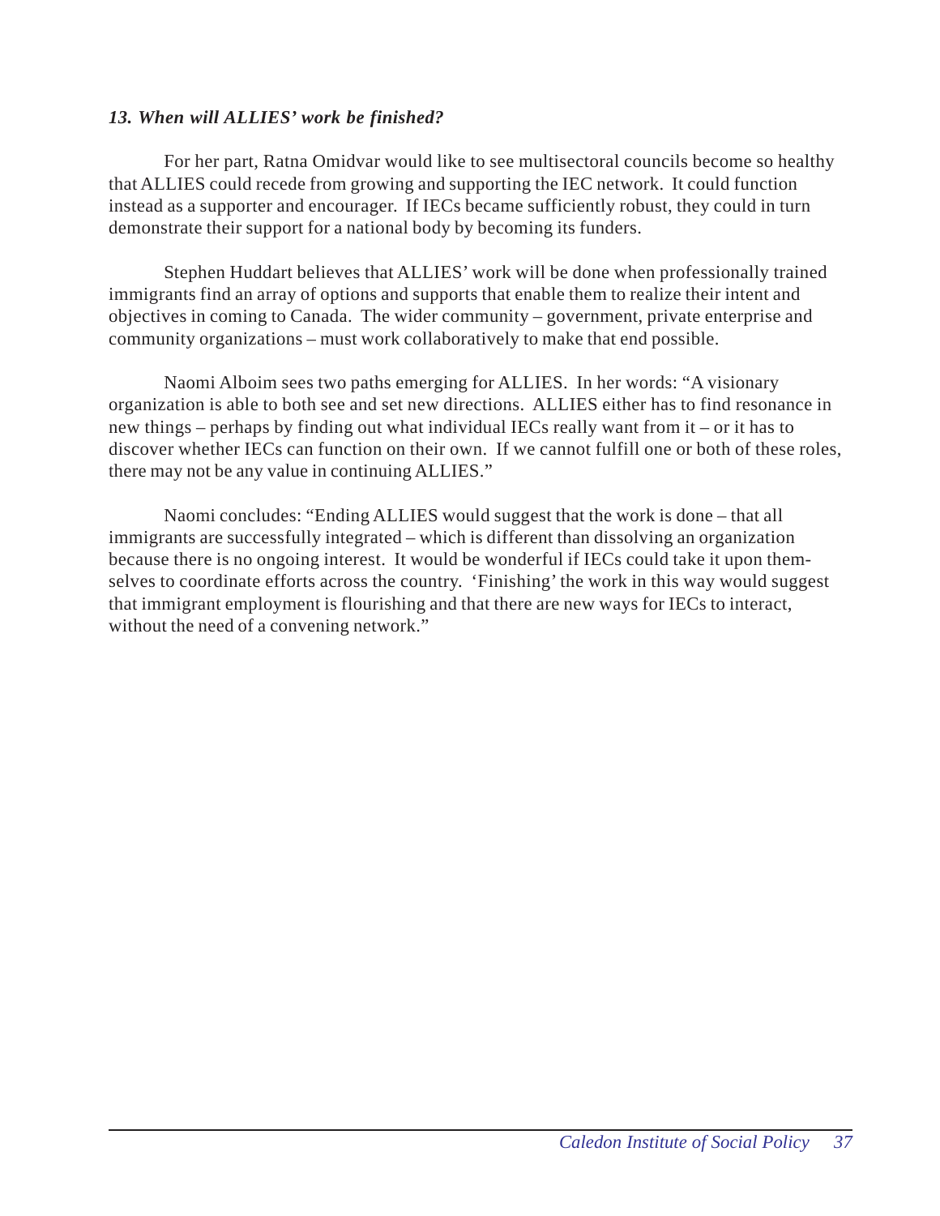### *13. When will ALLIES' work be finished?*

For her part, Ratna Omidvar would like to see multisectoral councils become so healthy that ALLIES could recede from growing and supporting the IEC network. It could function instead as a supporter and encourager. If IECs became sufficiently robust, they could in turn demonstrate their support for a national body by becoming its funders.

Stephen Huddart believes that ALLIES' work will be done when professionally trained immigrants find an array of options and supports that enable them to realize their intent and objectives in coming to Canada. The wider community – government, private enterprise and community organizations – must work collaboratively to make that end possible.

Naomi Alboim sees two paths emerging for ALLIES. In her words: "A visionary organization is able to both see and set new directions. ALLIES either has to find resonance in new things – perhaps by finding out what individual IECs really want from it – or it has to discover whether IECs can function on their own. If we cannot fulfill one or both of these roles, there may not be any value in continuing ALLIES."

Naomi concludes: "Ending ALLIES would suggest that the work is done – that all immigrants are successfully integrated – which is different than dissolving an organization because there is no ongoing interest. It would be wonderful if IECs could take it upon themselves to coordinate efforts across the country. 'Finishing' the work in this way would suggest that immigrant employment is flourishing and that there are new ways for IECs to interact, without the need of a convening network."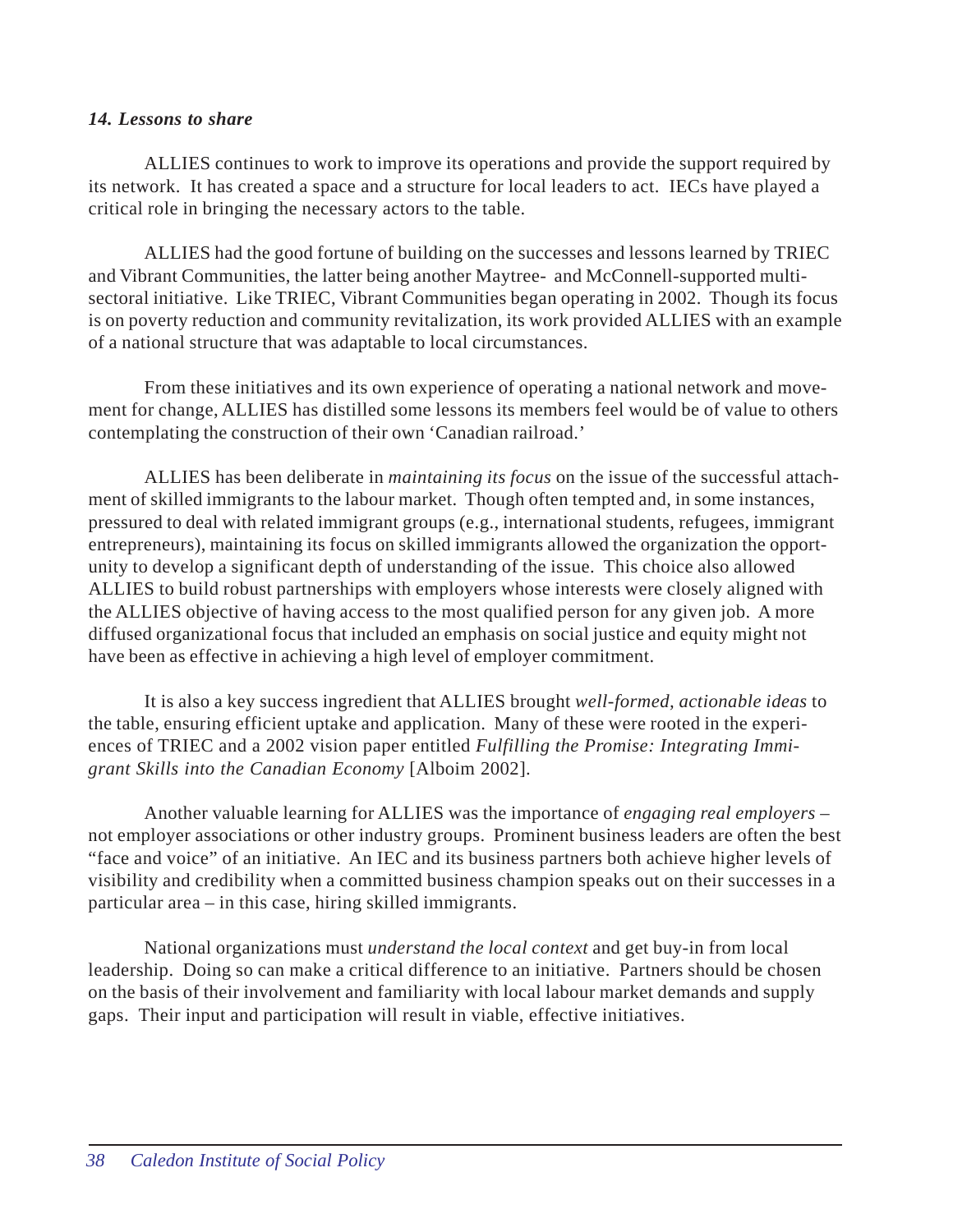### *14. Lessons to share*

ALLIES continues to work to improve its operations and provide the support required by its network. It has created a space and a structure for local leaders to act. IECs have played a critical role in bringing the necessary actors to the table.

ALLIES had the good fortune of building on the successes and lessons learned by TRIEC and Vibrant Communities, the latter being another Maytree- and McConnell-supported multi-sectoral initiative. Like TRIEC, Vibrant Communities began operating in 2002. Though its focus is on poverty reduction and community revitalization, its work provided ALLIES with an example of a national structure that was adaptable to local circumstances.

From these initiatives and its own experience of operating a national network and movement for change, ALLIES has distilled some lessons its members feel would be of value to others contemplating the construction of their own 'Canadian railroad.'

ALLIES has been deliberate in *maintaining its focus* on the issue of the successful attachment of skilled immigrants to the labour market. Though often tempted and, in some instances, pressured to deal with related immigrant groups (e.g., international students, refugees, immigrant entrepreneurs), maintaining its focus on skilled immigrants allowed the organization the opportunity to develop a significant depth of understanding of the issue. This choice also allowed ALLIES to build robust partnerships with employers whose interests were closely aligned with the ALLIES objective of having access to the most qualified person for any given job. A more diffused organizational focus that included an emphasis on social justice and equity might not have been as effective in achieving a high level of employer commitment.

It is also a key success ingredient that ALLIES brought *well-formed, actionable ideas* to the table, ensuring efficient uptake and application. Many of these were rooted in the experiences of TRIEC and a 2002 vision paper entitled *Fulfilling the Promise: Integrating Immigrant Skills into the Canadian Economy* [Alboim 2002].

Another valuable learning for ALLIES was the importance of *engaging real employers* – not employer associations or other industry groups. Prominent business leaders are often the best "face and voice" of an initiative. An IEC and its business partners both achieve higher levels of visibility and credibility when a committed business champion speaks out on their successes in a particular area – in this case, hiring skilled immigrants.

National organizations must *understand the local context* and get buy-in from local leadership. Doing so can make a critical difference to an initiative. Partners should be chosen on the basis of their involvement and familiarity with local labour market demands and supply gaps. Their input and participation will result in viable, effective initiatives.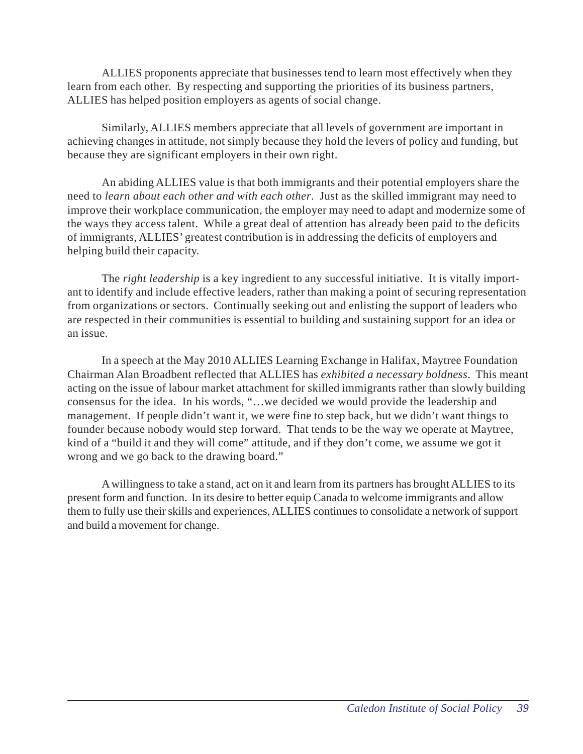ALLIES proponents appreciate that businesses tend to learn most effectively when they learn from each other. By respecting and supporting the priorities of its business partners, ALLIES has helped position employers as agents of social change.

Similarly, ALLIES members appreciate that all levels of government are important in achieving changes in attitude, not simply because they hold the levers of policy and funding, but because they are significant employers in their own right.

An abiding ALLIES value is that both immigrants and their potential employers share the need to *learn about each other and with each other*. Just as the skilled immigrant may need to improve their workplace communication, the employer may need to adapt and modernize some of the ways they access talent. While a great deal of attention has already been paid to the deficits of immigrants, ALLIES' greatest contribution is in addressing the deficits of employers and helping build their capacity.

The *right leadership* is a key ingredient to any successful initiative. It is vitally important to identify and include effective leaders, rather than making a point of securing representation from organizations or sectors. Continually seeking out and enlisting the support of leaders who are respected in their communities is essential to building and sustaining support for an idea or an issue.

In a speech at the May 2010 ALLIES Learning Exchange in Halifax, Maytree Foundation Chairman Alan Broadbent reflected that ALLIES has *exhibited a necessary boldness*. This meant acting on the issue of labour market attachment for skilled immigrants rather than slowly building consensus for the idea. In his words, "…we decided we would provide the leadership and management. If people didn't want it, we were fine to step back, but we didn't want things to founder because nobody would step forward. That tends to be the way we operate at Maytree, kind of a "build it and they will come" attitude, and if they don't come, we assume we got it wrong and we go back to the drawing board."

A willingness to take a stand, act on it and learn from its partners has brought ALLIES to its present form and function. In its desire to better equip Canada to welcome immigrants and allow them to fully use their skills and experiences, ALLIES continues to consolidate a network of support and build a movement for change.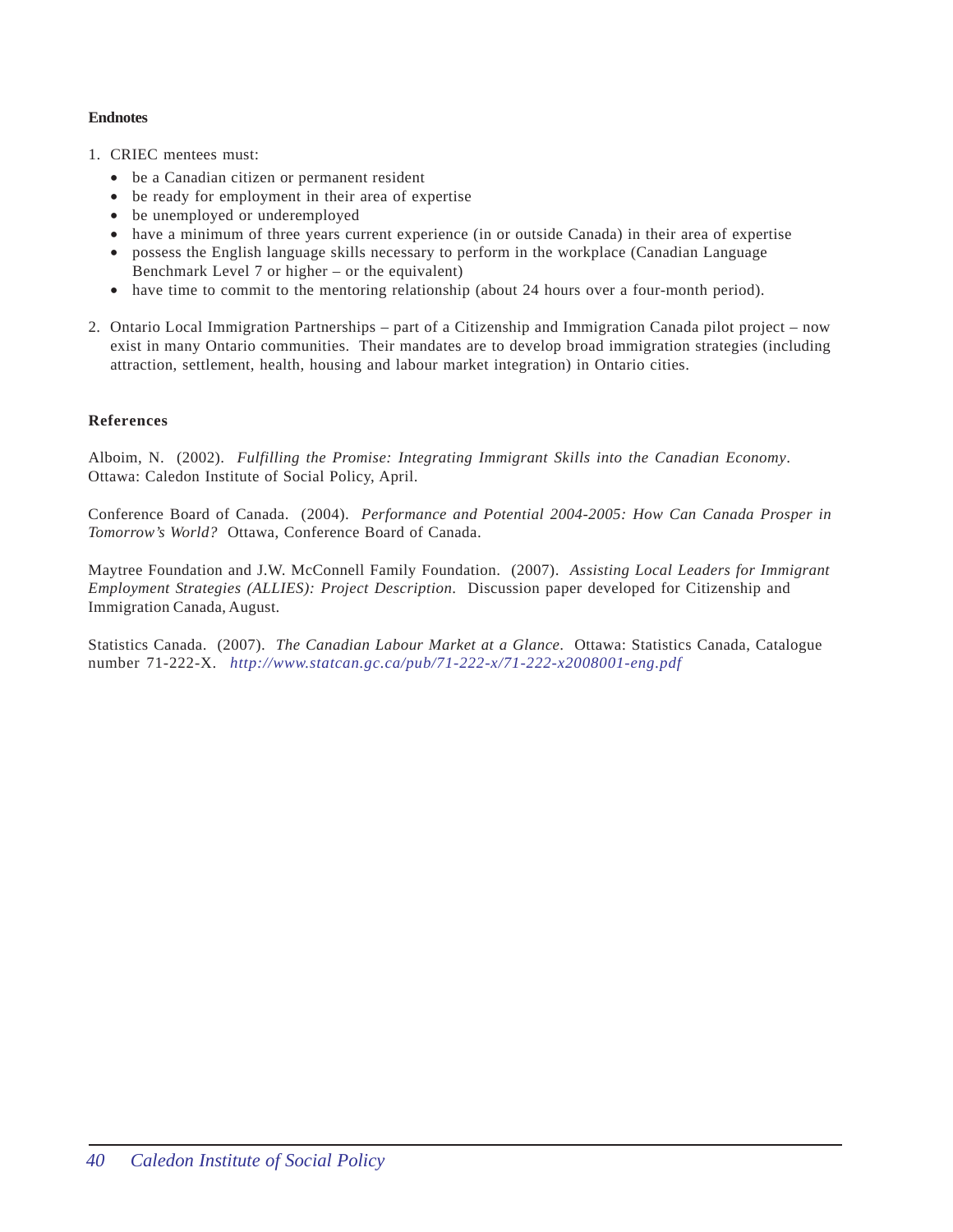## Endnotes

1. CRIEC mentees must:
   - be a Canadian citizen or permanent resident
   - be ready for employment in their area of expertise
   - be unemployed or underemployed
   - have a minimum of three years current experience (in or outside Canada) in their area of expertise
   - possess the English language skills necessary to perform in the workplace (Canadian Language Benchmark Level 7 or higher – or the equivalent)
   - have time to commit to the mentoring relationship (about 24 hours over a four-month period).

2. Ontario Local Immigration Partnerships – part of a Citizenship and Immigration Canada pilot project – now exist in many Ontario communities. Their mandates are to develop broad immigration strategies (including attraction, settlement, health, housing and labour market integration) in Ontario cities.

## References

Alboim, N. (2002). *Fulfilling the Promise: Integrating Immigrant Skills into the Canadian Economy*. Ottawa: Caledon Institute of Social Policy, April.

Conference Board of Canada. (2004). *Performance and Potential 2004-2005: How Can Canada Prosper in Tomorrow's World?* Ottawa, Conference Board of Canada.

Maytree Foundation and J.W. McConnell Family Foundation. (2007). *Assisting Local Leaders for Immigrant Employment Strategies (ALLIES): Project Description.* Discussion paper developed for Citizenship and Immigration Canada, August.

Statistics Canada. (2007). *The Canadian Labour Market at a Glance*. Ottawa: Statistics Canada, Catalogue number 71-222-X. *http://www.statcan.gc.ca/pub/71-222-x/71-222-x2008001-eng.pdf*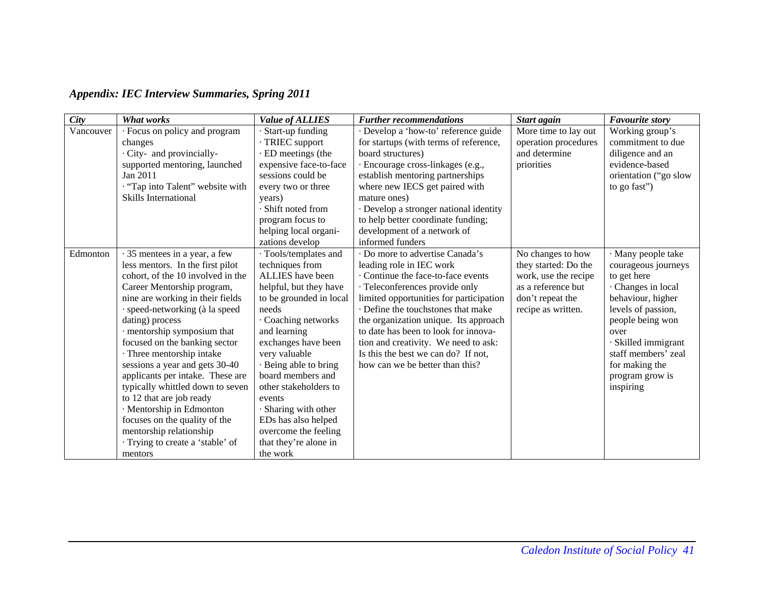## *Appendix: IEC Interview Summaries, Spring 2011*

| *City* | *What works* | *Value of ALLIES* | *Further recommendations* | *Start again* | *Favourite story* |
|---|---|---|---|---|---|
| Vancouver | · Focus on policy and program changes<br>· City- and provincially-supported mentoring, launched Jan 2011<br>· "Tap into Talent" website with Skills International | · Start-up funding<br>· TRIEC support<br>· ED meetings (the expensive face-to-face sessions could be every two or three years)<br>· Shift noted from program focus to helping local organizations develop | · Develop a 'how-to' reference guide for startups (with terms of reference, board structures)<br>· Encourage cross-linkages (e.g., establish mentoring partnerships where new IECS get paired with mature ones)<br>· Develop a stronger national identity to help better coordinate funding; development of a network of informed funders | More time to lay out operation procedures and determine priorities | Working group's commitment to due diligence and an evidence-based orientation ("go slow to go fast") |
| Edmonton | · 35 mentees in a year, a few less mentors. In the first pilot cohort, of the 10 involved in the Career Mentorship program, nine are working in their fields<br>· speed-networking (à la speed dating) process<br>· mentorship symposium that focused on the banking sector<br>· Three mentorship intake sessions a year and gets 30-40 applicants per intake. These are typically whittled down to seven to 12 that are job ready<br>· Mentorship in Edmonton focuses on the quality of the mentorship relationship<br>· Trying to create a 'stable' of mentors | · Tools/templates and techniques from ALLIES have been helpful, but they have to be grounded in local needs<br>· Coaching networks and learning exchanges have been very valuable<br>· Being able to bring board members and other stakeholders to events<br>· Sharing with other EDs has also helped overcome the feeling that they're alone in the work | · Do more to advertise Canada's leading role in IEC work<br>· Continue the face-to-face events<br>· Teleconferences provide only limited opportunities for participation<br>· Define the touchstones that make the organization unique. Its approach to date has been to look for innovation and creativity. We need to ask: Is this the best we can do? If not, how can we be better than this? | No changes to how they started: Do the work, use the recipe as a reference but don't repeat the recipe as written. | · Many people take courageous journeys to get here<br>· Changes in local behaviour, higher levels of passion, people being won over<br>· Skilled immigrant staff members' zeal for making the program grow is inspiring |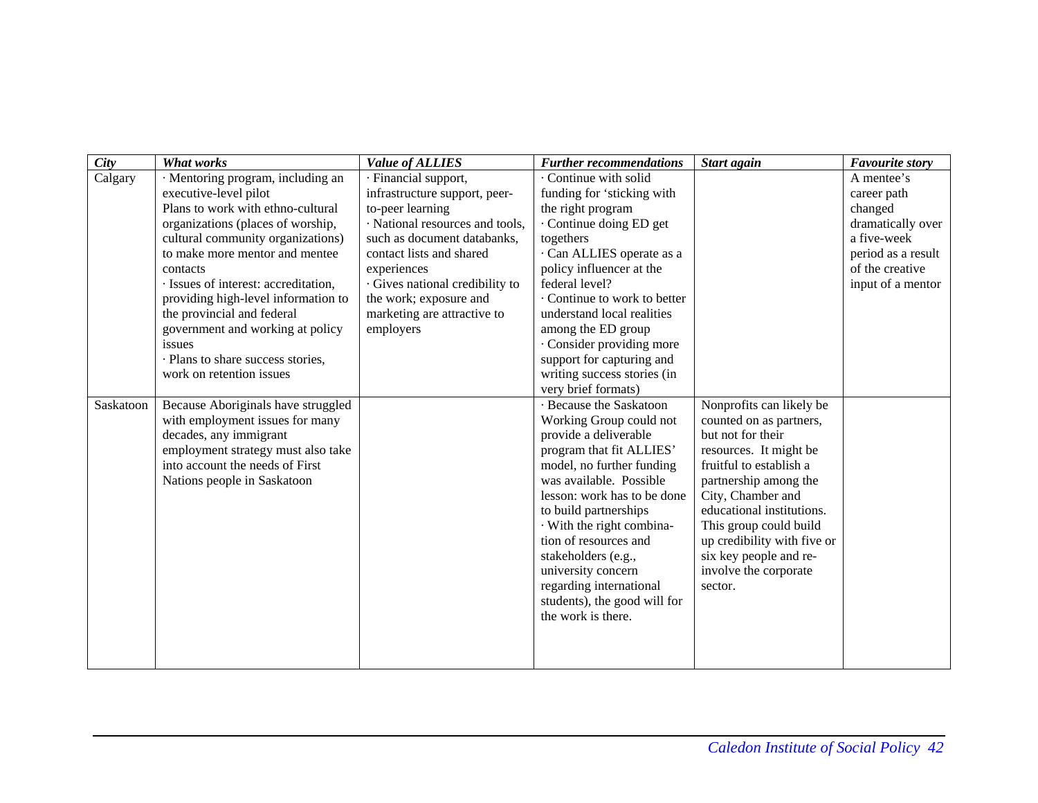| *City* | *What works* | *Value of ALLIES* | *Further recommendations* | *Start again* | *Favourite story* |
|---|---|---|---|---|---|
| Calgary | · Mentoring program, including an executive-level pilot<br>Plans to work with ethno-cultural organizations (places of worship, cultural community organizations) to make more mentor and mentee contacts<br>· Issues of interest: accreditation, providing high-level information to the provincial and federal government and working at policy issues<br>· Plans to share success stories, work on retention issues | · Financial support, infrastructure support, peer-to-peer learning<br>· National resources and tools, such as document databanks, contact lists and shared experiences<br>· Gives national credibility to the work; exposure and marketing are attractive to employers | · Continue with solid funding for 'sticking with the right program<br>· Continue doing ED get togethers<br>· Can ALLIES operate as a policy influencer at the federal level?<br>· Continue to work to better understand local realities among the ED group<br>· Consider providing more support for capturing and writing success stories (in very brief formats) | | A mentee's career path changed dramatically over a five-week period as a result of the creative input of a mentor |
| Saskatoon | Because Aboriginals have struggled with employment issues for many decades, any immigrant employment strategy must also take into account the needs of First Nations people in Saskatoon | | · Because the Saskatoon Working Group could not provide a deliverable program that fit ALLIES' model, no further funding was available. Possible lesson: work has to be done to build partnerships<br>· With the right combination of resources and stakeholders (e.g., university concern regarding international students), the good will for the work is there. | Nonprofits can likely be counted on as partners, but not for their resources. It might be fruitful to establish a partnership among the City, Chamber and educational institutions. This group could build up credibility with five or six key people and re-involve the corporate sector. | |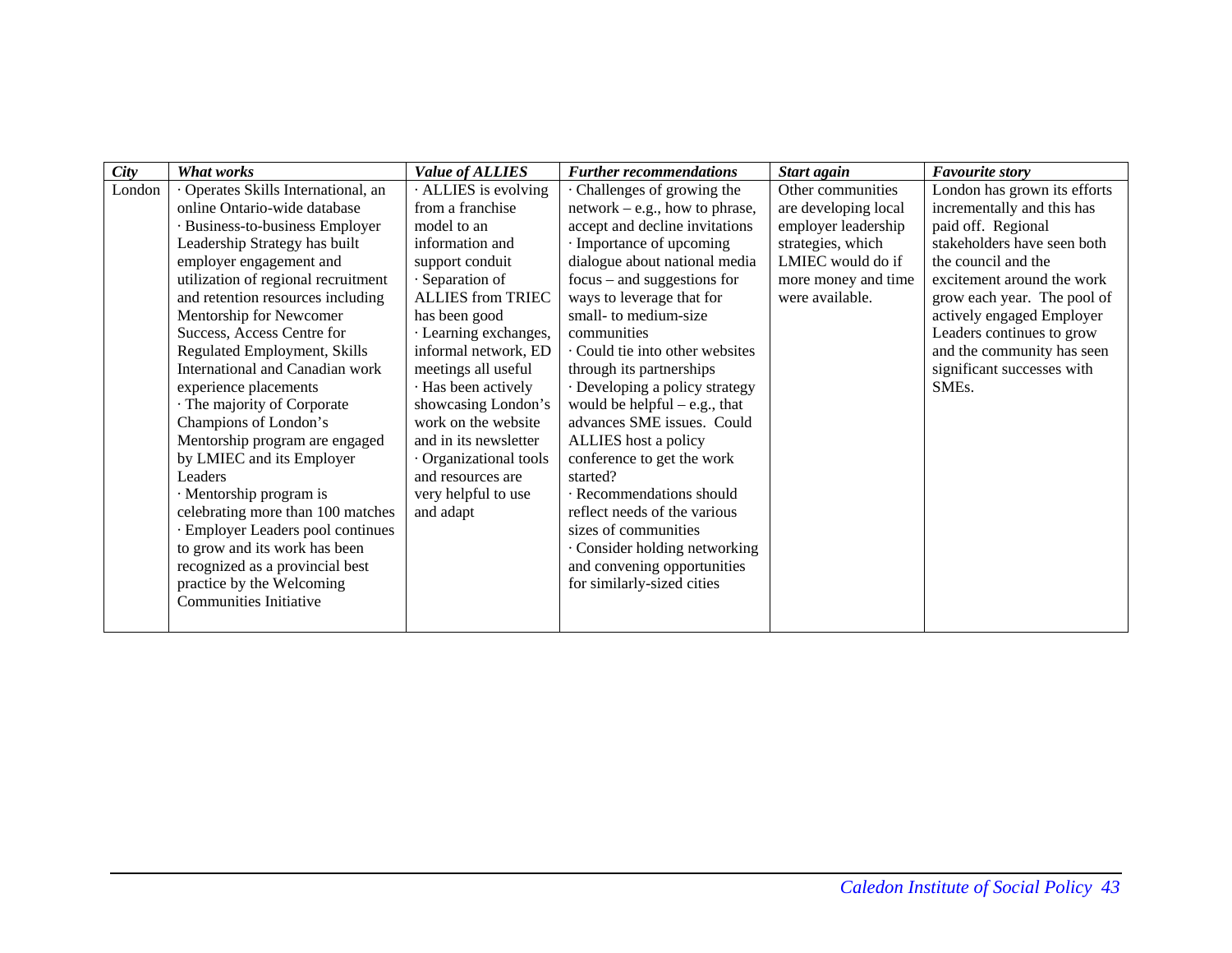| *City* | *What works* | *Value of ALLIES* | *Further recommendations* | *Start again* | *Favourite story* |
|---|---|---|---|---|---|
| London | · Operates Skills International, an online Ontario-wide database<br>· Business-to-business Employer Leadership Strategy has built employer engagement and utilization of regional recruitment and retention resources including Mentorship for Newcomer Success, Access Centre for Regulated Employment, Skills International and Canadian work experience placements<br>· The majority of Corporate Champions of London's Mentorship program are engaged by LMIEC and its Employer Leaders<br>· Mentorship program is celebrating more than 100 matches<br>· Employer Leaders pool continues to grow and its work has been recognized as a provincial best practice by the Welcoming Communities Initiative | · ALLIES is evolving from a franchise model to an information and support conduit<br>· Separation of ALLIES from TRIEC has been good<br>· Learning exchanges, informal network, ED meetings all useful<br>· Has been actively showcasing London's work on the website and in its newsletter<br>· Organizational tools and resources are very helpful to use and adapt | · Challenges of growing the network – e.g., how to phrase, accept and decline invitations<br>· Importance of upcoming dialogue about national media focus – and suggestions for ways to leverage that for small- to medium-size communities<br>· Could tie into other websites through its partnerships<br>· Developing a policy strategy would be helpful – e.g., that advances SME issues. Could ALLIES host a policy conference to get the work started?<br>· Recommendations should reflect needs of the various sizes of communities<br>· Consider holding networking and convening opportunities for similarly-sized cities | Other communities are developing local employer leadership strategies, which LMIEC would do if more money and time were available. | London has grown its efforts incrementally and this has paid off. Regional stakeholders have seen both the council and the excitement around the work grow each year. The pool of actively engaged Employer Leaders continues to grow and the community has seen significant successes with SMEs. |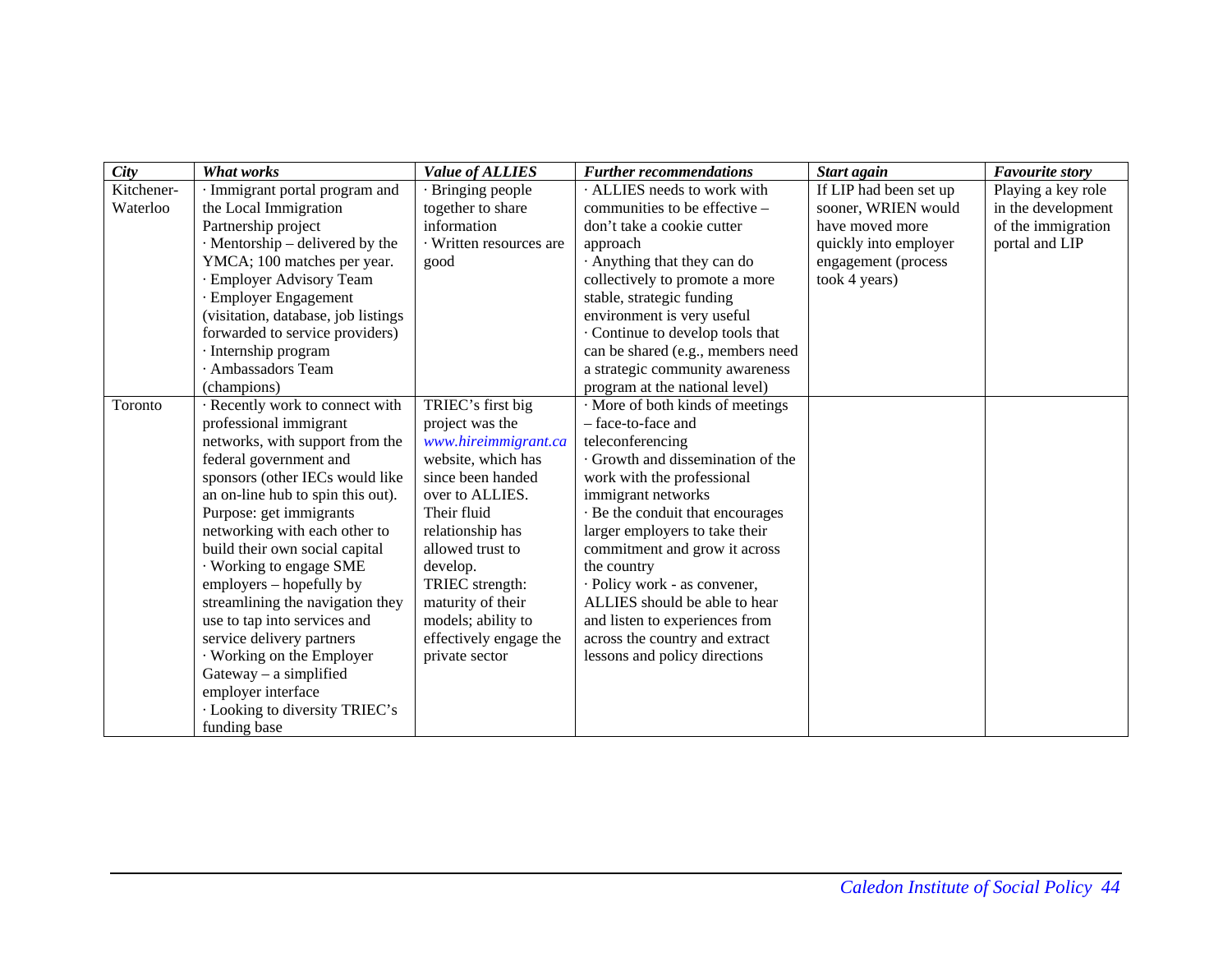| *City* | *What works* | *Value of ALLIES* | *Further recommendations* | *Start again* | *Favourite story* |
|---|---|---|---|---|---|
| Kitchener-Waterloo | · Immigrant portal program and the Local Immigration Partnership project<br>· Mentorship – delivered by the YMCA; 100 matches per year.<br>· Employer Advisory Team<br>· Employer Engagement (visitation, database, job listings forwarded to service providers)<br>· Internship program<br>· Ambassadors Team (champions) | · Bringing people together to share information<br>· Written resources are good | · ALLIES needs to work with communities to be effective – don't take a cookie cutter approach<br>· Anything that they can do collectively to promote a more stable, strategic funding environment is very useful<br>· Continue to develop tools that can be shared (e.g., members need a strategic community awareness program at the national level) | If LIP had been set up sooner, WRIEN would have moved more quickly into employer engagement (process took 4 years) | Playing a key role in the development of the immigration portal and LIP |
| Toronto | · Recently work to connect with professional immigrant networks, with support from the federal government and sponsors (other IECs would like an on-line hub to spin this out). Purpose: get immigrants networking with each other to build their own social capital<br>· Working to engage SME employers – hopefully by streamlining the navigation they use to tap into services and service delivery partners<br>· Working on the Employer Gateway – a simplified employer interface<br>· Looking to diversity TRIEC's funding base | TRIEC's first big project was the *www.hireimmigrant.ca* website, which has since been handed over to ALLIES. Their fluid relationship has allowed trust to develop. TRIEC strength: maturity of their models; ability to effectively engage the private sector | · More of both kinds of meetings – face-to-face and teleconferencing<br>· Growth and dissemination of the work with the professional immigrant networks<br>· Be the conduit that encourages larger employers to take their commitment and grow it across the country<br>· Policy work - as convener, ALLIES should be able to hear and listen to experiences from across the country and extract lessons and policy directions | | |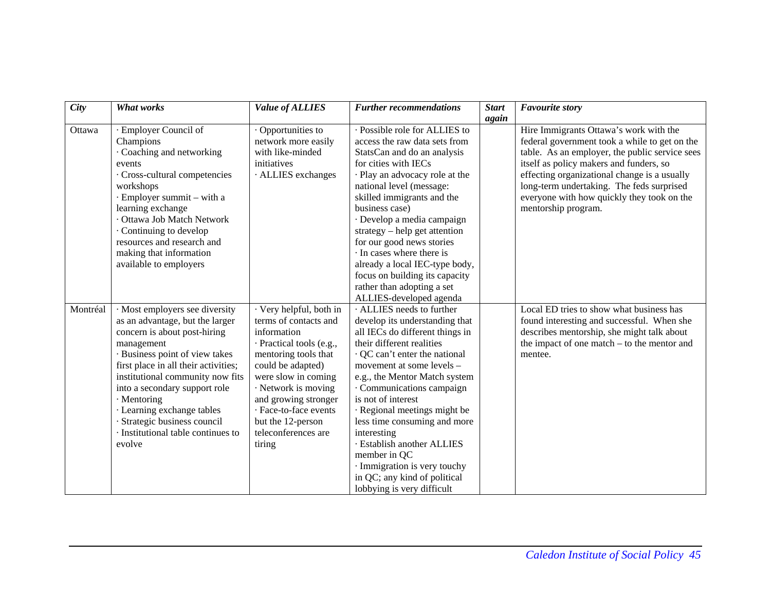| *City* | *What works* | *Value of ALLIES* | *Further recommendations* | *Start again* | *Favourite story* |
|---|---|---|---|---|---|
| Ottawa | · Employer Council of Champions<br>· Coaching and networking events<br>· Cross-cultural competencies workshops<br>· Employer summit – with a learning exchange<br>· Ottawa Job Match Network<br>· Continuing to develop resources and research and making that information available to employers | · Opportunities to network more easily with like-minded initiatives<br>· ALLIES exchanges | · Possible role for ALLIES to access the raw data sets from StatsCan and do an analysis for cities with IECs<br>· Play an advocacy role at the national level (message: skilled immigrants and the business case)<br>· Develop a media campaign strategy – help get attention for our good news stories<br>· In cases where there is already a local IEC-type body, focus on building its capacity rather than adopting a set ALLIES-developed agenda | | Hire Immigrants Ottawa's work with the federal government took a while to get on the table. As an employer, the public service sees itself as policy makers and funders, so effecting organizational change is a usually long-term undertaking. The feds surprised everyone with how quickly they took on the mentorship program. |
| Montréal | · Most employers see diversity as an advantage, but the larger concern is about post-hiring management<br>· Business point of view takes first place in all their activities; institutional community now fits into a secondary support role<br>· Mentoring<br>· Learning exchange tables<br>· Strategic business council<br>· Institutional table continues to evolve | · Very helpful, both in terms of contacts and information<br>· Practical tools (e.g., mentoring tools that could be adapted) were slow in coming<br>· Network is moving and growing stronger<br>· Face-to-face events but the 12-person teleconferences are tiring | · ALLIES needs to further develop its understanding that all IECs do different things in their different realities<br>· QC can't enter the national movement at some levels – e.g., the Mentor Match system<br>· Communications campaign is not of interest<br>· Regional meetings might be less time consuming and more interesting<br>· Establish another ALLIES member in QC<br>· Immigration is very touchy in QC; any kind of political lobbying is very difficult | | Local ED tries to show what business has found interesting and successful. When she describes mentorship, she might talk about the impact of one match – to the mentor and mentee. |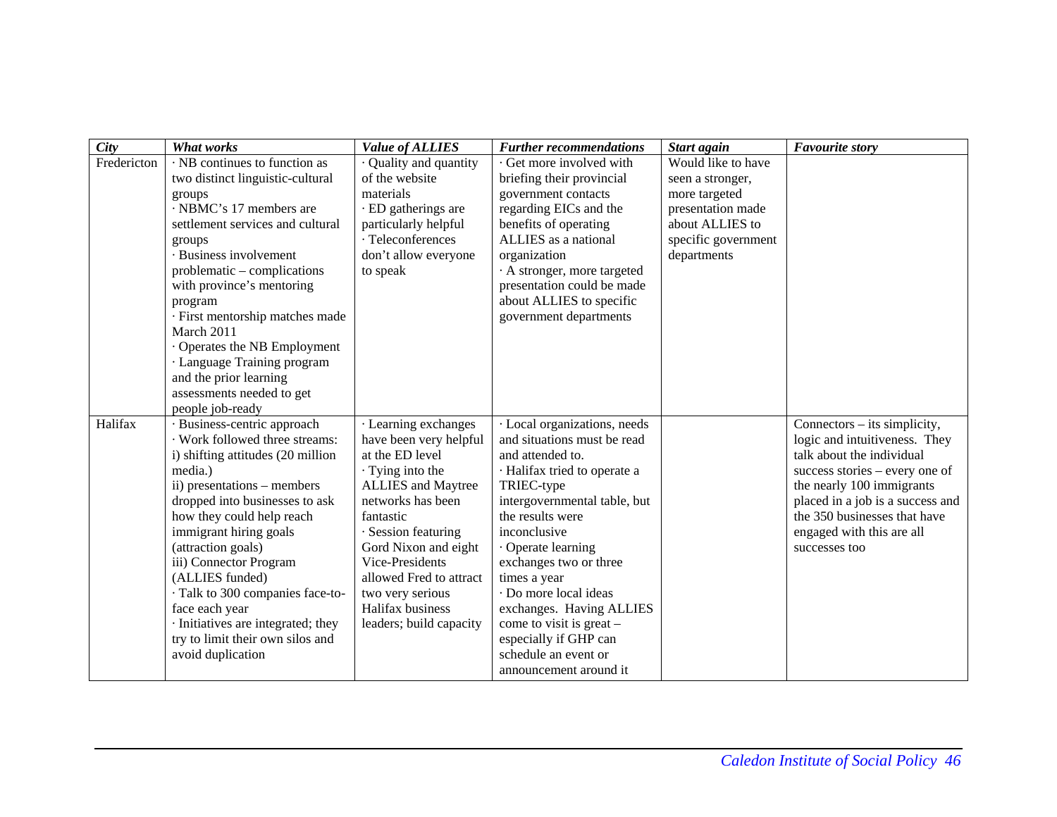| *City* | *What works* | *Value of ALLIES* | *Further recommendations* | *Start again* | *Favourite story* |
|---|---|---|---|---|---|
| Fredericton | · NB continues to function as two distinct linguistic-cultural groups<br>· NBMC's 17 members are settlement services and cultural groups<br>· Business involvement problematic – complications with province's mentoring program<br>· First mentorship matches made March 2011<br>· Operates the NB Employment<br>· Language Training program and the prior learning assessments needed to get people job-ready | · Quality and quantity of the website materials<br>· ED gatherings are particularly helpful<br>· Teleconferences don't allow everyone to speak | · Get more involved with briefing their provincial government contacts regarding EICs and the benefits of operating ALLIES as a national organization<br>· A stronger, more targeted presentation could be made about ALLIES to specific government departments | Would like to have seen a stronger, more targeted presentation made about ALLIES to specific government departments | |
| Halifax | · Business-centric approach<br>· Work followed three streams:<br>i) shifting attitudes (20 million media.)<br>ii) presentations – members dropped into businesses to ask how they could help reach immigrant hiring goals (attraction goals)<br>iii) Connector Program (ALLIES funded)<br>· Talk to 300 companies face-to-face each year<br>· Initiatives are integrated; they try to limit their own silos and avoid duplication | · Learning exchanges have been very helpful at the ED level<br>· Tying into the ALLIES and Maytree networks has been fantastic<br>· Session featuring Gord Nixon and eight Vice-Presidents allowed Fred to attract two very serious Halifax business leaders; build capacity | · Local organizations, needs and situations must be read and attended to.<br>· Halifax tried to operate a TRIEC-type intergovernmental table, but the results were inconclusive<br>· Operate learning exchanges two or three times a year<br>· Do more local ideas exchanges. Having ALLIES come to visit is great – especially if GHP can schedule an event or announcement around it | | Connectors – its simplicity, logic and intuitiveness. They talk about the individual success stories – every one of the nearly 100 immigrants placed in a job is a success and the 350 businesses that have engaged with this are all successes too |